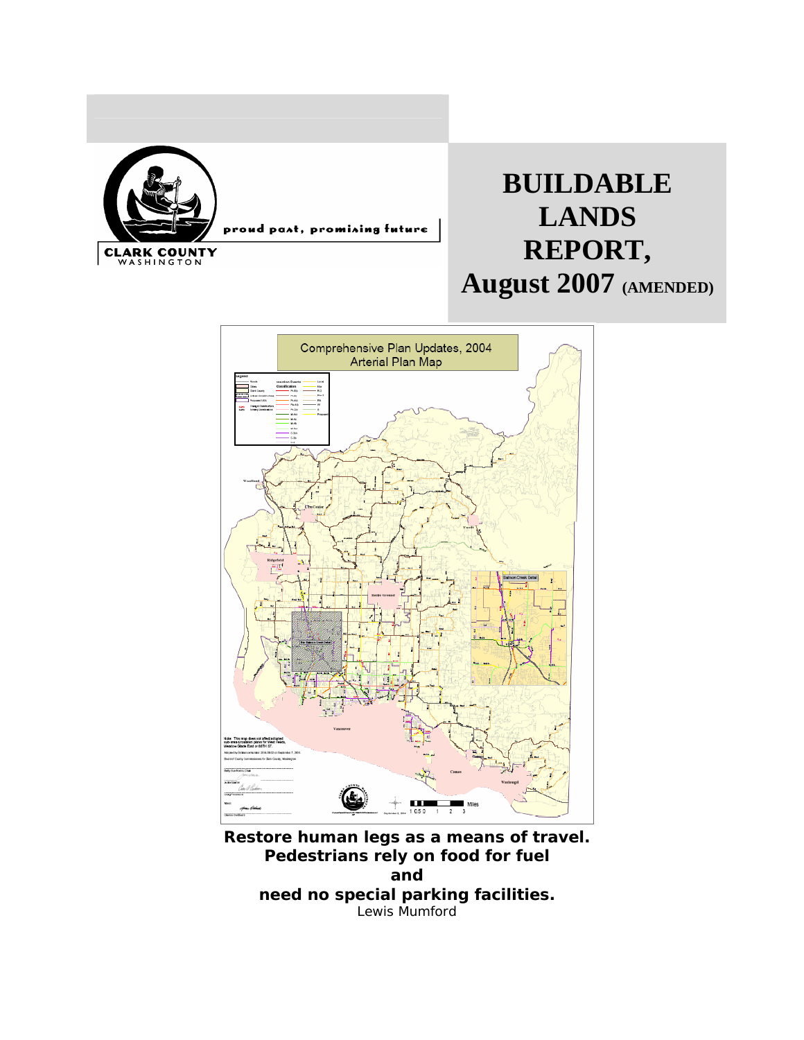proud past, promising future

CLARK COUNTY
WASHINGTON

# BUILDABLE LANDS REPORT, August 2007 (AMENDED)

Comprehensive Plan Updates, 2004
Arterial Plan Map

**Restore human legs as a means of travel.**
**Pedestrians rely on food for fuel**
**and**
**need no special parking facilities.**
Lewis Mumford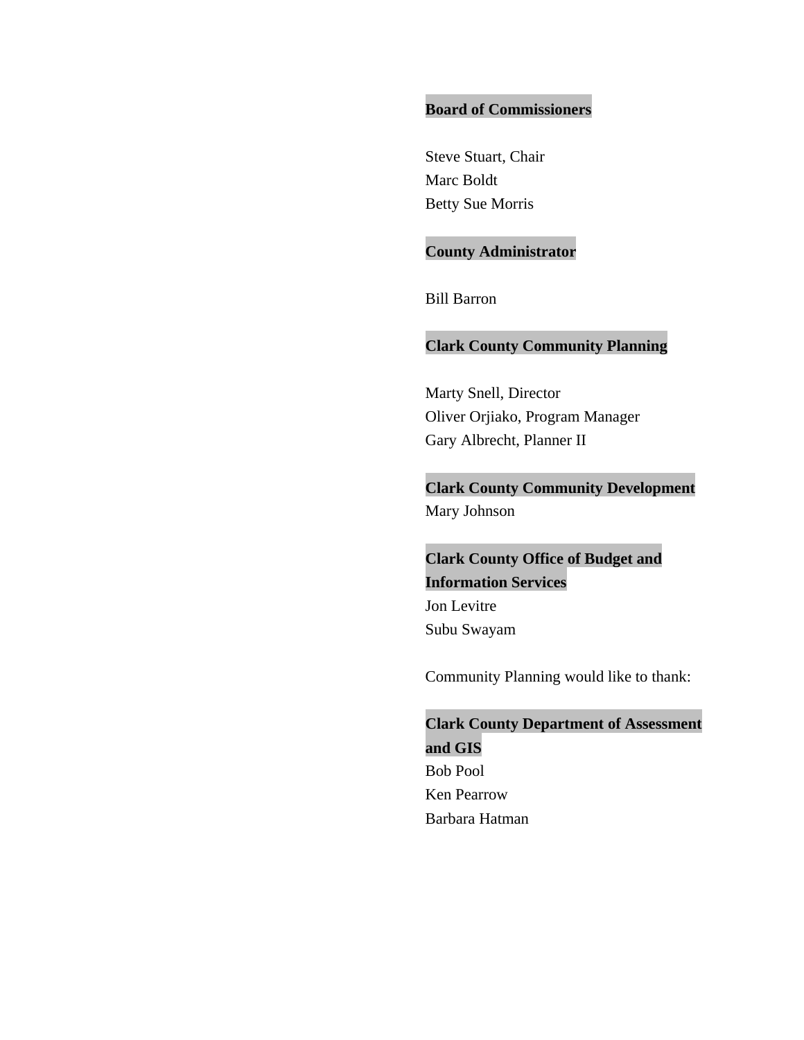**Board of Commissioners**

Steve Stuart, Chair
Marc Boldt
Betty Sue Morris

**County Administrator**

Bill Barron

**Clark County Community Planning**

Marty Snell, Director
Oliver Orjiako, Program Manager
Gary Albrecht, Planner II

**Clark County Community Development**
Mary Johnson

**Clark County Office of Budget and Information Services**
Jon Levitre
Subu Swayam

Community Planning would like to thank:

**Clark County Department of Assessment and GIS**
Bob Pool
Ken Pearrow
Barbara Hatman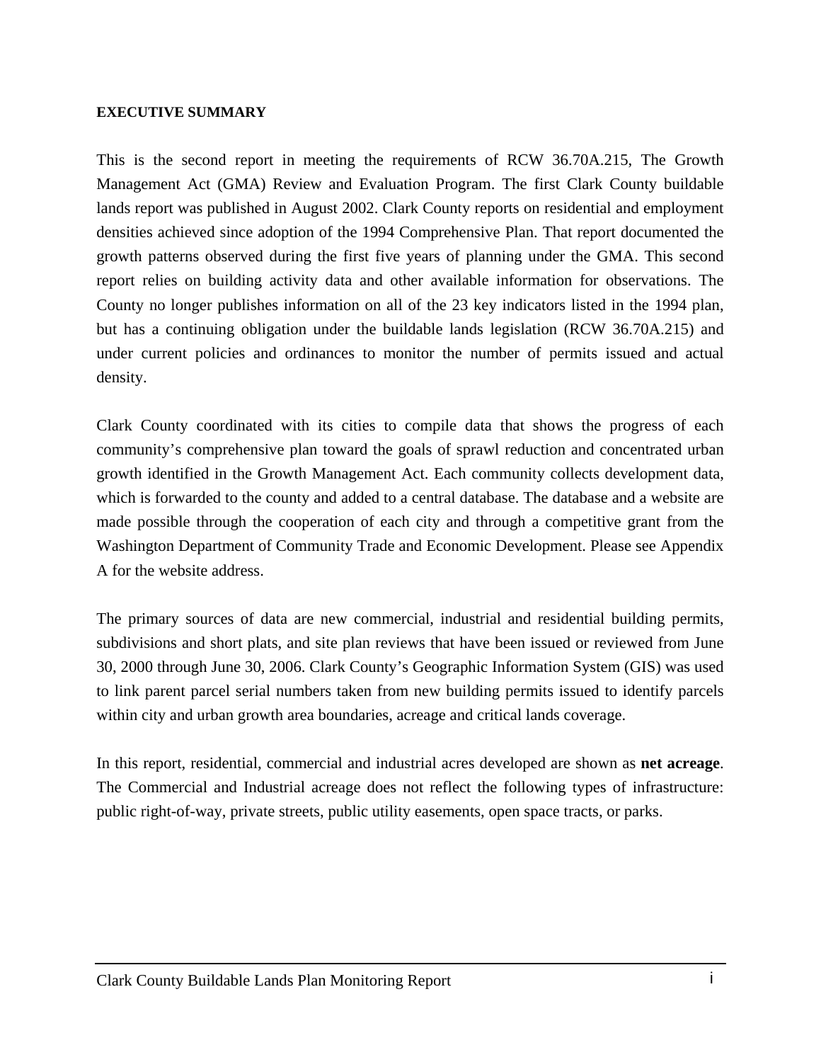## EXECUTIVE SUMMARY

This is the second report in meeting the requirements of RCW 36.70A.215, The Growth Management Act (GMA) Review and Evaluation Program. The first Clark County buildable lands report was published in August 2002. Clark County reports on residential and employment densities achieved since adoption of the 1994 Comprehensive Plan. That report documented the growth patterns observed during the first five years of planning under the GMA. This second report relies on building activity data and other available information for observations. The County no longer publishes information on all of the 23 key indicators listed in the 1994 plan, but has a continuing obligation under the buildable lands legislation (RCW 36.70A.215) and under current policies and ordinances to monitor the number of permits issued and actual density.

Clark County coordinated with its cities to compile data that shows the progress of each community's comprehensive plan toward the goals of sprawl reduction and concentrated urban growth identified in the Growth Management Act. Each community collects development data, which is forwarded to the county and added to a central database. The database and a website are made possible through the cooperation of each city and through a competitive grant from the Washington Department of Community Trade and Economic Development. Please see Appendix A for the website address.

The primary sources of data are new commercial, industrial and residential building permits, subdivisions and short plats, and site plan reviews that have been issued or reviewed from June 30, 2000 through June 30, 2006. Clark County's Geographic Information System (GIS) was used to link parent parcel serial numbers taken from new building permits issued to identify parcels within city and urban growth area boundaries, acreage and critical lands coverage.

In this report, residential, commercial and industrial acres developed are shown as **net acreage**. The Commercial and Industrial acreage does not reflect the following types of infrastructure: public right-of-way, private streets, public utility easements, open space tracts, or parks.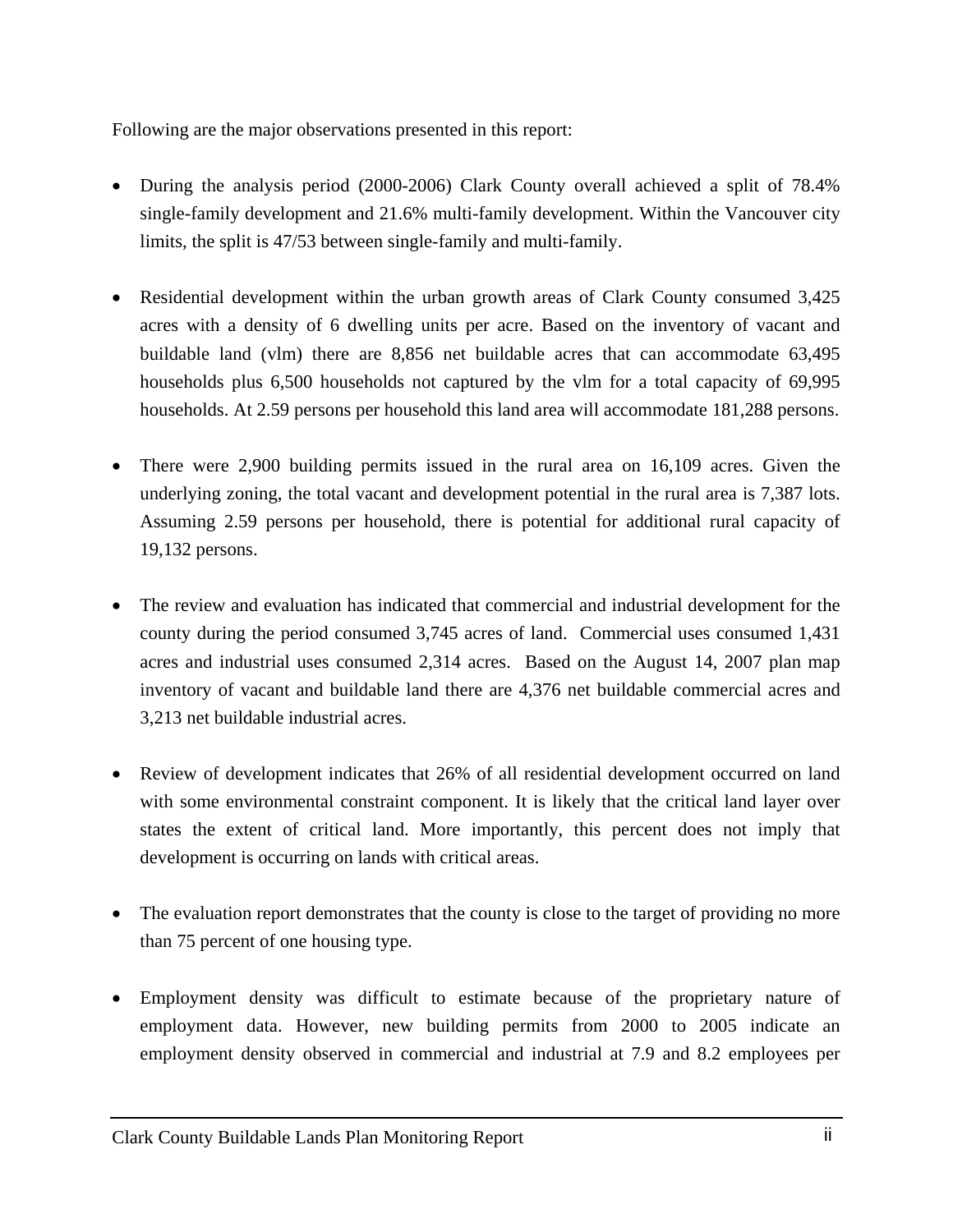Following are the major observations presented in this report:

- During the analysis period (2000-2006) Clark County overall achieved a split of 78.4% single-family development and 21.6% multi-family development. Within the Vancouver city limits, the split is 47/53 between single-family and multi-family.

- Residential development within the urban growth areas of Clark County consumed 3,425 acres with a density of 6 dwelling units per acre. Based on the inventory of vacant and buildable land (vlm) there are 8,856 net buildable acres that can accommodate 63,495 households plus 6,500 households not captured by the vlm for a total capacity of 69,995 households. At 2.59 persons per household this land area will accommodate 181,288 persons.

- There were 2,900 building permits issued in the rural area on 16,109 acres. Given the underlying zoning, the total vacant and development potential in the rural area is 7,387 lots. Assuming 2.59 persons per household, there is potential for additional rural capacity of 19,132 persons.

- The review and evaluation has indicated that commercial and industrial development for the county during the period consumed 3,745 acres of land. Commercial uses consumed 1,431 acres and industrial uses consumed 2,314 acres. Based on the August 14, 2007 plan map inventory of vacant and buildable land there are 4,376 net buildable commercial acres and 3,213 net buildable industrial acres.

- Review of development indicates that 26% of all residential development occurred on land with some environmental constraint component. It is likely that the critical land layer over states the extent of critical land. More importantly, this percent does not imply that development is occurring on lands with critical areas.

- The evaluation report demonstrates that the county is close to the target of providing no more than 75 percent of one housing type.

- Employment density was difficult to estimate because of the proprietary nature of employment data. However, new building permits from 2000 to 2005 indicate an employment density observed in commercial and industrial at 7.9 and 8.2 employees per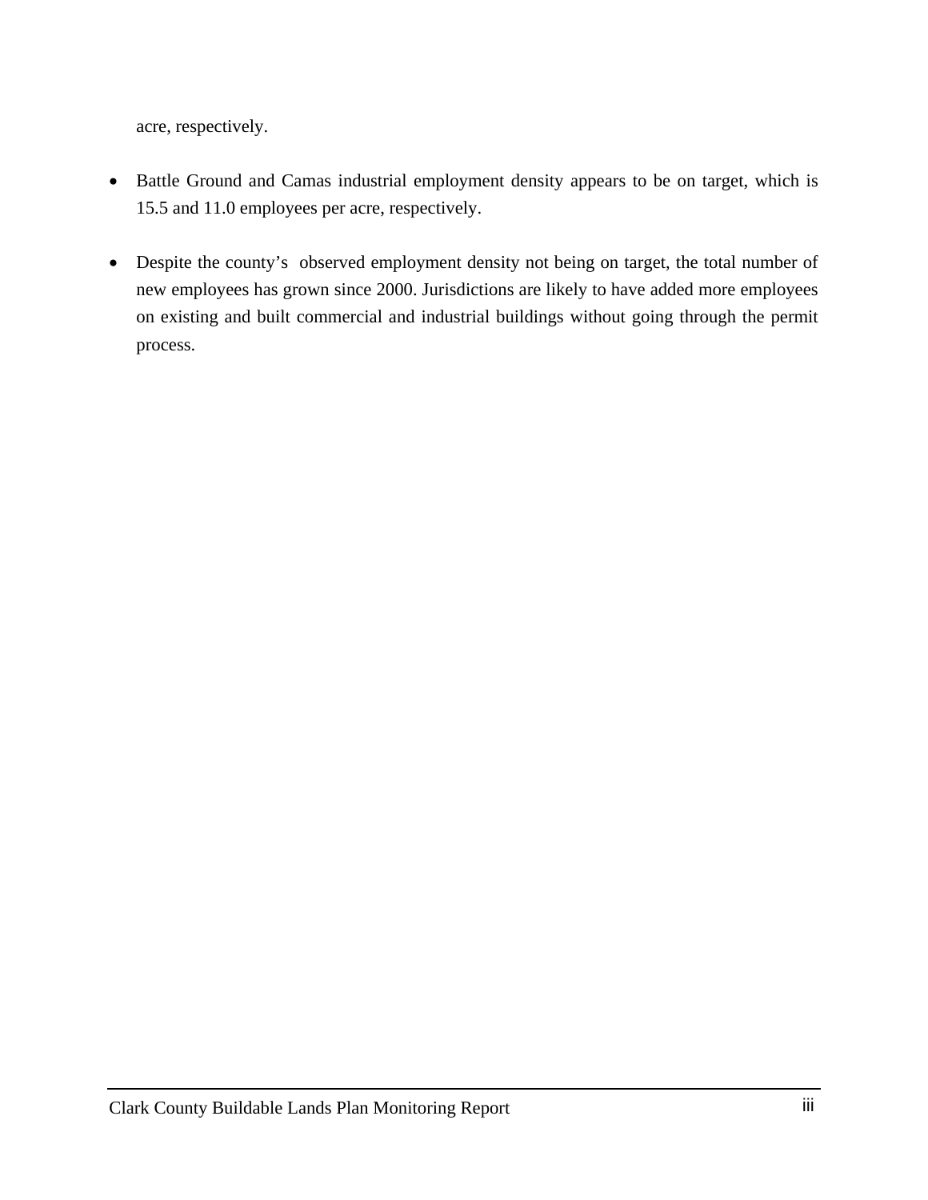acre, respectively.

- Battle Ground and Camas industrial employment density appears to be on target, which is 15.5 and 11.0 employees per acre, respectively.

- Despite the county's observed employment density not being on target, the total number of new employees has grown since 2000. Jurisdictions are likely to have added more employees on existing and built commercial and industrial buildings without going through the permit process.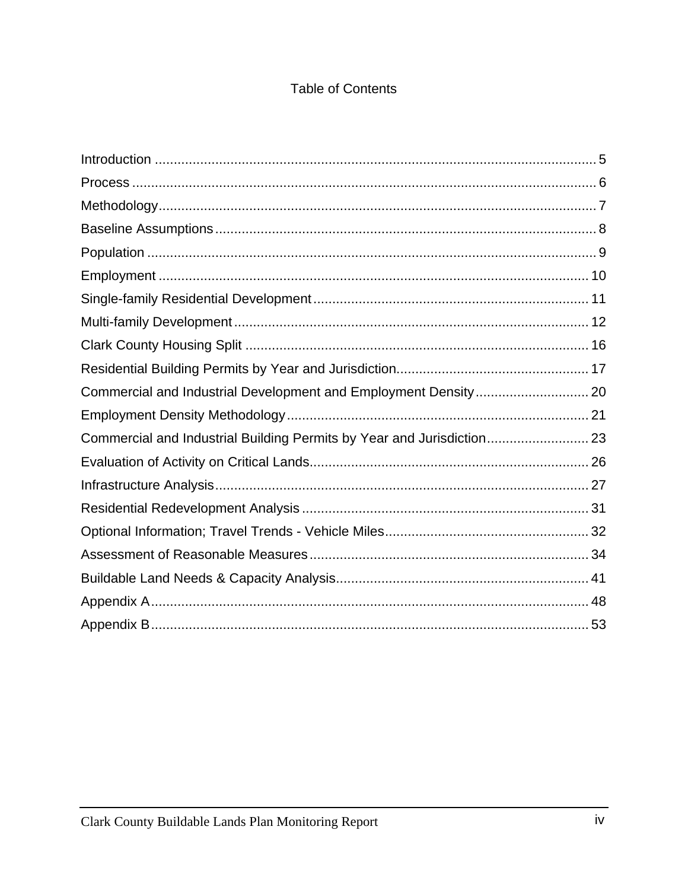# Table of Contents

Introduction ..................................................................................................................... 5
Process ........................................................................................................................... 6
Methodology.................................................................................................................... 7
Baseline Assumptions ..................................................................................................... 8
Population ....................................................................................................................... 9
Employment ................................................................................................................... 10
Single-family Residential Development ......................................................................... 11
Multi-family Development .............................................................................................. 12
Clark County Housing Split ............................................................................................ 16
Residential Building Permits by Year and Jurisdiction.................................................... 17
Commercial and Industrial Development and Employment Density.............................. 20
Employment Density Methodology................................................................................ 21
Commercial and Industrial Building Permits by Year and Jurisdiction........................... 23
Evaluation of Activity on Critical Lands.......................................................................... 26
Infrastructure Analysis.................................................................................................... 27
Residential Redevelopment Analysis ............................................................................ 31
Optional Information; Travel Trends - Vehicle Miles...................................................... 32
Assessment of Reasonable Measures .......................................................................... 34
Buildable Land Needs & Capacity Analysis................................................................... 41
Appendix A..................................................................................................................... 48
Appendix B..................................................................................................................... 53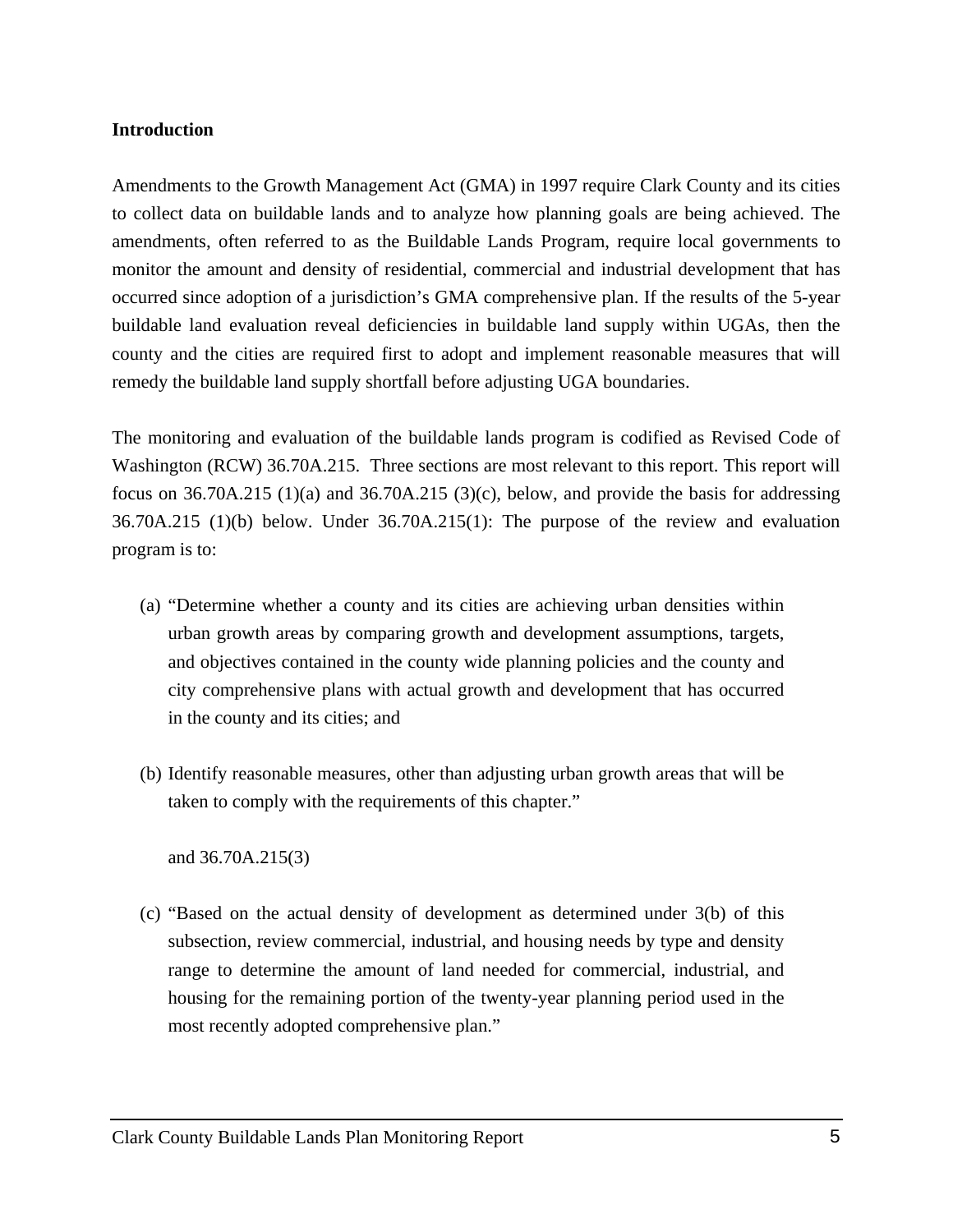**Introduction**

Amendments to the Growth Management Act (GMA) in 1997 require Clark County and its cities to collect data on buildable lands and to analyze how planning goals are being achieved. The amendments, often referred to as the Buildable Lands Program, require local governments to monitor the amount and density of residential, commercial and industrial development that has occurred since adoption of a jurisdiction's GMA comprehensive plan. If the results of the 5-year buildable land evaluation reveal deficiencies in buildable land supply within UGAs, then the county and the cities are required first to adopt and implement reasonable measures that will remedy the buildable land supply shortfall before adjusting UGA boundaries.

The monitoring and evaluation of the buildable lands program is codified as Revised Code of Washington (RCW) 36.70A.215. Three sections are most relevant to this report. This report will focus on 36.70A.215 (1)(a) and 36.70A.215 (3)(c), below, and provide the basis for addressing 36.70A.215 (1)(b) below. Under 36.70A.215(1): The purpose of the review and evaluation program is to:

(a) "Determine whether a county and its cities are achieving urban densities within urban growth areas by comparing growth and development assumptions, targets, and objectives contained in the county wide planning policies and the county and city comprehensive plans with actual growth and development that has occurred in the county and its cities; and

(b) Identify reasonable measures, other than adjusting urban growth areas that will be taken to comply with the requirements of this chapter."

and 36.70A.215(3)

(c) "Based on the actual density of development as determined under 3(b) of this subsection, review commercial, industrial, and housing needs by type and density range to determine the amount of land needed for commercial, industrial, and housing for the remaining portion of the twenty-year planning period used in the most recently adopted comprehensive plan."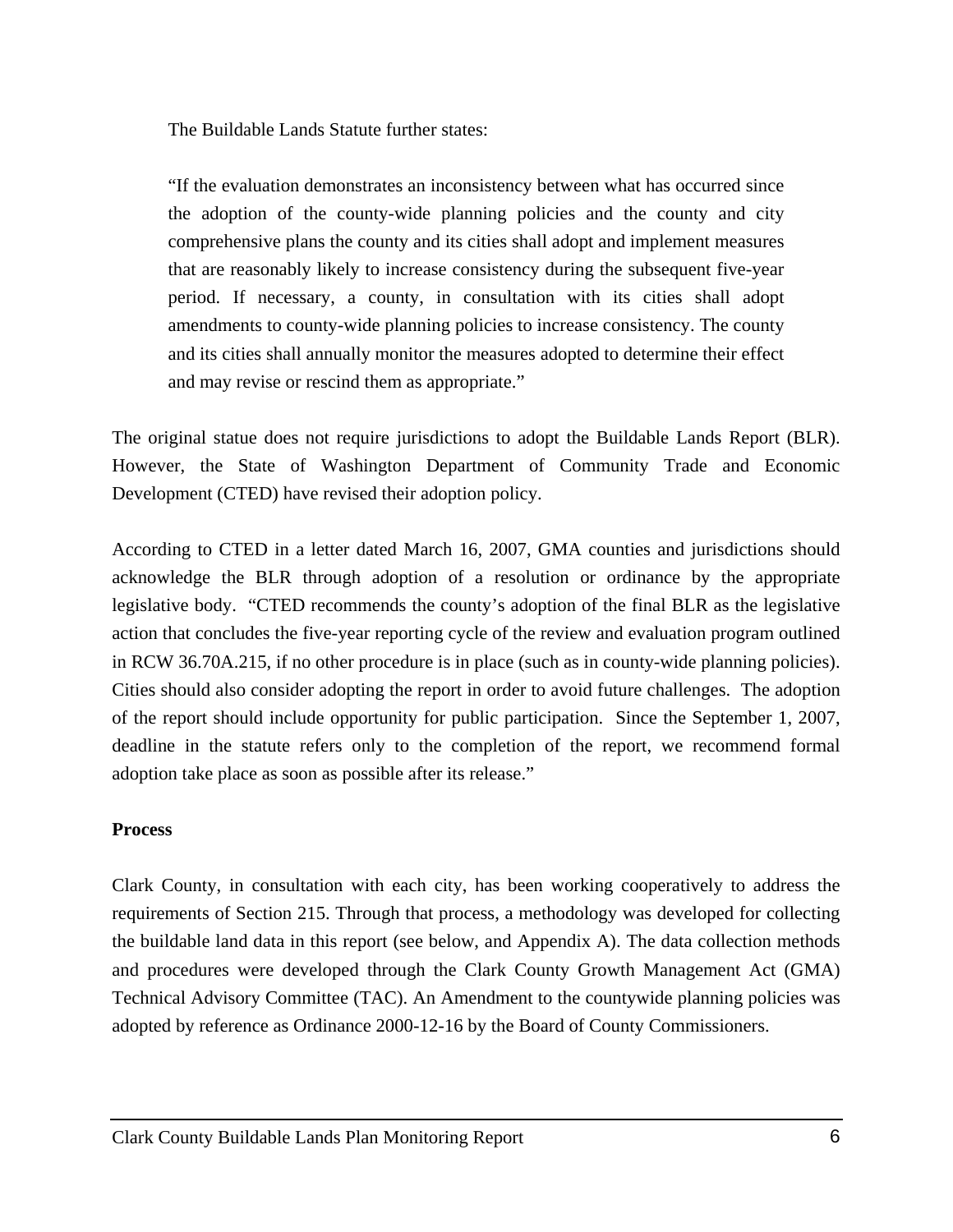The Buildable Lands Statute further states:

> "If the evaluation demonstrates an inconsistency between what has occurred since the adoption of the county-wide planning policies and the county and city comprehensive plans the county and its cities shall adopt and implement measures that are reasonably likely to increase consistency during the subsequent five-year period. If necessary, a county, in consultation with its cities shall adopt amendments to county-wide planning policies to increase consistency. The county and its cities shall annually monitor the measures adopted to determine their effect and may revise or rescind them as appropriate."

The original statue does not require jurisdictions to adopt the Buildable Lands Report (BLR). However, the State of Washington Department of Community Trade and Economic Development (CTED) have revised their adoption policy.

According to CTED in a letter dated March 16, 2007, GMA counties and jurisdictions should acknowledge the BLR through adoption of a resolution or ordinance by the appropriate legislative body. "CTED recommends the county's adoption of the final BLR as the legislative action that concludes the five-year reporting cycle of the review and evaluation program outlined in RCW 36.70A.215, if no other procedure is in place (such as in county-wide planning policies). Cities should also consider adopting the report in order to avoid future challenges. The adoption of the report should include opportunity for public participation. Since the September 1, 2007, deadline in the statute refers only to the completion of the report, we recommend formal adoption take place as soon as possible after its release."

**Process**

Clark County, in consultation with each city, has been working cooperatively to address the requirements of Section 215. Through that process, a methodology was developed for collecting the buildable land data in this report (see below, and Appendix A). The data collection methods and procedures were developed through the Clark County Growth Management Act (GMA) Technical Advisory Committee (TAC). An Amendment to the countywide planning policies was adopted by reference as Ordinance 2000-12-16 by the Board of County Commissioners.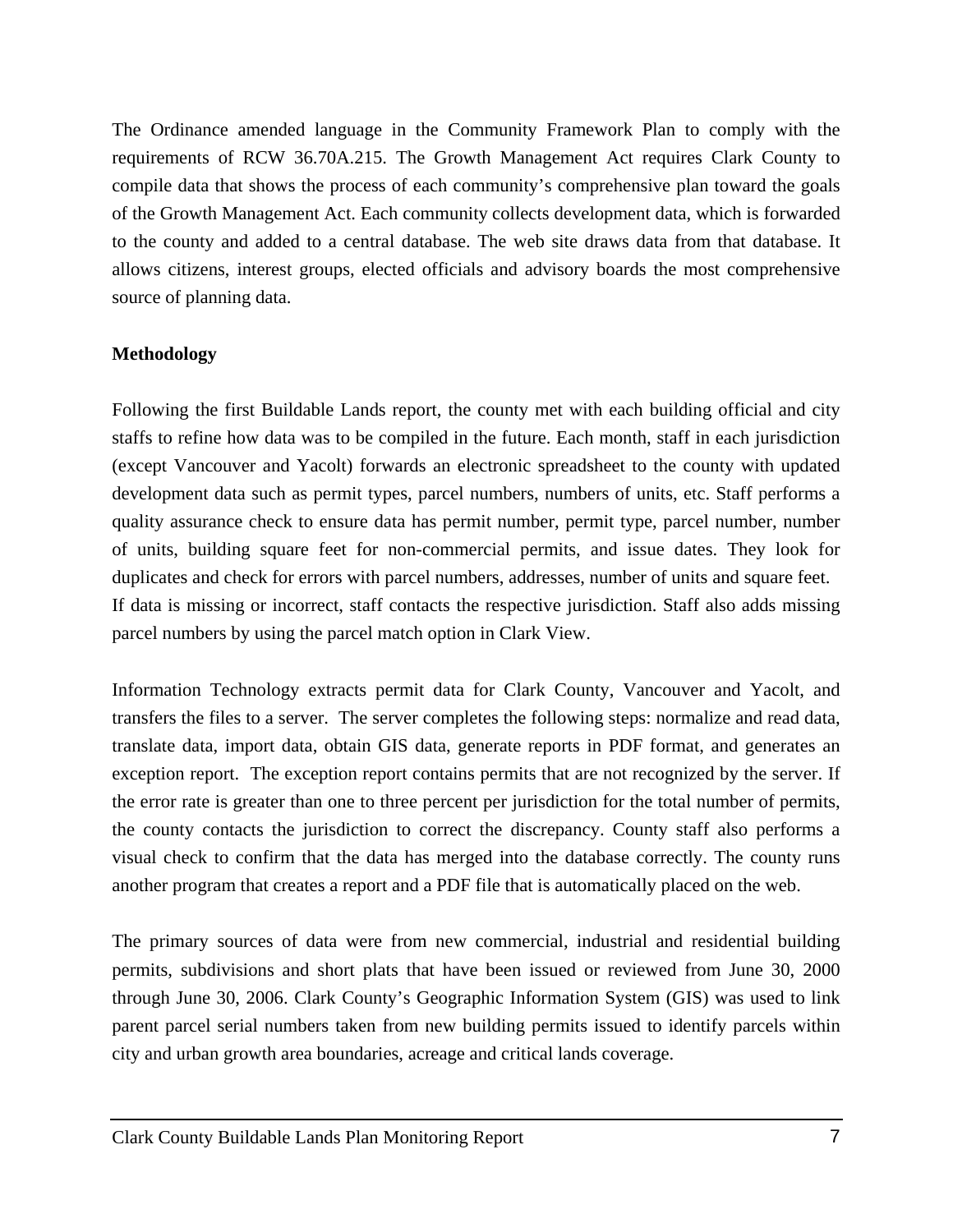The Ordinance amended language in the Community Framework Plan to comply with the requirements of RCW 36.70A.215. The Growth Management Act requires Clark County to compile data that shows the process of each community's comprehensive plan toward the goals of the Growth Management Act. Each community collects development data, which is forwarded to the county and added to a central database. The web site draws data from that database. It allows citizens, interest groups, elected officials and advisory boards the most comprehensive source of planning data.

**Methodology**

Following the first Buildable Lands report, the county met with each building official and city staffs to refine how data was to be compiled in the future. Each month, staff in each jurisdiction (except Vancouver and Yacolt) forwards an electronic spreadsheet to the county with updated development data such as permit types, parcel numbers, numbers of units, etc. Staff performs a quality assurance check to ensure data has permit number, permit type, parcel number, number of units, building square feet for non-commercial permits, and issue dates. They look for duplicates and check for errors with parcel numbers, addresses, number of units and square feet. If data is missing or incorrect, staff contacts the respective jurisdiction. Staff also adds missing parcel numbers by using the parcel match option in Clark View.

Information Technology extracts permit data for Clark County, Vancouver and Yacolt, and transfers the files to a server. The server completes the following steps: normalize and read data, translate data, import data, obtain GIS data, generate reports in PDF format, and generates an exception report. The exception report contains permits that are not recognized by the server. If the error rate is greater than one to three percent per jurisdiction for the total number of permits, the county contacts the jurisdiction to correct the discrepancy. County staff also performs a visual check to confirm that the data has merged into the database correctly. The county runs another program that creates a report and a PDF file that is automatically placed on the web.

The primary sources of data were from new commercial, industrial and residential building permits, subdivisions and short plats that have been issued or reviewed from June 30, 2000 through June 30, 2006. Clark County's Geographic Information System (GIS) was used to link parent parcel serial numbers taken from new building permits issued to identify parcels within city and urban growth area boundaries, acreage and critical lands coverage.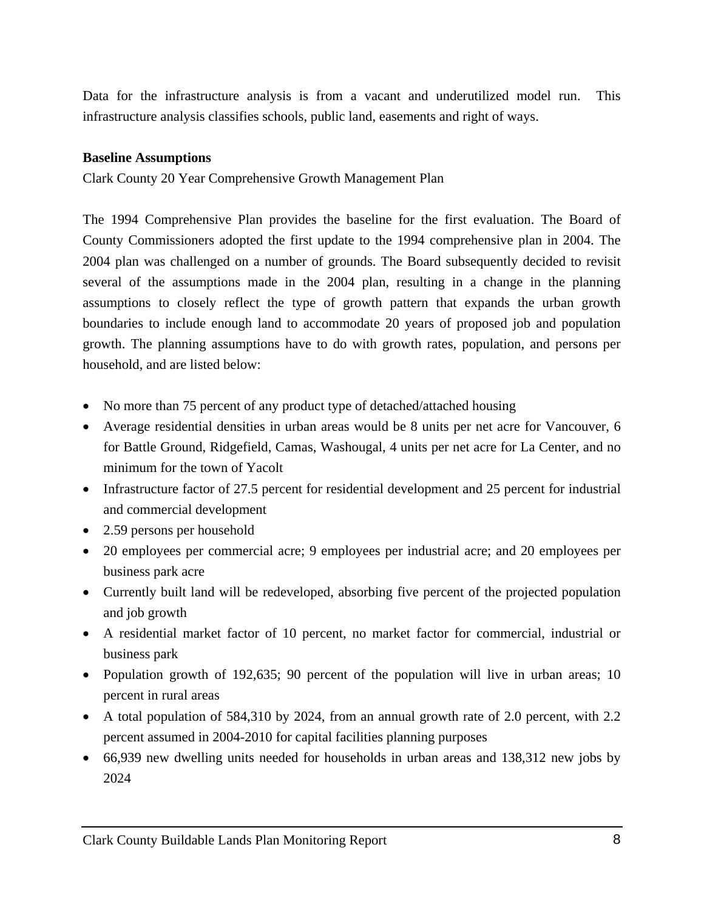Data for the infrastructure analysis is from a vacant and underutilized model run. This infrastructure analysis classifies schools, public land, easements and right of ways.

**Baseline Assumptions**

Clark County 20 Year Comprehensive Growth Management Plan

The 1994 Comprehensive Plan provides the baseline for the first evaluation. The Board of County Commissioners adopted the first update to the 1994 comprehensive plan in 2004. The 2004 plan was challenged on a number of grounds. The Board subsequently decided to revisit several of the assumptions made in the 2004 plan, resulting in a change in the planning assumptions to closely reflect the type of growth pattern that expands the urban growth boundaries to include enough land to accommodate 20 years of proposed job and population growth. The planning assumptions have to do with growth rates, population, and persons per household, and are listed below:

- No more than 75 percent of any product type of detached/attached housing
- Average residential densities in urban areas would be 8 units per net acre for Vancouver, 6 for Battle Ground, Ridgefield, Camas, Washougal, 4 units per net acre for La Center, and no minimum for the town of Yacolt
- Infrastructure factor of 27.5 percent for residential development and 25 percent for industrial and commercial development
- 2.59 persons per household
- 20 employees per commercial acre; 9 employees per industrial acre; and 20 employees per business park acre
- Currently built land will be redeveloped, absorbing five percent of the projected population and job growth
- A residential market factor of 10 percent, no market factor for commercial, industrial or business park
- Population growth of 192,635; 90 percent of the population will live in urban areas; 10 percent in rural areas
- A total population of 584,310 by 2024, from an annual growth rate of 2.0 percent, with 2.2 percent assumed in 2004-2010 for capital facilities planning purposes
- 66,939 new dwelling units needed for households in urban areas and 138,312 new jobs by 2024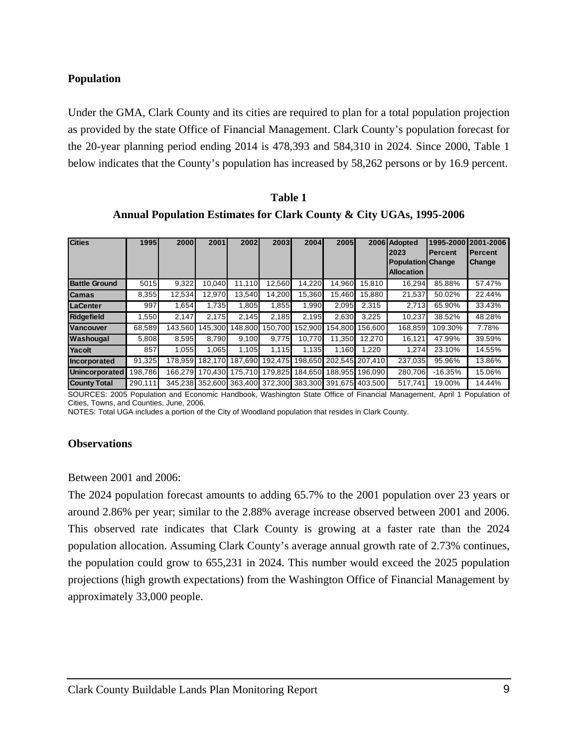## Population

Under the GMA, Clark County and its cities are required to plan for a total population projection as provided by the state Office of Financial Management. Clark County's population forecast for the 20-year planning period ending 2014 is 478,393 and 584,310 in 2024. Since 2000, Table 1 below indicates that the County's population has increased by 58,262 persons or by 16.9 percent.

**Table 1**

**Annual Population Estimates for Clark County & City UGAs, 1995-2006**

| Cities | 1995 | 2000 | 2001 | 2002 | 2003 | 2004 | 2005 | 2006 | Adopted 2023 Population Allocation | 1995-2000 Percent Change | 2001-2006 Percent Change |
|---|---|---|---|---|---|---|---|---|---|---|---|
| Battle Ground | 5015 | 9,322 | 10,040 | 11,110 | 12,560 | 14,220 | 14,960 | 15,810 | 16,294 | 85.88% | 57.47% |
| Camas | 8,355 | 12,534 | 12,970 | 13,540 | 14,200 | 15,360 | 15,460 | 15,880 | 21,537 | 50.02% | 22.44% |
| LaCenter | 997 | 1,654 | 1,735 | 1,805 | 1,855 | 1,990 | 2,095 | 2,315 | 2,713 | 65.90% | 33.43% |
| Ridgefield | 1,550 | 2,147 | 2,175 | 2,145 | 2,185 | 2,195 | 2,630 | 3,225 | 10,237 | 38.52% | 48.28% |
| Vancouver | 68,589 | 143,560 | 145,300 | 148,800 | 150,700 | 152,900 | 154,800 | 156,600 | 168,859 | 109.30% | 7.78% |
| Washougal | 5,808 | 8,595 | 8,790 | 9,100 | 9,775 | 10,770 | 11,350 | 12,270 | 16,121 | 47.99% | 39.59% |
| Yacolt | 857 | 1,055 | 1,065 | 1,105 | 1,115 | 1,135 | 1,160 | 1,220 | 1,274 | 23.10% | 14.55% |
| Incorporated | 91,325 | 178,959 | 182,170 | 187,690 | 192,475 | 198,650 | 202,545 | 207,410 | 237,035 | 95.96% | 13.86% |
| Unincorporated | 198,786 | 166,279 | 170,430 | 175,710 | 179,825 | 184,650 | 188,955 | 196,090 | 280,706 | -16.35% | 15.06% |
| County Total | 290,111 | 345,238 | 352,600 | 363,400 | 372,300 | 383,300 | 391,675 | 403,500 | 517,741 | 19.00% | 14.44% |

SOURCES: 2005 Population and Economic Handbook, Washington State Office of Financial Management, April 1 Population of Cities, Towns, and Counties, June, 2006.

NOTES: Total UGA includes a portion of the City of Woodland population that resides in Clark County.

## Observations

Between 2001 and 2006:

The 2024 population forecast amounts to adding 65.7% to the 2001 population over 23 years or around 2.86% per year; similar to the 2.88% average increase observed between 2001 and 2006. This observed rate indicates that Clark County is growing at a faster rate than the 2024 population allocation. Assuming Clark County's average annual growth rate of 2.73% continues, the population could grow to 655,231 in 2024. This number would exceed the 2025 population projections (high growth expectations) from the Washington Office of Financial Management by approximately 33,000 people.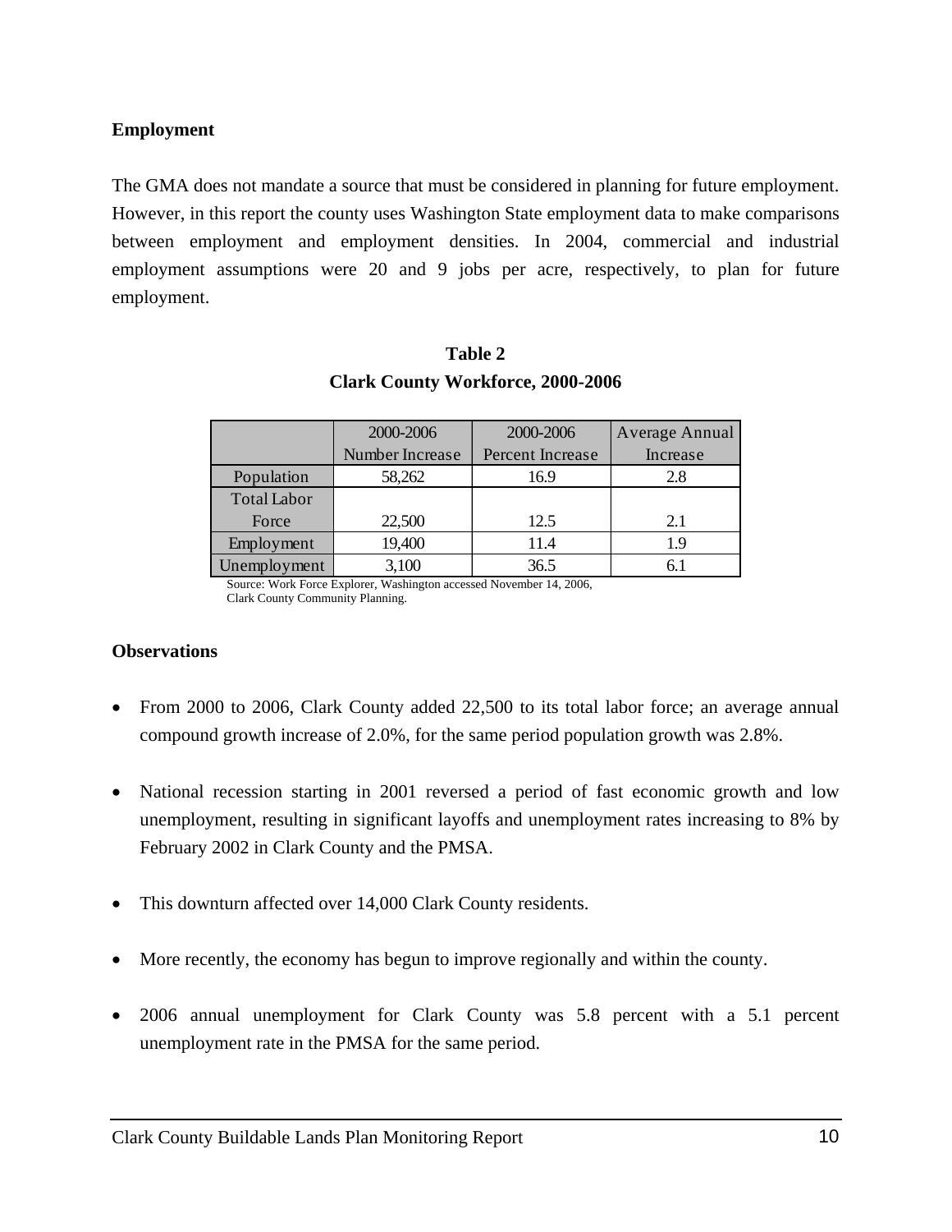**Employment**

The GMA does not mandate a source that must be considered in planning for future employment. However, in this report the county uses Washington State employment data to make comparisons between employment and employment densities. In 2004, commercial and industrial employment assumptions were 20 and 9 jobs per acre, respectively, to plan for future employment.

**Table 2**
**Clark County Workforce, 2000-2006**

| | 2000-2006 Number Increase | 2000-2006 Percent Increase | Average Annual Increase |
|---|---|---|---|
| Population | 58,262 | 16.9 | 2.8 |
| Total Labor Force | 22,500 | 12.5 | 2.1 |
| Employment | 19,400 | 11.4 | 1.9 |
| Unemployment | 3,100 | 36.5 | 6.1 |

Source: Work Force Explorer, Washington accessed November 14, 2006, Clark County Community Planning.

**Observations**

- From 2000 to 2006, Clark County added 22,500 to its total labor force; an average annual compound growth increase of 2.0%, for the same period population growth was 2.8%.
- National recession starting in 2001 reversed a period of fast economic growth and low unemployment, resulting in significant layoffs and unemployment rates increasing to 8% by February 2002 in Clark County and the PMSA.
- This downturn affected over 14,000 Clark County residents.
- More recently, the economy has begun to improve regionally and within the county.
- 2006 annual unemployment for Clark County was 5.8 percent with a 5.1 percent unemployment rate in the PMSA for the same period.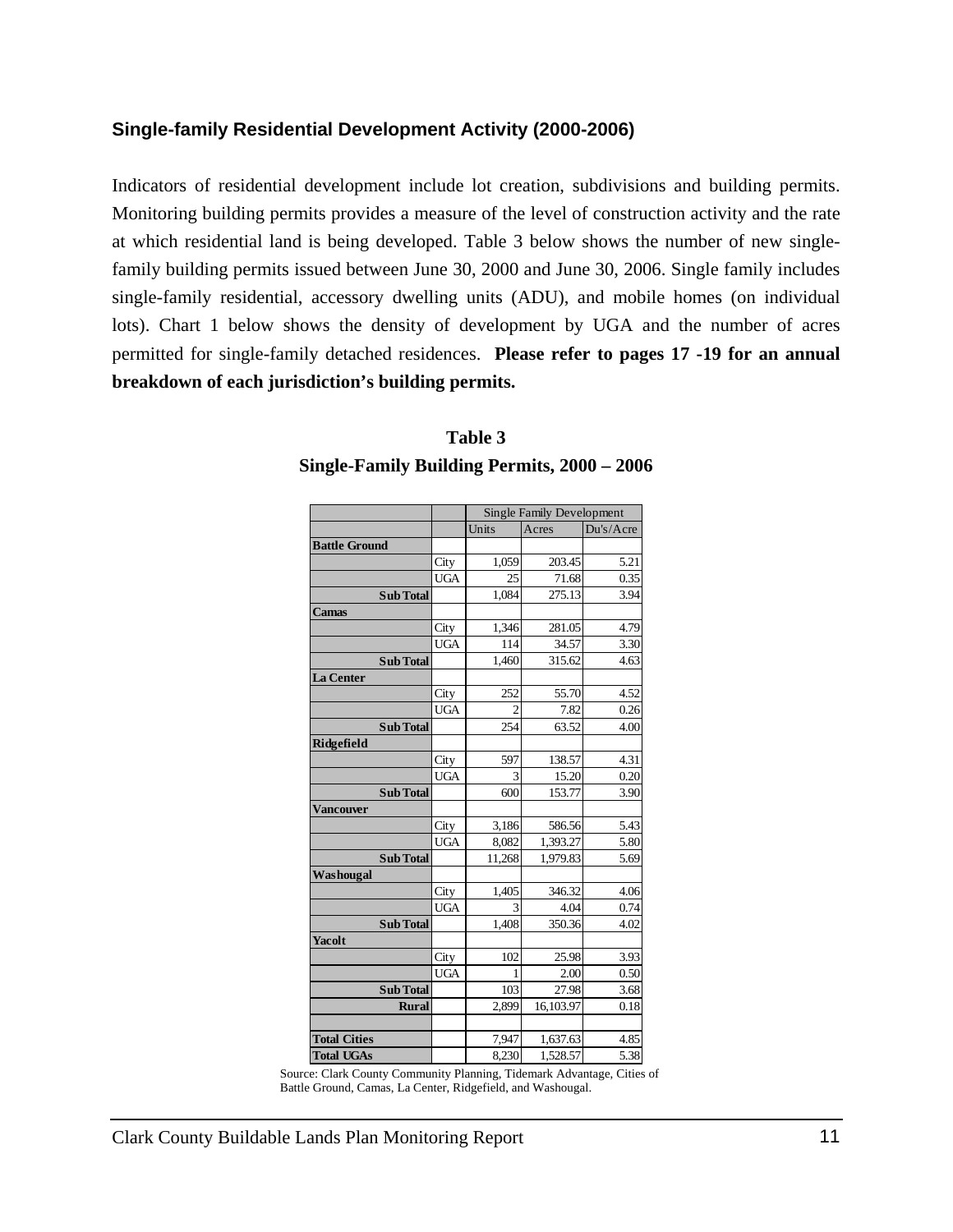### Single-family Residential Development Activity (2000-2006)

Indicators of residential development include lot creation, subdivisions and building permits. Monitoring building permits provides a measure of the level of construction activity and the rate at which residential land is being developed. Table 3 below shows the number of new single-family building permits issued between June 30, 2000 and June 30, 2006. Single family includes single-family residential, accessory dwelling units (ADU), and mobile homes (on individual lots). Chart 1 below shows the density of development by UGA and the number of acres permitted for single-family detached residences. **Please refer to pages 17 -19 for an annual breakdown of each jurisdiction's building permits.**

**Table 3**
**Single-Family Building Permits, 2000 – 2006**

| | | Single Family Development | | |
|---|---|---|---|---|
| | | Units | Acres | Du's/Acre |
| **Battle Ground** | | | | |
| | City | 1,059 | 203.45 | 5.21 |
| | UGA | 25 | 71.68 | 0.35 |
| **Sub Total** | | 1,084 | 275.13 | 3.94 |
| **Camas** | | | | |
| | City | 1,346 | 281.05 | 4.79 |
| | UGA | 114 | 34.57 | 3.30 |
| **Sub Total** | | 1,460 | 315.62 | 4.63 |
| **La Center** | | | | |
| | City | 252 | 55.70 | 4.52 |
| | UGA | 2 | 7.82 | 0.26 |
| **Sub Total** | | 254 | 63.52 | 4.00 |
| **Ridgefield** | | | | |
| | City | 597 | 138.57 | 4.31 |
| | UGA | 3 | 15.20 | 0.20 |
| **Sub Total** | | 600 | 153.77 | 3.90 |
| **Vancouver** | | | | |
| | City | 3,186 | 586.56 | 5.43 |
| | UGA | 8,082 | 1,393.27 | 5.80 |
| **Sub Total** | | 11,268 | 1,979.83 | 5.69 |
| **Washougal** | | | | |
| | City | 1,405 | 346.32 | 4.06 |
| | UGA | 3 | 4.04 | 0.74 |
| **Sub Total** | | 1,408 | 350.36 | 4.02 |
| **Yacolt** | | | | |
| | City | 102 | 25.98 | 3.93 |
| | UGA | 1 | 2.00 | 0.50 |
| **Sub Total** | | 103 | 27.98 | 3.68 |
| **Rural** | | 2,899 | 16,103.97 | 0.18 |
| | | | | |
| **Total Cities** | | 7,947 | 1,637.63 | 4.85 |
| **Total UGAs** | | 8,230 | 1,528.57 | 5.38 |

Source: Clark County Community Planning, Tidemark Advantage, Cities of Battle Ground, Camas, La Center, Ridgefield, and Washougal.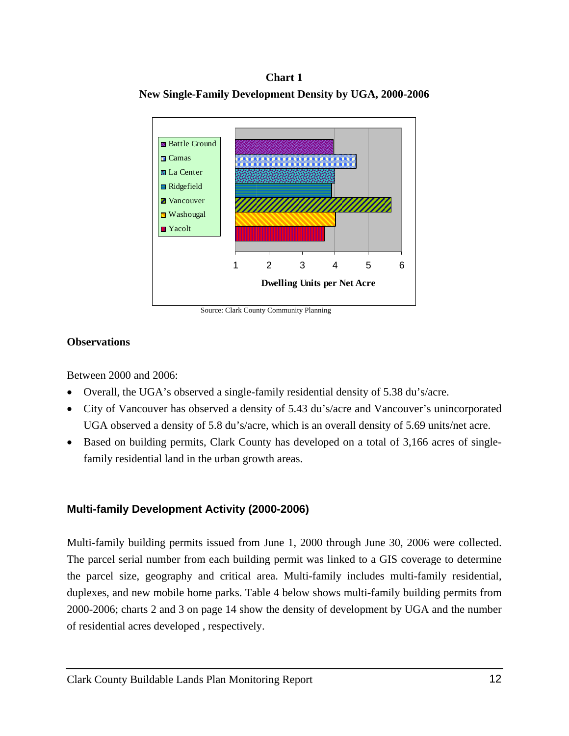**Chart 1**
**New Single-Family Development Density by UGA, 2000-2006**

Source: Clark County Community Planning

### Observations

Between 2000 and 2006:

- Overall, the UGA's observed a single-family residential density of 5.38 du's/acre.
- City of Vancouver has observed a density of 5.43 du's/acre and Vancouver's unincorporated UGA observed a density of 5.8 du's/acre, which is an overall density of 5.69 units/net acre.
- Based on building permits, Clark County has developed on a total of 3,166 acres of single-family residential land in the urban growth areas.

## Multi-family Development Activity (2000-2006)

Multi-family building permits issued from June 1, 2000 through June 30, 2006 were collected. The parcel serial number from each building permit was linked to a GIS coverage to determine the parcel size, geography and critical area. Multi-family includes multi-family residential, duplexes, and new mobile home parks. Table 4 below shows multi-family building permits from 2000-2006; charts 2 and 3 on page 14 show the density of development by UGA and the number of residential acres developed , respectively.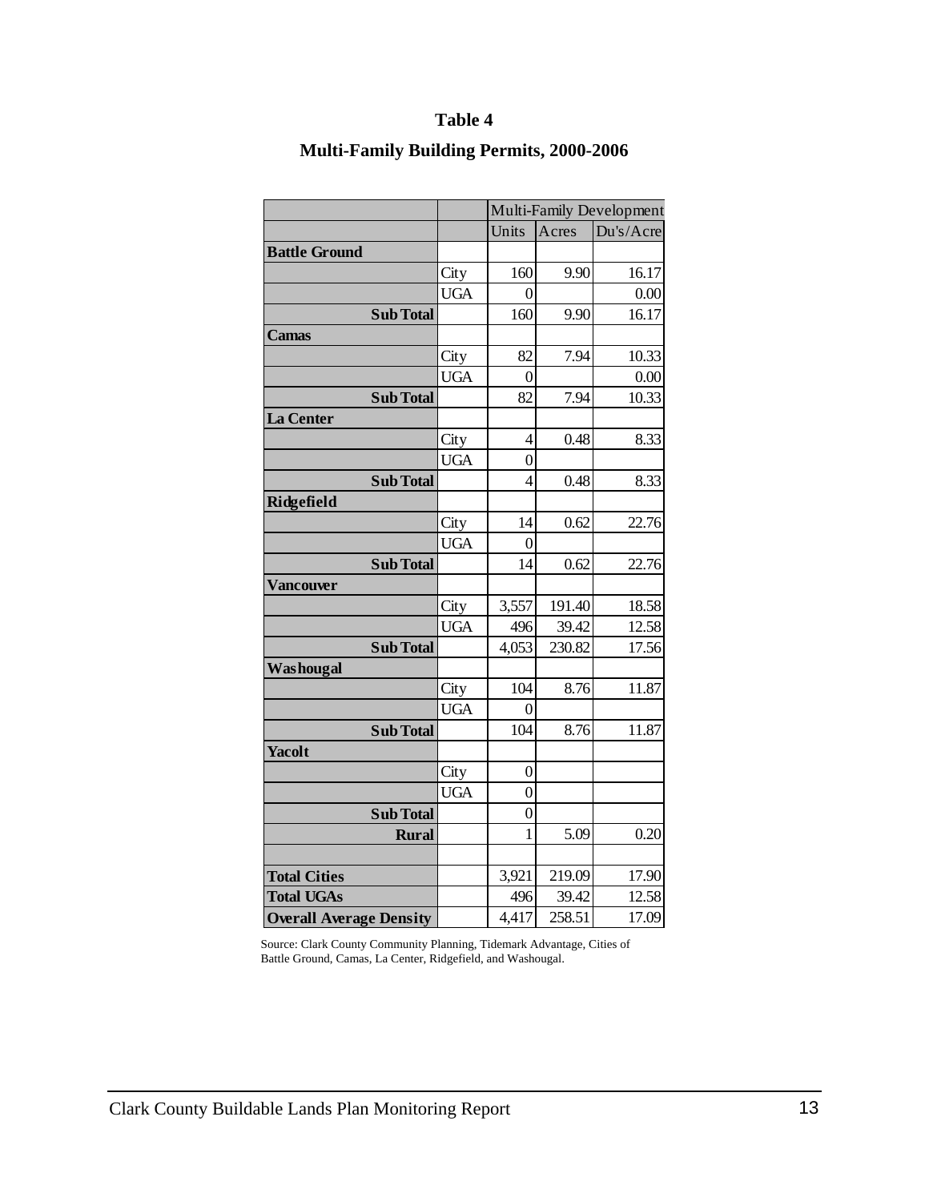**Table 4**

**Multi-Family Building Permits, 2000-2006**

| | | Multi-Family Development | | |
|---|---|---|---|---|
| | | Units | Acres | Du's/Acre |
| **Battle Ground** | | | | |
| | City | 160 | 9.90 | 16.17 |
| | UGA | 0 | | 0.00 |
| **Sub Total** | | 160 | 9.90 | 16.17 |
| **Camas** | | | | |
| | City | 82 | 7.94 | 10.33 |
| | UGA | 0 | | 0.00 |
| **Sub Total** | | 82 | 7.94 | 10.33 |
| **La Center** | | | | |
| | City | 4 | 0.48 | 8.33 |
| | UGA | 0 | | |
| **Sub Total** | | 4 | 0.48 | 8.33 |
| **Ridgefield** | | | | |
| | City | 14 | 0.62 | 22.76 |
| | UGA | 0 | | |
| **Sub Total** | | 14 | 0.62 | 22.76 |
| **Vancouver** | | | | |
| | City | 3,557 | 191.40 | 18.58 |
| | UGA | 496 | 39.42 | 12.58 |
| **Sub Total** | | 4,053 | 230.82 | 17.56 |
| **Washougal** | | | | |
| | City | 104 | 8.76 | 11.87 |
| | UGA | 0 | | |
| **Sub Total** | | 104 | 8.76 | 11.87 |
| **Yacolt** | | | | |
| | City | 0 | | |
| | UGA | 0 | | |
| **Sub Total** | | 0 | | |
| **Rural** | | 1 | 5.09 | 0.20 |
| | | | | |
| **Total Cities** | | 3,921 | 219.09 | 17.90 |
| **Total UGAs** | | 496 | 39.42 | 12.58 |
| **Overall Average Density** | | 4,417 | 258.51 | 17.09 |

Source: Clark County Community Planning, Tidemark Advantage, Cities of Battle Ground, Camas, La Center, Ridgefield, and Washougal.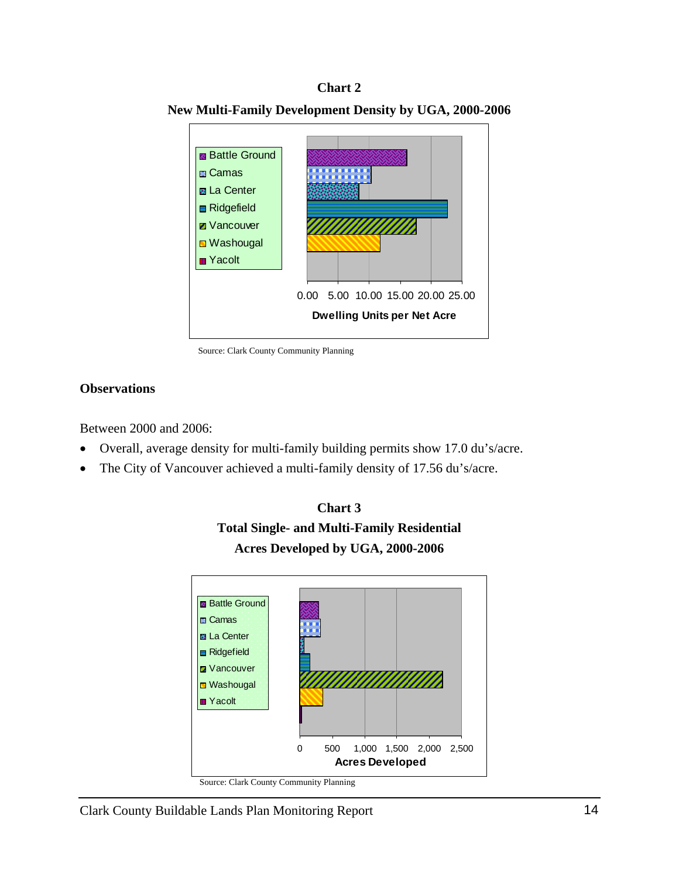**Chart 2**

**New Multi-Family Development Density by UGA, 2000-2006**

Battle Ground
Camas
La Center
Ridgefield
Vancouver
Washougal
Yacolt

0.00 5.00 10.00 15.00 20.00 25.00

Dwelling Units per Net Acre

Source: Clark County Community Planning

## Observations

Between 2000 and 2006:

- Overall, average density for multi-family building permits show 17.0 du's/acre.
- The City of Vancouver achieved a multi-family density of 17.56 du's/acre.

**Chart 3**

**Total Single- and Multi-Family Residential Acres Developed by UGA, 2000-2006**

Battle Ground
Camas
La Center
Ridgefield
Vancouver
Washougal
Yacolt

0 500 1,000 1,500 2,000 2,500

Acres Developed

Source: Clark County Community Planning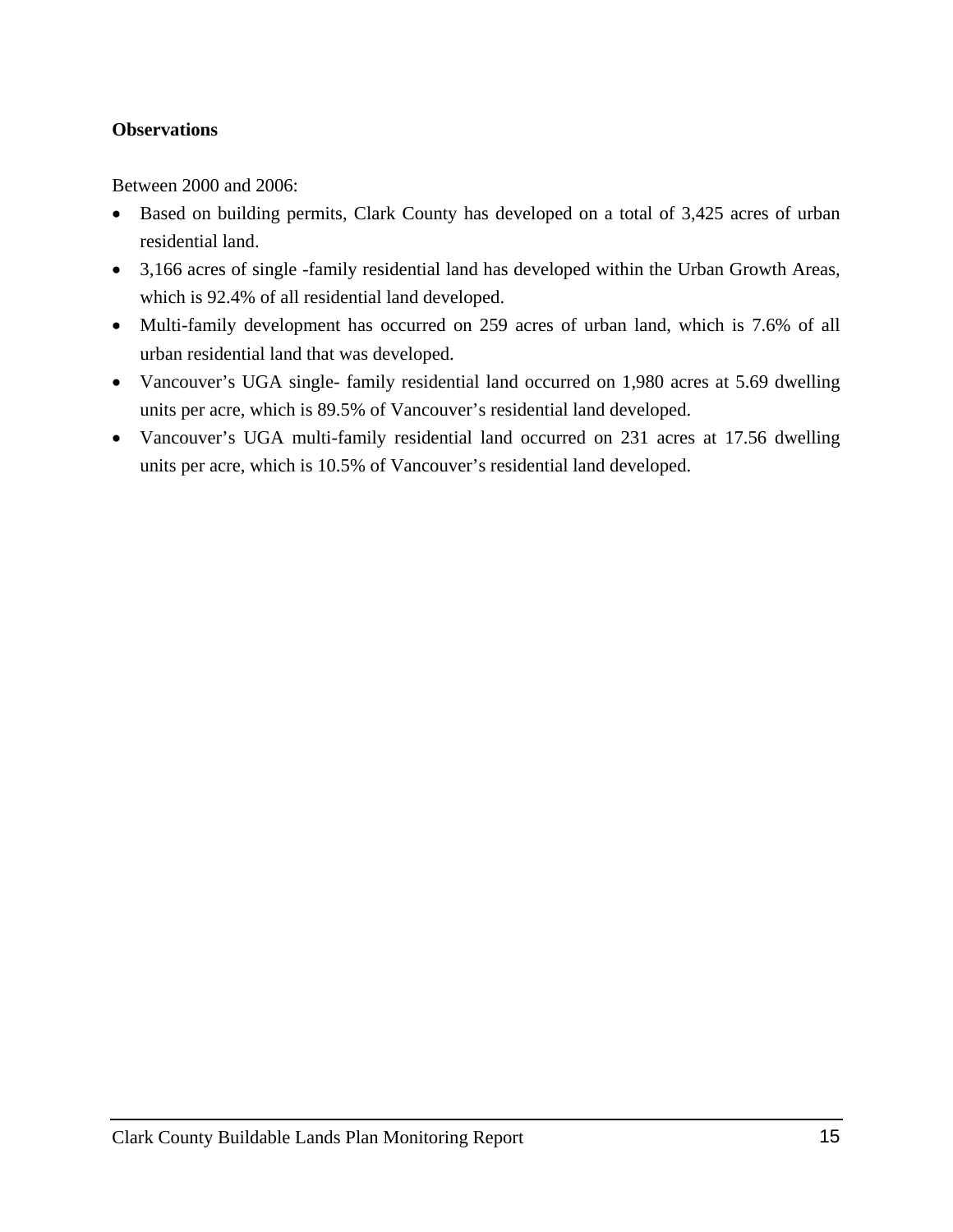**Observations**

Between 2000 and 2006:

- Based on building permits, Clark County has developed on a total of 3,425 acres of urban residential land.
- 3,166 acres of single -family residential land has developed within the Urban Growth Areas, which is 92.4% of all residential land developed.
- Multi-family development has occurred on 259 acres of urban land, which is 7.6% of all urban residential land that was developed.
- Vancouver's UGA single- family residential land occurred on 1,980 acres at 5.69 dwelling units per acre, which is 89.5% of Vancouver's residential land developed.
- Vancouver's UGA multi-family residential land occurred on 231 acres at 17.56 dwelling units per acre, which is 10.5% of Vancouver's residential land developed.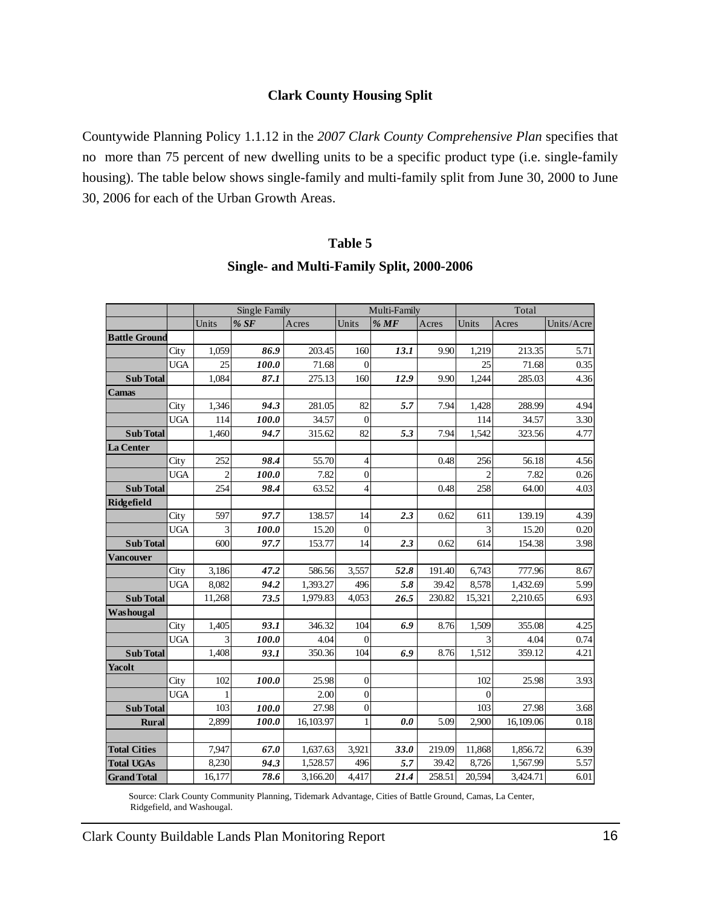## Clark County Housing Split

Countywide Planning Policy 1.1.12 in the *2007 Clark County Comprehensive Plan* specifies that no more than 75 percent of new dwelling units to be a specific product type (i.e. single-family housing). The table below shows single-family and multi-family split from June 30, 2000 to June 30, 2006 for each of the Urban Growth Areas.

### Table 5

### Single- and Multi-Family Split, 2000-2006

| | | Single Family | | | Multi-Family | | | Total | | |
|---|---|---|---|---|---|---|---|---|---|---|
| | | Units | *% SF* | Acres | Units | *% MF* | Acres | Units | Acres | Units/Acre |
| **Battle Ground** | | | | | | | | | | |
| | City | 1,059 | ***86.9*** | 203.45 | 160 | ***13.1*** | 9.90 | 1,219 | 213.35 | 5.71 |
| | UGA | 25 | ***100.0*** | 71.68 | 0 | | | 25 | 71.68 | 0.35 |
| **Sub Total** | | 1,084 | ***87.1*** | 275.13 | 160 | ***12.9*** | 9.90 | 1,244 | 285.03 | 4.36 |
| **Camas** | | | | | | | | | | |
| | City | 1,346 | ***94.3*** | 281.05 | 82 | ***5.7*** | 7.94 | 1,428 | 288.99 | 4.94 |
| | UGA | 114 | ***100.0*** | 34.57 | 0 | | | 114 | 34.57 | 3.30 |
| **Sub Total** | | 1,460 | ***94.7*** | 315.62 | 82 | ***5.3*** | 7.94 | 1,542 | 323.56 | 4.77 |
| **La Center** | | | | | | | | | | |
| | City | 252 | ***98.4*** | 55.70 | 4 | | 0.48 | 256 | 56.18 | 4.56 |
| | UGA | 2 | ***100.0*** | 7.82 | 0 | | | 2 | 7.82 | 0.26 |
| **Sub Total** | | 254 | ***98.4*** | 63.52 | 4 | | 0.48 | 258 | 64.00 | 4.03 |
| **Ridgefield** | | | | | | | | | | |
| | City | 597 | ***97.7*** | 138.57 | 14 | ***2.3*** | 0.62 | 611 | 139.19 | 4.39 |
| | UGA | 3 | ***100.0*** | 15.20 | 0 | | | 3 | 15.20 | 0.20 |
| **Sub Total** | | 600 | ***97.7*** | 153.77 | 14 | ***2.3*** | 0.62 | 614 | 154.38 | 3.98 |
| **Vancouver** | | | | | | | | | | |
| | City | 3,186 | ***47.2*** | 586.56 | 3,557 | ***52.8*** | 191.40 | 6,743 | 777.96 | 8.67 |
| | UGA | 8,082 | ***94.2*** | 1,393.27 | 496 | ***5.8*** | 39.42 | 8,578 | 1,432.69 | 5.99 |
| **Sub Total** | | 11,268 | ***73.5*** | 1,979.83 | 4,053 | ***26.5*** | 230.82 | 15,321 | 2,210.65 | 6.93 |
| **Washougal** | | | | | | | | | | |
| | City | 1,405 | ***93.1*** | 346.32 | 104 | ***6.9*** | 8.76 | 1,509 | 355.08 | 4.25 |
| | UGA | 3 | ***100.0*** | 4.04 | 0 | | | 3 | 4.04 | 0.74 |
| **Sub Total** | | 1,408 | ***93.1*** | 350.36 | 104 | ***6.9*** | 8.76 | 1,512 | 359.12 | 4.21 |
| **Yacolt** | | | | | | | | | | |
| | City | 102 | ***100.0*** | 25.98 | 0 | | | 102 | 25.98 | 3.93 |
| | UGA | 1 | | 2.00 | 0 | | | 0 | | |
| **Sub Total** | | 103 | ***100.0*** | 27.98 | 0 | | | 103 | 27.98 | 3.68 |
| **Rural** | | 2,899 | ***100.0*** | 16,103.97 | 1 | ***0.0*** | 5.09 | 2,900 | 16,109.06 | 0.18 |
| | | | | | | | | | | |
| **Total Cities** | | 7,947 | ***67.0*** | 1,637.63 | 3,921 | ***33.0*** | 219.09 | 11,868 | 1,856.72 | 6.39 |
| **Total UGAs** | | 8,230 | ***94.3*** | 1,528.57 | 496 | ***5.7*** | 39.42 | 8,726 | 1,567.99 | 5.57 |
| **Grand Total** | | 16,177 | ***78.6*** | 3,166.20 | 4,417 | ***21.4*** | 258.51 | 20,594 | 3,424.71 | 6.01 |

Source: Clark County Community Planning, Tidemark Advantage, Cities of Battle Ground, Camas, La Center, Ridgefield, and Washougal.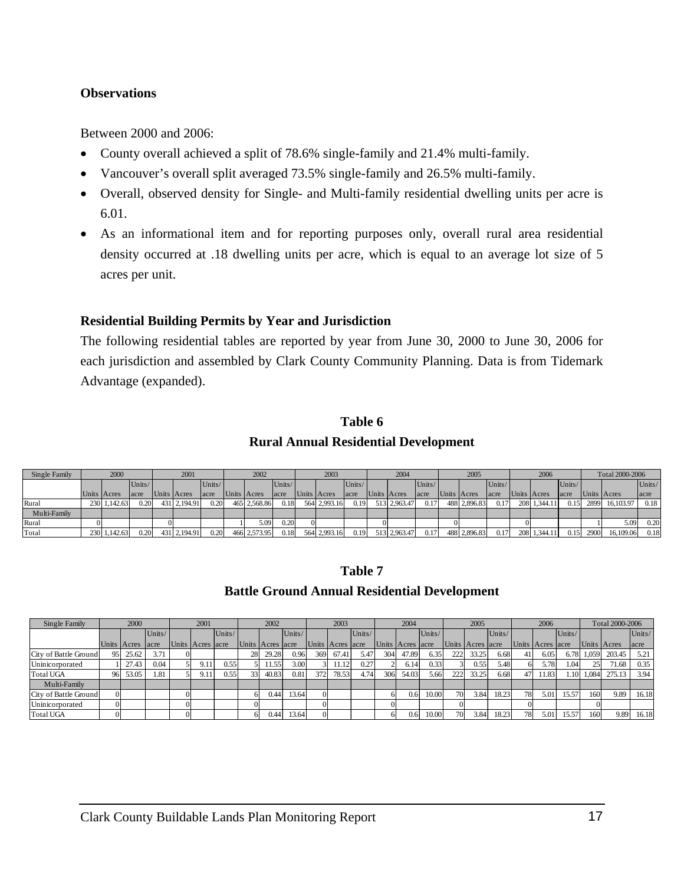**Observations**

Between 2000 and 2006:

- County overall achieved a split of 78.6% single-family and 21.4% multi-family.
- Vancouver's overall split averaged 73.5% single-family and 26.5% multi-family.
- Overall, observed density for Single- and Multi-family residential dwelling units per acre is 6.01.
- As an informational item and for reporting purposes only, overall rural area residential density occurred at .18 dwelling units per acre, which is equal to an average lot size of 5 acres per unit.

**Residential Building Permits by Year and Jurisdiction**

The following residential tables are reported by year from June 30, 2000 to June 30, 2006 for each jurisdiction and assembled by Clark County Community Planning. Data is from Tidemark Advantage (expanded).

**Table 6**

**Rural Annual Residential Development**

| Single Family | 2000 | | | 2001 | | | 2002 | | | 2003 | | | 2004 | | | 2005 | | | 2006 | | | Total 2000-2006 | | |
|---|---|---|---|---|---|---|---|---|---|---|---|---|---|---|---|---|---|---|---|---|---|---|---|---|
| | Units | Acres | Units/ acre | Units | Acres | Units/ acre | Units | Acres | Units/ acre | Units | Acres | Units/ acre | Units | Acres | Units/ acre | Units | Acres | Units/ acre | Units | Acres | Units/ acre | Units | Acres | Units/ acre |
| Rural | 230 | 1,142.63 | 0.20 | 431 | 2,194.91 | 0.20 | 465 | 2,568.86 | 0.18 | 564 | 2,993.16 | 0.19 | 513 | 2,963.47 | 0.17 | 488 | 2,896.83 | 0.17 | 208 | 1,344.11 | 0.15 | 2899 | 16,103.97 | 0.18 |
| Multi-Family | | | | | | | | | | | | | | | | | | | | | | | | |
| Rural | 0 | | | 0 | | | 1 | 5.09 | 0.20 | 0 | | | 0 | | | 0 | | | 0 | | | 1 | 5.09 | 0.20 |
| Total | 230 | 1,142.63 | 0.20 | 431 | 2,194.91 | 0.20 | 466 | 2,573.95 | 0.18 | 564 | 2,993.16 | 0.19 | 513 | 2,963.47 | 0.17 | 488 | 2,896.83 | 0.17 | 208 | 1,344.11 | 0.15 | 2900 | 16,109.06 | 0.18 |

**Table 7**

**Battle Ground Annual Residential Development**

| Single Family | 2000 | | | 2001 | | | 2002 | | | 2003 | | | 2004 | | | 2005 | | | 2006 | | | Total 2000-2006 | | |
|---|---|---|---|---|---|---|---|---|---|---|---|---|---|---|---|---|---|---|---|---|---|---|---|---|
| | Units | Acres | Units/ acre | Units | Acres | Units/ acre | Units | Acres | Units/ acre | Units | Acres | Units/ acre | Units | Acres | Units/ acre | Units | Acres | Units/ acre | Units | Acres | Units/ acre | Units | Acres | Units/ acre |
| City of Battle Ground | 95 | 25.62 | 3.71 | 0 | | | 28 | 29.28 | 0.96 | 369 | 67.41 | 5.47 | 304 | 47.89 | 6.35 | 222 | 33.25 | 6.68 | 41 | 6.05 | 6.78 | 1,059 | 203.45 | 5.21 |
| Unincorporated | 1 | 27.43 | 0.04 | 5 | 9.11 | 0.55 | 5 | 11.55 | 3.00 | 3 | 11.12 | 0.27 | 2 | 6.14 | 0.33 | 3 | 0.55 | 5.48 | 6 | 5.78 | 1.04 | 25 | 71.68 | 0.35 |
| Total UGA | 96 | 53.05 | 1.81 | 5 | 9.11 | 0.55 | 33 | 40.83 | 0.81 | 372 | 78.53 | 4.74 | 306 | 54.03 | 5.66 | 222 | 33.25 | 6.68 | 47 | 11.83 | 1.10 | 1,084 | 275.13 | 3.94 |
| Multi-Family | | | | | | | | | | | | | | | | | | | | | | | | |
| City of Battle Ground | 0 | | | 0 | | | 6 | 0.44 | 13.64 | 0 | | | 6 | 0.6 | 10.00 | 70 | 3.84 | 18.23 | 78 | 5.01 | 15.57 | 160 | 9.89 | 16.18 |
| Unincorporated | 0 | | | 0 | | | 0 | | | 0 | | | 0 | | | 0 | | | 0 | | | 0 | | |
| Total UGA | 0 | | | 0 | | | 6 | 0.44 | 13.64 | 0 | | | 6 | 0.6 | 10.00 | 70 | 3.84 | 18.23 | 78 | 5.01 | 15.57 | 160 | 9.89 | 16.18 |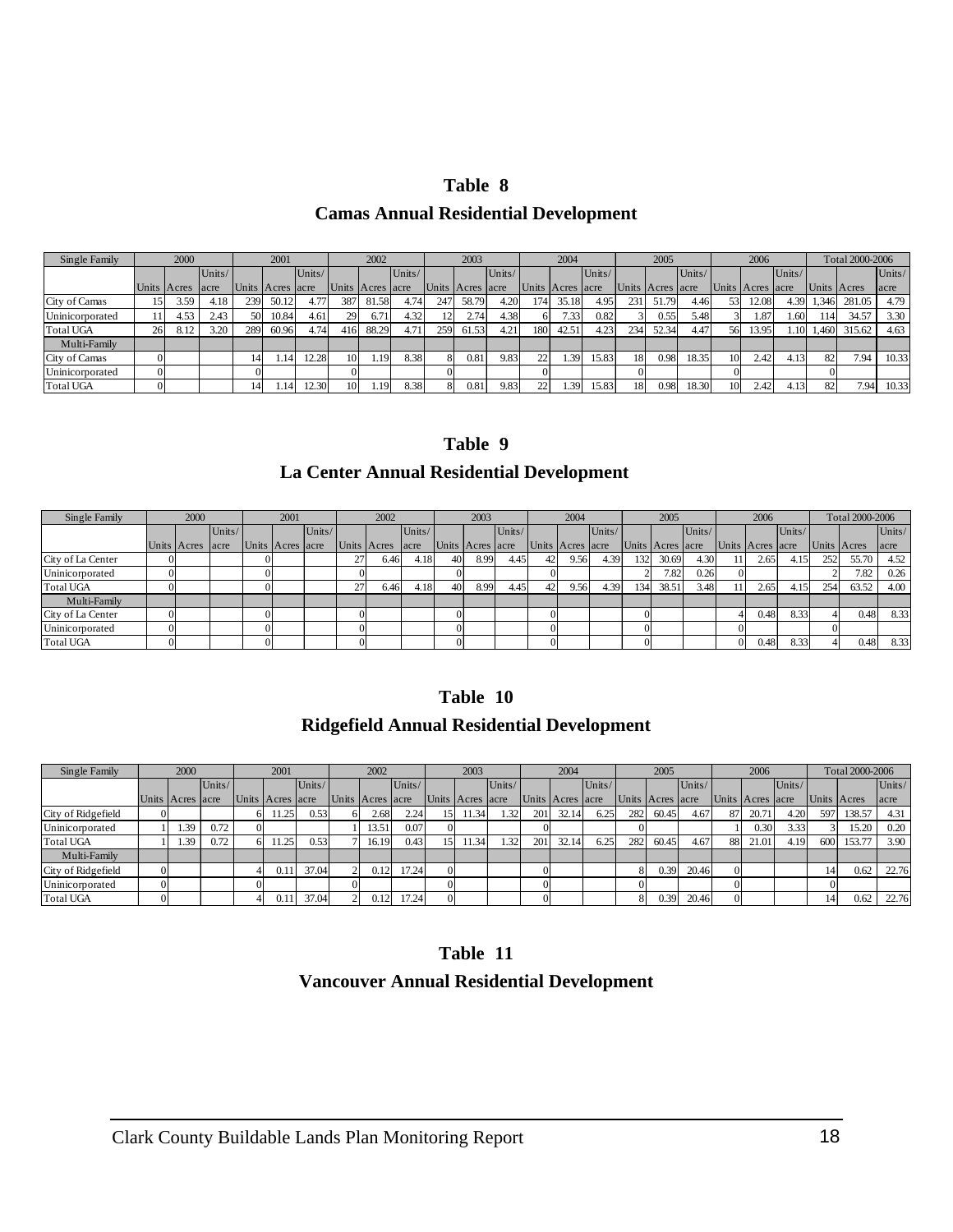# Table 8

## Camas Annual Residential Development

| Single Family | 2000 | | | 2001 | | | 2002 | | | 2003 | | | 2004 | | | 2005 | | | 2006 | | | Total 2000-2006 | | |
|---|---|---|---|---|---|---|---|---|---|---|---|---|---|---|---|---|---|---|---|---|---|---|---|---|
| | Units | Acres | Units/ acre | Units | Acres | Units/ acre | Units | Acres | Units/ acre | Units | Acres | Units/ acre | Units | Acres | Units/ acre | Units | Acres | Units/ acre | Units | Acres | Units/ acre | Units | Acres | Units/ acre |
| City of Camas | 15 | 3.59 | 4.18 | 239 | 50.12 | 4.77 | 387 | 81.58 | 4.74 | 247 | 58.79 | 4.20 | 174 | 35.18 | 4.95 | 231 | 51.79 | 4.46 | 53 | 12.08 | 4.39 | 1,346 | 281.05 | 4.79 |
| Uninicorporated | 11 | 4.53 | 2.43 | 50 | 10.84 | 4.61 | 29 | 6.71 | 4.32 | 12 | 2.74 | 4.38 | 6 | 7.33 | 0.82 | 3 | 0.55 | 5.48 | 3 | 1.87 | 1.60 | 114 | 34.57 | 3.30 |
| Total UGA | 26 | 8.12 | 3.20 | 289 | 60.96 | 4.74 | 416 | 88.29 | 4.71 | 259 | 61.53 | 4.21 | 180 | 42.51 | 4.23 | 234 | 52.34 | 4.47 | 56 | 13.95 | 1.10 | 1,460 | 315.62 | 4.63 |
| Multi-Family | | | | | | | | | | | | | | | | | | | | | | | | |
| City of Camas | 0 | | | 14 | 1.14 | 12.28 | 10 | 1.19 | 8.38 | 8 | 0.81 | 9.83 | 22 | 1.39 | 15.83 | 18 | 0.98 | 18.35 | 10 | 2.42 | 4.13 | 82 | 7.94 | 10.33 |
| Uninicorporated | 0 | | | 0 | | | 0 | | | 0 | | | 0 | | | 0 | | | 0 | | | 0 | | |
| Total UGA | 0 | | | 14 | 1.14 | 12.30 | 10 | 1.19 | 8.38 | 8 | 0.81 | 9.83 | 22 | 1.39 | 15.83 | 18 | 0.98 | 18.30 | 10 | 2.42 | 4.13 | 82 | 7.94 | 10.33 |

# Table 9

## La Center Annual Residential Development

| Single Family | 2000 | | | 2001 | | | 2002 | | | 2003 | | | 2004 | | | 2005 | | | 2006 | | | Total 2000-2006 | | |
|---|---|---|---|---|---|---|---|---|---|---|---|---|---|---|---|---|---|---|---|---|---|---|---|---|
| | Units | Acres | Units/ acre | Units | Acres | Units/ acre | Units | Acres | Units/ acre | Units | Acres | Units/ acre | Units | Acres | Units/ acre | Units | Acres | Units/ acre | Units | Acres | Units/ acre | Units | Acres | Units/ acre |
| City of La Center | 0 | | | 0 | | | 27 | 6.46 | 4.18 | 40 | 8.99 | 4.45 | 42 | 9.56 | 4.39 | 132 | 30.69 | 4.30 | 11 | 2.65 | 4.15 | 252 | 55.70 | 4.52 |
| Uninicorporated | 0 | | | 0 | | | 0 | | | 0 | | | 0 | | | 2 | 7.82 | 0.26 | 0 | | | 2 | 7.82 | 0.26 |
| Total UGA | 0 | | | 0 | | | 27 | 6.46 | 4.18 | 40 | 8.99 | 4.45 | 42 | 9.56 | 4.39 | 134 | 38.51 | 3.48 | 11 | 2.65 | 4.15 | 254 | 63.52 | 4.00 |
| Multi-Family | | | | | | | | | | | | | | | | | | | | | | | | |
| City of La Center | 0 | | | 0 | | | 0 | | | 0 | | | 0 | | | 0 | | | 4 | 0.48 | 8.33 | 4 | 0.48 | 8.33 |
| Uninicorporated | 0 | | | 0 | | | 0 | | | 0 | | | 0 | | | 0 | | | 0 | | | 0 | | |
| Total UGA | 0 | | | 0 | | | 0 | | | 0 | | | 0 | | | 0 | | | 0 | 0.48 | 8.33 | 4 | 0.48 | 8.33 |

# Table 10

## Ridgefield Annual Residential Development

| Single Family | 2000 | | | 2001 | | | 2002 | | | 2003 | | | 2004 | | | 2005 | | | 2006 | | | Total 2000-2006 | | |
|---|---|---|---|---|---|---|---|---|---|---|---|---|---|---|---|---|---|---|---|---|---|---|---|---|
| | Units | Acres | Units/ acre | Units | Acres | Units/ acre | Units | Acres | Units/ acre | Units | Acres | Units/ acre | Units | Acres | Units/ acre | Units | Acres | Units/ acre | Units | Acres | Units/ acre | Units | Acres | Units/ acre |
| City of Ridgefield | 0 | | | 6 | 11.25 | 0.53 | 6 | 2.68 | 2.24 | 15 | 11.34 | 1.32 | 201 | 32.14 | 6.25 | 282 | 60.45 | 4.67 | 87 | 20.71 | 4.20 | 597 | 138.57 | 4.31 |
| Uninicorporated | 1 | 1.39 | 0.72 | 0 | | | 1 | 13.51 | 0.07 | 0 | | | 0 | | | 0 | | | 1 | 0.30 | 3.33 | 3 | 15.20 | 0.20 |
| Total UGA | 1 | 1.39 | 0.72 | 6 | 11.25 | 0.53 | 7 | 16.19 | 0.43 | 15 | 11.34 | 1.32 | 201 | 32.14 | 6.25 | 282 | 60.45 | 4.67 | 88 | 21.01 | 4.19 | 600 | 153.77 | 3.90 |
| Multi-Family | | | | | | | | | | | | | | | | | | | | | | | | |
| City of Ridgefield | 0 | | | 4 | 0.11 | 37.04 | 2 | 0.12 | 17.24 | 0 | | | 0 | | | 8 | 0.39 | 20.46 | 0 | | | 14 | 0.62 | 22.76 |
| Uninicorporated | 0 | | | 0 | | | 0 | | | 0 | | | 0 | | | 0 | | | 0 | | | 0 | | |
| Total UGA | 0 | | | 4 | 0.11 | 37.04 | 2 | 0.12 | 17.24 | 0 | | | 0 | | | 8 | 0.39 | 20.46 | 0 | | | 14 | 0.62 | 22.76 |

# Table 11

## Vancouver Annual Residential Development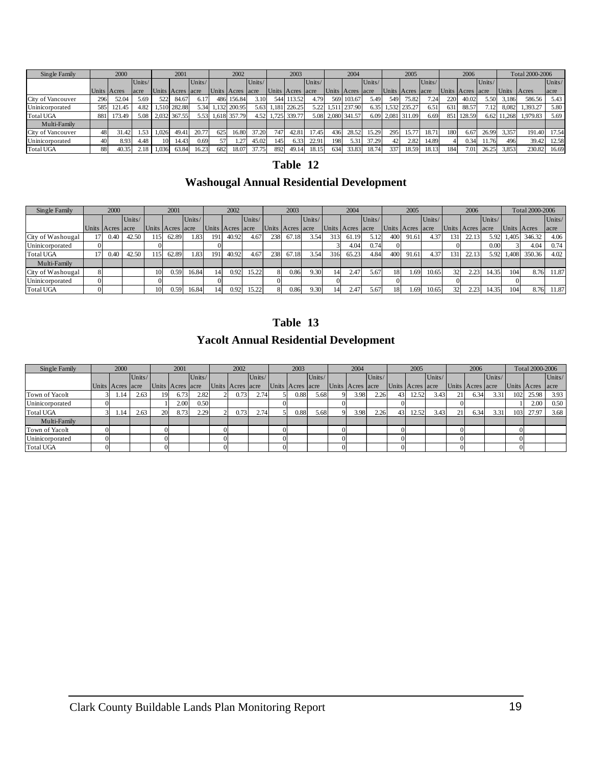| Single Family | 2000 | | | 2001 | | | 2002 | | | 2003 | | | 2004 | | | 2005 | | | 2006 | | | Total 2000-2006 | | |
|---|---|---|---|---|---|---|---|---|---|---|---|---|---|---|---|---|---|---|---|---|---|---|---|---|
| | Units | Acres | Units/ acre | Units | Acres | Units/ acre | Units | Acres | Units/ acre | Units | Acres | Units/ acre | Units | Acres | Units/ acre | Units | Acres | Units/ acre | Units | Acres | Units/ acre | Units | Acres | Units/ acre |
| City of Vancouver | 296 | 52.04 | 5.69 | 522 | 84.67 | 6.17 | 486 | 156.84 | 3.10 | 544 | 113.52 | 4.79 | 569 | 103.67 | 5.49 | 549 | 75.82 | 7.24 | 220 | 40.02 | 5.50 | 3,186 | 586.56 | 5.43 |
| Unincorporated | 585 | 121.45 | 4.82 | 1,510 | 282.88 | 5.34 | 1,132 | 200.95 | 5.63 | 1,181 | 226.25 | 5.22 | 1,511 | 237.90 | 6.35 | 1,532 | 235.27 | 6.51 | 631 | 88.57 | 7.12 | 8,082 | 1,393.27 | 5.80 |
| Total UGA | 881 | 173.49 | 5.08 | 2,032 | 367.55 | 5.53 | 1,618 | 357.79 | 4.52 | 1,725 | 339.77 | 5.08 | 2,080 | 341.57 | 6.09 | 2,081 | 311.09 | 6.69 | 851 | 128.59 | 6.62 | 11,268 | 1,979.83 | 5.69 |
| Multi-Family | | | | | | | | | | | | | | | | | | | | | | | | |
| City of Vancouver | 48 | 31.42 | 1.53 | 1,026 | 49.41 | 20.77 | 625 | 16.80 | 37.20 | 747 | 42.81 | 17.45 | 436 | 28.52 | 15.29 | 295 | 15.77 | 18.71 | 180 | 6.67 | 26.99 | 3,357 | 191.40 | 17.54 |
| Unincorporated | 40 | 8.93 | 4.48 | 10 | 14.43 | 0.69 | 57 | 1.27 | 45.02 | 145 | 6.33 | 22.91 | 198 | 5.31 | 37.29 | 42 | 2.82 | 14.89 | 4 | 0.34 | 11.76 | 496 | 39.42 | 12.58 |
| Total UGA | 88 | 40.35 | 2.18 | 1,036 | 63.84 | 16.23 | 682 | 18.07 | 37.75 | 892 | 49.14 | 18.15 | 634 | 33.83 | 18.74 | 337 | 18.59 | 18.13 | 184 | 7.01 | 26.25 | 3,853 | 230.82 | 16.69 |

## Table 12

## Washougal Annual Residential Development

| Single Family | 2000 | | | 2001 | | | 2002 | | | 2003 | | | 2004 | | | 2005 | | | 2006 | | | Total 2000-2006 | | |
|---|---|---|---|---|---|---|---|---|---|---|---|---|---|---|---|---|---|---|---|---|---|---|---|---|
| | Units | Acres | Units/ acre | Units | Acres | Units/ acre | Units | Acres | Units/ acre | Units | Acres | Units/ acre | Units | Acres | Units/ acre | Units | Acres | Units/ acre | Units | Acres | Units/ acre | Units | Acres | Units/ acre |
| City of Washougal | 17 | 0.40 | 42.50 | 115 | 62.89 | 1.83 | 191 | 40.92 | 4.67 | 238 | 67.18 | 3.54 | 313 | 61.19 | 5.12 | 400 | 91.61 | 4.37 | 131 | 22.13 | 5.92 | 1,405 | 346.32 | 4.06 |
| Unincorporated | 0 | | | 0 | | | 0 | | | | | | 3 | 4.04 | 0.74 | 0 | | | 0 | | 0.00 | 3 | 4.04 | 0.74 |
| Total UGA | 17 | 0.40 | 42.50 | 115 | 62.89 | 1.83 | 191 | 40.92 | 4.67 | 238 | 67.18 | 3.54 | 316 | 65.23 | 4.84 | 400 | 91.61 | 4.37 | 131 | 22.13 | 5.92 | 1,408 | 350.36 | 4.02 |
| Multi-Family | | | | | | | | | | | | | | | | | | | | | | | | |
| City of Washougal | 8 | | | 10 | 0.59 | 16.84 | 14 | 0.92 | 15.22 | 8 | 0.86 | 9.30 | 14 | 2.47 | 5.67 | 18 | 1.69 | 10.65 | 32 | 2.23 | 14.35 | 104 | 8.76 | 11.87 |
| Unincorporated | 0 | | | 0 | | | 0 | | | 0 | | | 0 | | | 0 | | | 0 | | | 0 | | |
| Total UGA | 0 | | | 10 | 0.59 | 16.84 | 14 | 0.92 | 15.22 | 8 | 0.86 | 9.30 | 14 | 2.47 | 5.67 | 18 | 1.69 | 10.65 | 32 | 2.23 | 14.35 | 104 | 8.76 | 11.87 |

## Table 13

## Yacolt Annual Residential Development

| Single Family | 2000 | | | 2001 | | | 2002 | | | 2003 | | | 2004 | | | 2005 | | | 2006 | | | Total 2000-2006 | | |
|---|---|---|---|---|---|---|---|---|---|---|---|---|---|---|---|---|---|---|---|---|---|---|---|---|
| | Units | Acres | Units/ acre | Units | Acres | Units/ acre | Units | Acres | Units/ acre | Units | Acres | Units/ acre | Units | Acres | Units/ acre | Units | Acres | Units/ acre | Units | Acres | Units/ acre | Units | Acres | Units/ acre |
| Town of Yacolt | 3 | 1.14 | 2.63 | 19 | 6.73 | 2.82 | 2 | 0.73 | 2.74 | 5 | 0.88 | 5.68 | 9 | 3.98 | 2.26 | 43 | 12.52 | 3.43 | 21 | 6.34 | 3.31 | 102 | 25.98 | 3.93 |
| Unincorporated | 0 | | | 1 | 2.00 | 0.50 | | | | 0 | | | 0 | | | 0 | | | 0 | | | 1 | 2.00 | 0.50 |
| Total UGA | 3 | 1.14 | 2.63 | 20 | 8.73 | 2.29 | 2 | 0.73 | 2.74 | 5 | 0.88 | 5.68 | 9 | 3.98 | 2.26 | 43 | 12.52 | 3.43 | 21 | 6.34 | 3.31 | 103 | 27.97 | 3.68 |
| Multi-Family | | | | | | | | | | | | | | | | | | | | | | | | |
| Town of Yacolt | 0 | | | 0 | | | 0 | | | 0 | | | 0 | | | 0 | | | 0 | | | 0 | | |
| Unincorporated | 0 | | | 0 | | | 0 | | | 0 | | | 0 | | | 0 | | | 0 | | | 0 | | |
| Total UGA | 0 | | | 0 | | | 0 | | | 0 | | | 0 | | | 0 | | | 0 | | | 0 | | |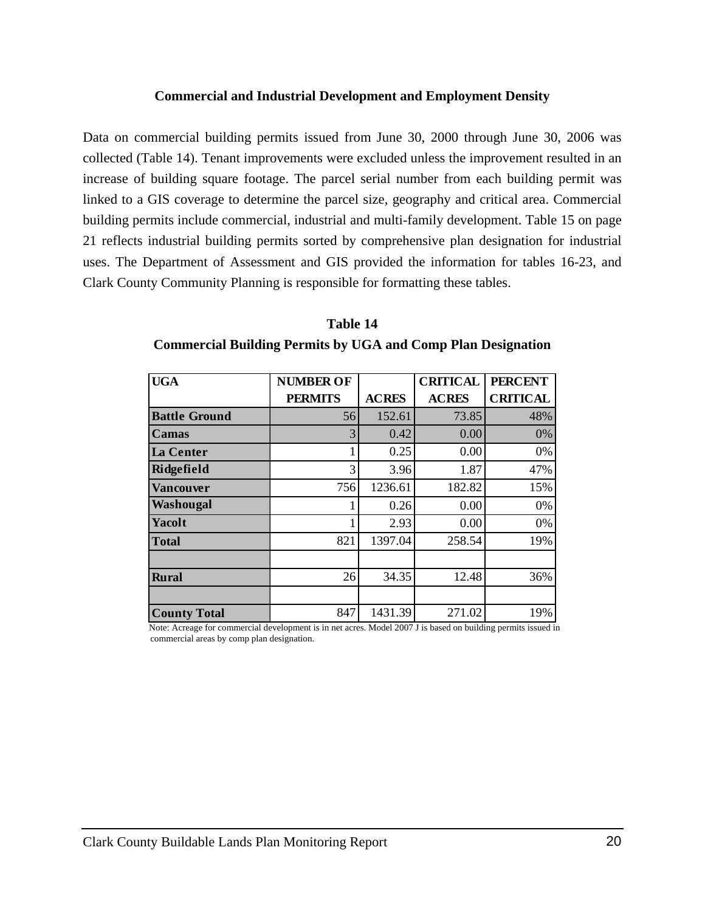### Commercial and Industrial Development and Employment Density

Data on commercial building permits issued from June 30, 2000 through June 30, 2006 was collected (Table 14). Tenant improvements were excluded unless the improvement resulted in an increase of building square footage. The parcel serial number from each building permit was linked to a GIS coverage to determine the parcel size, geography and critical area. Commercial building permits include commercial, industrial and multi-family development. Table 15 on page 21 reflects industrial building permits sorted by comprehensive plan designation for industrial uses. The Department of Assessment and GIS provided the information for tables 16-23, and Clark County Community Planning is responsible for formatting these tables.

**Table 14**
**Commercial Building Permits by UGA and Comp Plan Designation**

| UGA | NUMBER OF PERMITS | ACRES | CRITICAL ACRES | PERCENT CRITICAL |
|---|---|---|---|---|
| **Battle Ground** | 56 | 152.61 | 73.85 | 48% |
| **Camas** | 3 | 0.42 | 0.00 | 0% |
| **La Center** | 1 | 0.25 | 0.00 | 0% |
| **Ridgefield** | 3 | 3.96 | 1.87 | 47% |
| **Vancouver** | 756 | 1236.61 | 182.82 | 15% |
| **Washougal** | 1 | 0.26 | 0.00 | 0% |
| **Yacolt** | 1 | 2.93 | 0.00 | 0% |
| **Total** | 821 | 1397.04 | 258.54 | 19% |
| | | | | |
| **Rural** | 26 | 34.35 | 12.48 | 36% |
| | | | | |
| **County Total** | 847 | 1431.39 | 271.02 | 19% |

Note: Acreage for commercial development is in net acres. Model 2007 J is based on building permits issued in commercial areas by comp plan designation.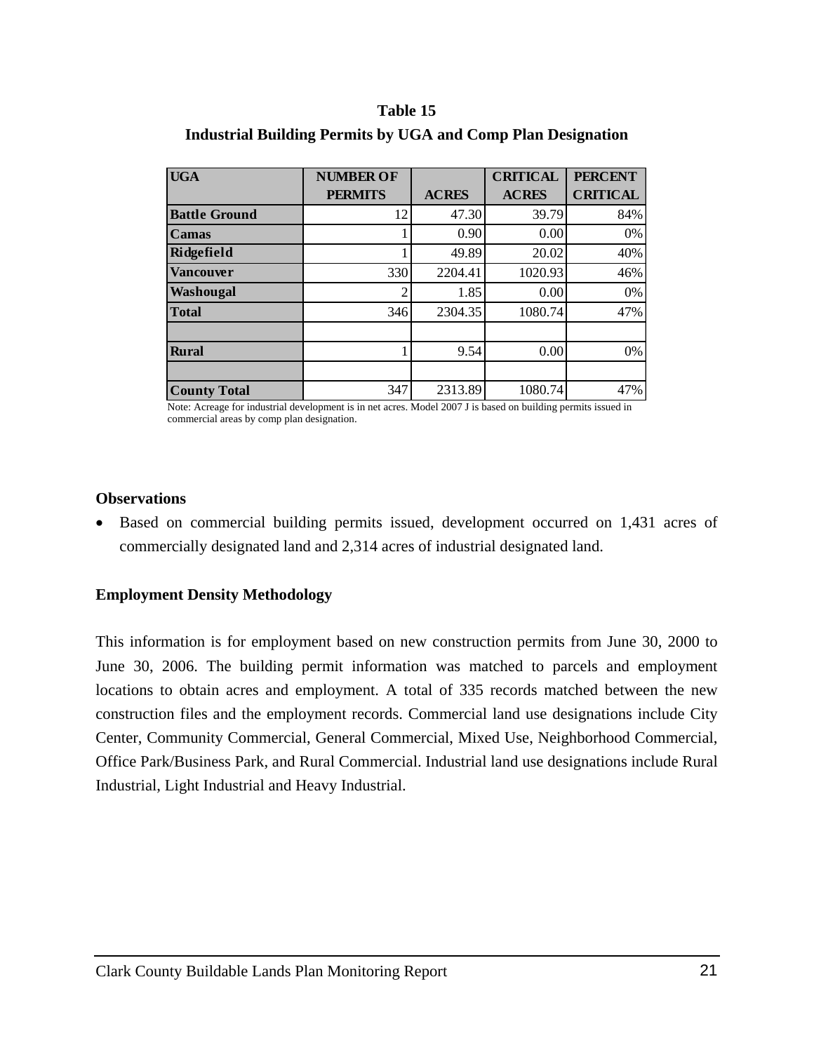**Table 15**

**Industrial Building Permits by UGA and Comp Plan Designation**

| UGA | NUMBER OF PERMITS | ACRES | CRITICAL ACRES | PERCENT CRITICAL |
|---|---|---|---|---|
| Battle Ground | 12 | 47.30 | 39.79 | 84% |
| Camas | 1 | 0.90 | 0.00 | 0% |
| Ridgefield | 1 | 49.89 | 20.02 | 40% |
| Vancouver | 330 | 2204.41 | 1020.93 | 46% |
| Washougal | 2 | 1.85 | 0.00 | 0% |
| Total | 346 | 2304.35 | 1080.74 | 47% |
| | | | | |
| Rural | 1 | 9.54 | 0.00 | 0% |
| | | | | |
| County Total | 347 | 2313.89 | 1080.74 | 47% |

Note: Acreage for industrial development is in net acres. Model 2007 J is based on building permits issued in commercial areas by comp plan designation.

**Observations**

- Based on commercial building permits issued, development occurred on 1,431 acres of commercially designated land and 2,314 acres of industrial designated land.

**Employment Density Methodology**

This information is for employment based on new construction permits from June 30, 2000 to June 30, 2006. The building permit information was matched to parcels and employment locations to obtain acres and employment. A total of 335 records matched between the new construction files and the employment records. Commercial land use designations include City Center, Community Commercial, General Commercial, Mixed Use, Neighborhood Commercial, Office Park/Business Park, and Rural Commercial. Industrial land use designations include Rural Industrial, Light Industrial and Heavy Industrial.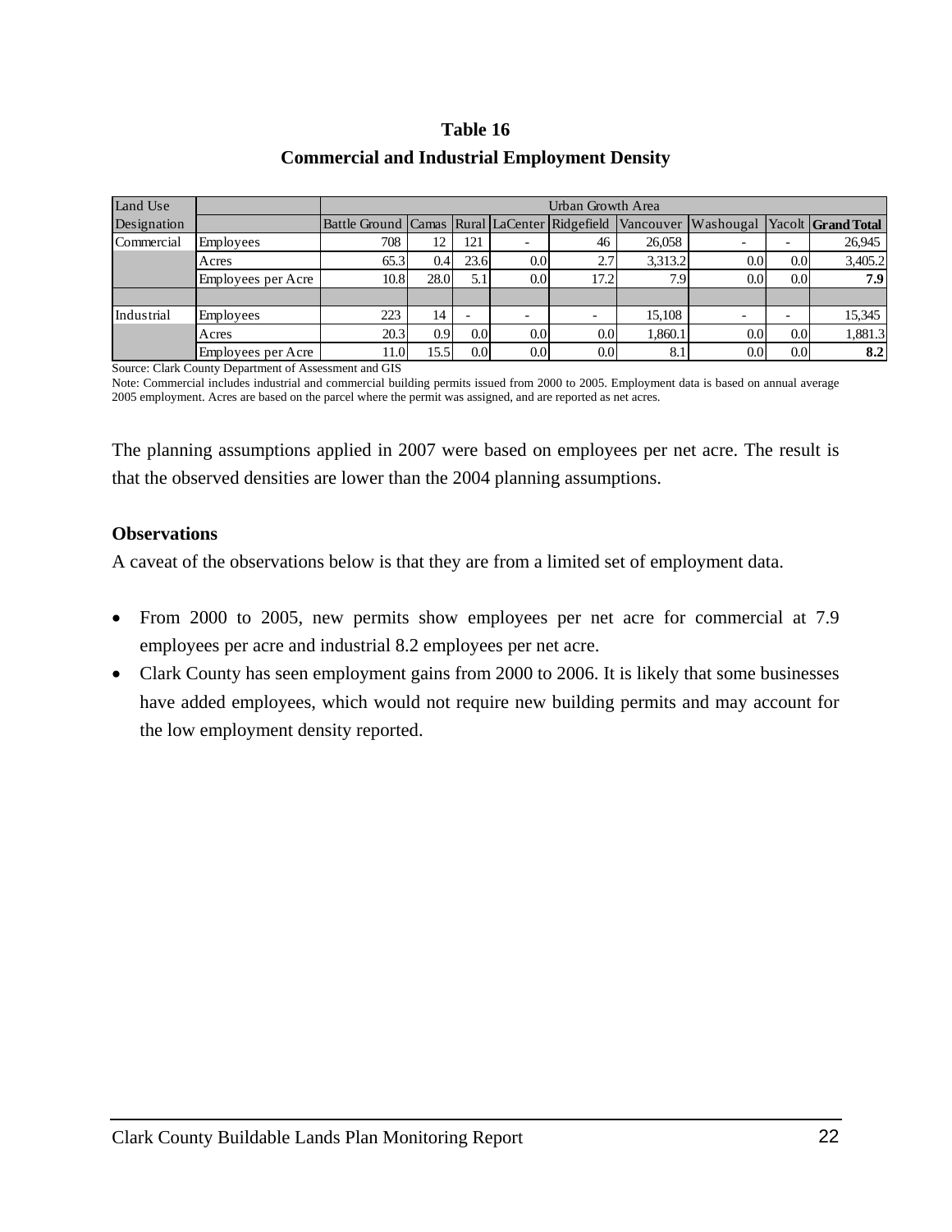**Table 16**

**Commercial and Industrial Employment Density**

| Land Use Designation | | Urban Growth Area | | | | | | | | |
|---|---|---|---|---|---|---|---|---|---|---|
| | | Battle Ground | Camas | Rural | LaCenter | Ridgefield | Vancouver | Washougal | Yacolt | **Grand Total** |
| Commercial | Employees | 708 | 12 | 121 | - | 46 | 26,058 | - | - | 26,945 |
| | Acres | 65.3 | 0.4 | 23.6 | 0.0 | 2.7 | 3,313.2 | 0.0 | 0.0 | 3,405.2 |
| | Employees per Acre | 10.8 | 28.0 | 5.1 | 0.0 | 17.2 | 7.9 | 0.0 | 0.0 | **7.9** |
| | | | | | | | | | | |
| Industrial | Employees | 223 | 14 | - | - | - | 15,108 | - | - | 15,345 |
| | Acres | 20.3 | 0.9 | 0.0 | 0.0 | 0.0 | 1,860.1 | 0.0 | 0.0 | 1,881.3 |
| | Employees per Acre | 11.0 | 15.5 | 0.0 | 0.0 | 0.0 | 8.1 | 0.0 | 0.0 | **8.2** |

Source: Clark County Department of Assessment and GIS

Note: Commercial includes industrial and commercial building permits issued from 2000 to 2005. Employment data is based on annual average 2005 employment. Acres are based on the parcel where the permit was assigned, and are reported as net acres.

The planning assumptions applied in 2007 were based on employees per net acre. The result is that the observed densities are lower than the 2004 planning assumptions.

**Observations**

A caveat of the observations below is that they are from a limited set of employment data.

- From 2000 to 2005, new permits show employees per net acre for commercial at 7.9 employees per acre and industrial 8.2 employees per net acre.
- Clark County has seen employment gains from 2000 to 2006. It is likely that some businesses have added employees, which would not require new building permits and may account for the low employment density reported.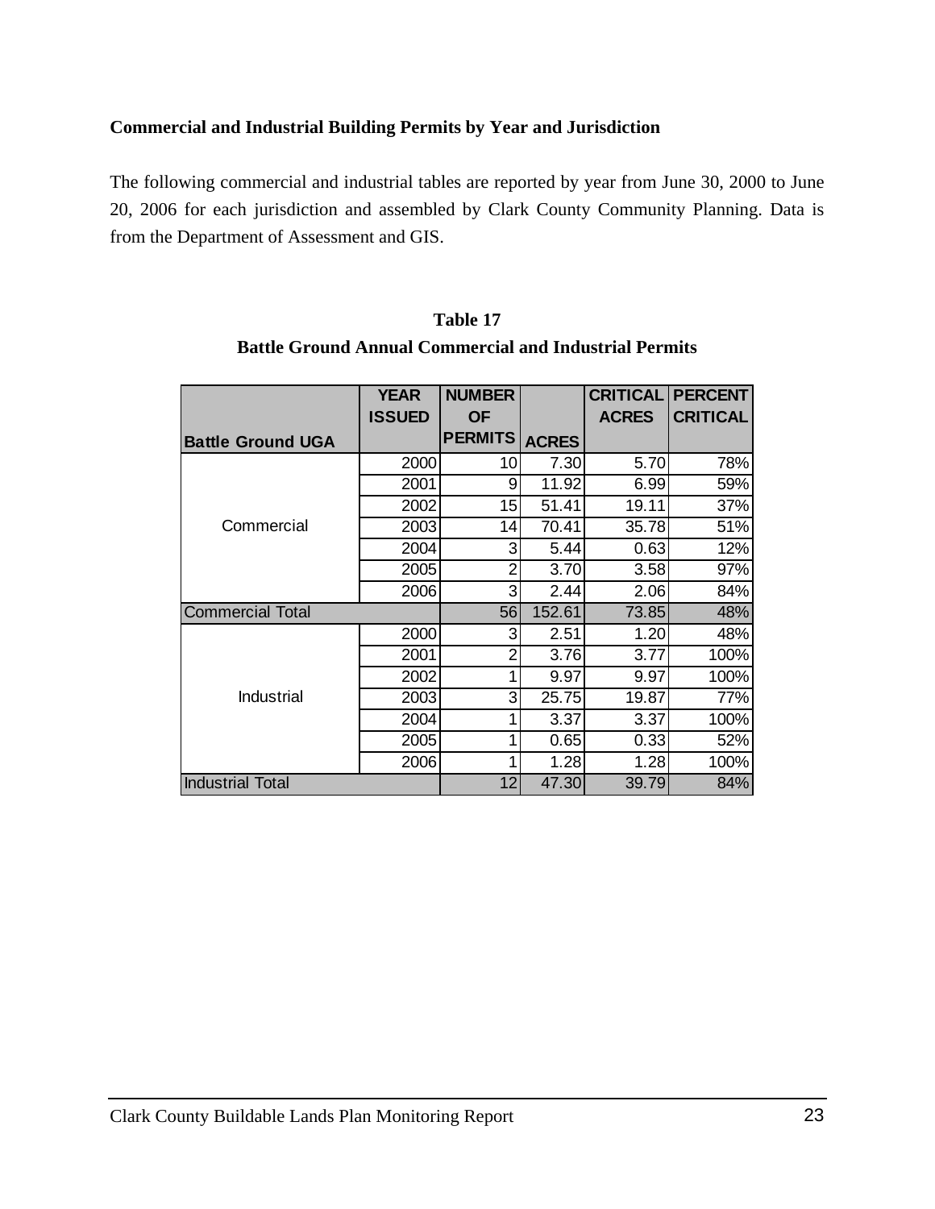**Commercial and Industrial Building Permits by Year and Jurisdiction**

The following commercial and industrial tables are reported by year from June 30, 2000 to June 20, 2006 for each jurisdiction and assembled by Clark County Community Planning. Data is from the Department of Assessment and GIS.

**Table 17**
**Battle Ground Annual Commercial and Industrial Permits**

| Battle Ground UGA | YEAR ISSUED | NUMBER OF PERMITS | ACRES | CRITICAL ACRES | PERCENT CRITICAL |
|---|---|---|---|---|---|
| Commercial | 2000 | 10 | 7.30 | 5.70 | 78% |
| | 2001 | 9 | 11.92 | 6.99 | 59% |
| | 2002 | 15 | 51.41 | 19.11 | 37% |
| | 2003 | 14 | 70.41 | 35.78 | 51% |
| | 2004 | 3 | 5.44 | 0.63 | 12% |
| | 2005 | 2 | 3.70 | 3.58 | 97% |
| | 2006 | 3 | 2.44 | 2.06 | 84% |
| Commercial Total | | 56 | 152.61 | 73.85 | 48% |
| Industrial | 2000 | 3 | 2.51 | 1.20 | 48% |
| | 2001 | 2 | 3.76 | 3.77 | 100% |
| | 2002 | 1 | 9.97 | 9.97 | 100% |
| | 2003 | 3 | 25.75 | 19.87 | 77% |
| | 2004 | 1 | 3.37 | 3.37 | 100% |
| | 2005 | 1 | 0.65 | 0.33 | 52% |
| | 2006 | 1 | 1.28 | 1.28 | 100% |
| Industrial Total | | 12 | 47.30 | 39.79 | 84% |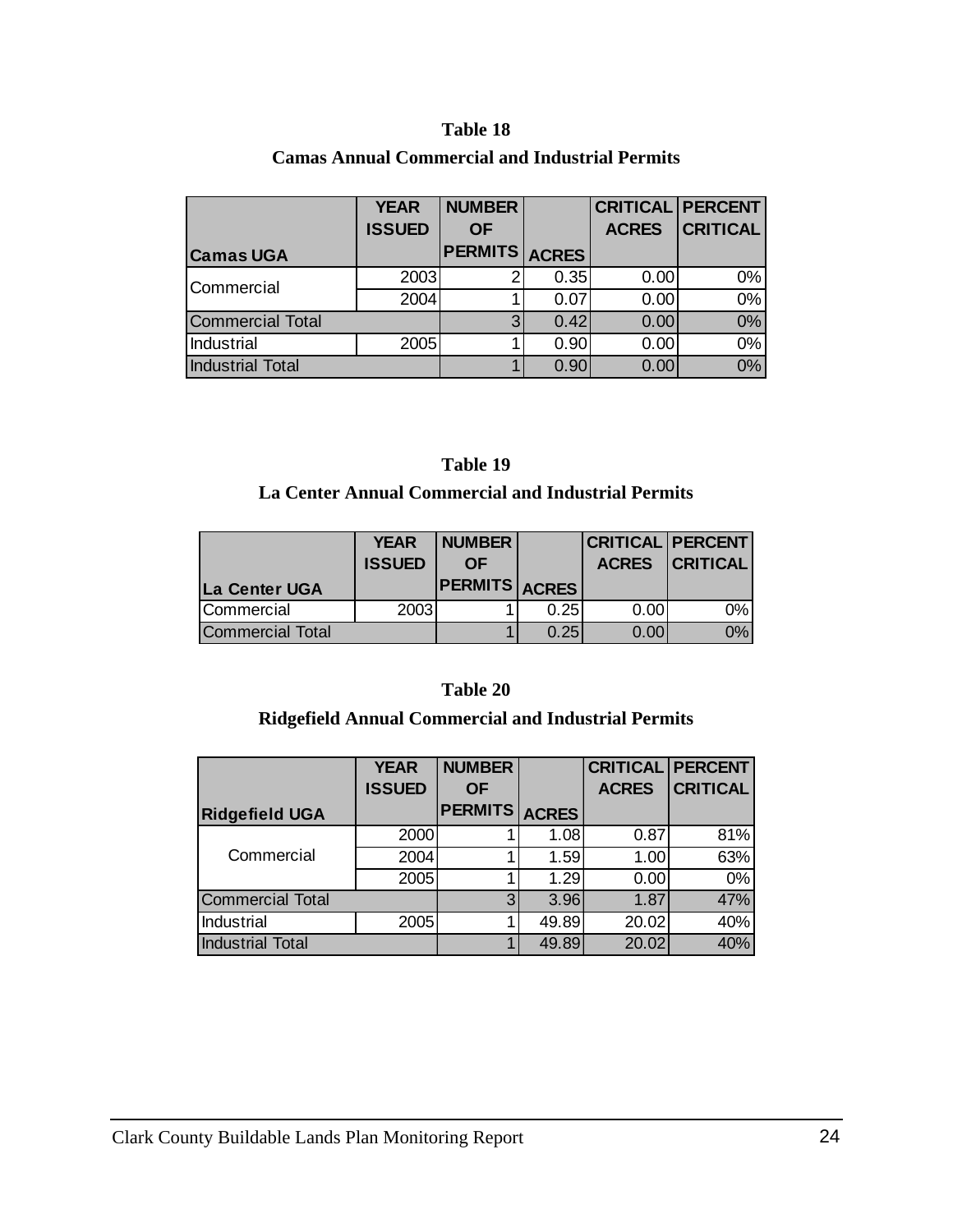**Table 18**

**Camas Annual Commercial and Industrial Permits**

| Camas UGA | YEAR ISSUED | NUMBER OF PERMITS | ACRES | CRITICAL ACRES | PERCENT CRITICAL |
|---|---|---|---|---|---|
| Commercial | 2003 | 2 | 0.35 | 0.00 | 0% |
| | 2004 | 1 | 0.07 | 0.00 | 0% |
| Commercial Total | | 3 | 0.42 | 0.00 | 0% |
| Industrial | 2005 | 1 | 0.90 | 0.00 | 0% |
| Industrial Total | | 1 | 0.90 | 0.00 | 0% |

**Table 19**

**La Center Annual Commercial and Industrial Permits**

| La Center UGA | YEAR ISSUED | NUMBER OF PERMITS | ACRES | CRITICAL ACRES | PERCENT CRITICAL |
|---|---|---|---|---|---|
| Commercial | 2003 | 1 | 0.25 | 0.00 | 0% |
| Commercial Total | | 1 | 0.25 | 0.00 | 0% |

**Table 20**

**Ridgefield Annual Commercial and Industrial Permits**

| Ridgefield UGA | YEAR ISSUED | NUMBER OF PERMITS | ACRES | CRITICAL ACRES | PERCENT CRITICAL |
|---|---|---|---|---|---|
| Commercial | 2000 | 1 | 1.08 | 0.87 | 81% |
| | 2004 | 1 | 1.59 | 1.00 | 63% |
| | 2005 | 1 | 1.29 | 0.00 | 0% |
| Commercial Total | | 3 | 3.96 | 1.87 | 47% |
| Industrial | 2005 | 1 | 49.89 | 20.02 | 40% |
| Industrial Total | | 1 | 49.89 | 20.02 | 40% |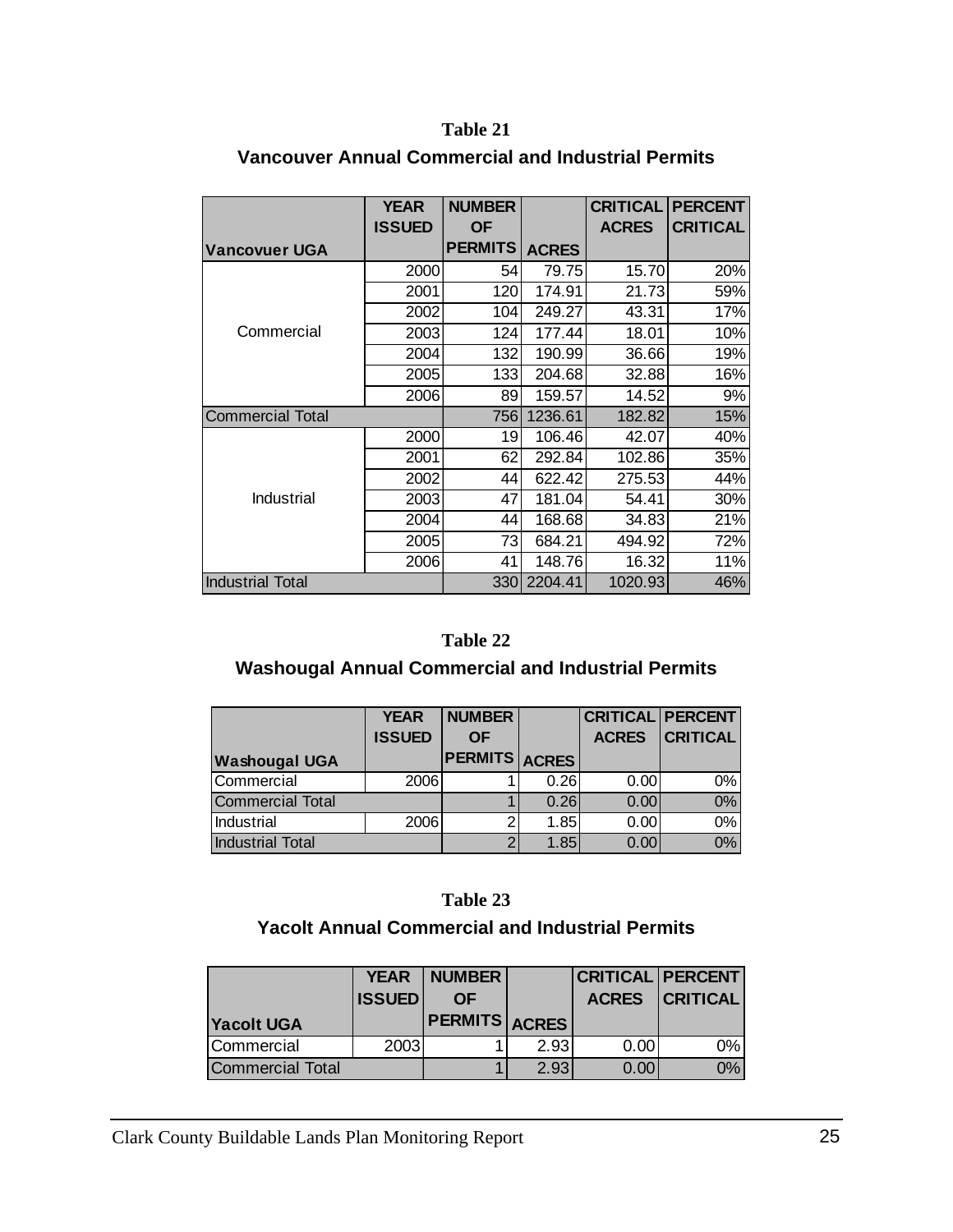**Table 21**

**Vancouver Annual Commercial and Industrial Permits**

| Vancovuer UGA | YEAR ISSUED | NUMBER OF PERMITS | ACRES | CRITICAL ACRES | PERCENT CRITICAL |
|---|---|---|---|---|---|
| Commercial | 2000 | 54 | 79.75 | 15.70 | 20% |
| | 2001 | 120 | 174.91 | 21.73 | 59% |
| | 2002 | 104 | 249.27 | 43.31 | 17% |
| | 2003 | 124 | 177.44 | 18.01 | 10% |
| | 2004 | 132 | 190.99 | 36.66 | 19% |
| | 2005 | 133 | 204.68 | 32.88 | 16% |
| | 2006 | 89 | 159.57 | 14.52 | 9% |
| Commercial Total | | 756 | 1236.61 | 182.82 | 15% |
| Industrial | 2000 | 19 | 106.46 | 42.07 | 40% |
| | 2001 | 62 | 292.84 | 102.86 | 35% |
| | 2002 | 44 | 622.42 | 275.53 | 44% |
| | 2003 | 47 | 181.04 | 54.41 | 30% |
| | 2004 | 44 | 168.68 | 34.83 | 21% |
| | 2005 | 73 | 684.21 | 494.92 | 72% |
| | 2006 | 41 | 148.76 | 16.32 | 11% |
| Industrial Total | | 330 | 2204.41 | 1020.93 | 46% |

**Table 22**

**Washougal Annual Commercial and Industrial Permits**

| Washougal UGA | YEAR ISSUED | NUMBER OF PERMITS | ACRES | CRITICAL ACRES | PERCENT CRITICAL |
|---|---|---|---|---|---|
| Commercial | 2006 | 1 | 0.26 | 0.00 | 0% |
| Commercial Total | | 1 | 0.26 | 0.00 | 0% |
| Industrial | 2006 | 2 | 1.85 | 0.00 | 0% |
| Industrial Total | | 2 | 1.85 | 0.00 | 0% |

**Table 23**

**Yacolt Annual Commercial and Industrial Permits**

| Yacolt UGA | YEAR ISSUED | NUMBER OF PERMITS | ACRES | CRITICAL ACRES | PERCENT CRITICAL |
|---|---|---|---|---|---|
| Commercial | 2003 | 1 | 2.93 | 0.00 | 0% |
| Commercial Total | | 1 | 2.93 | 0.00 | 0% |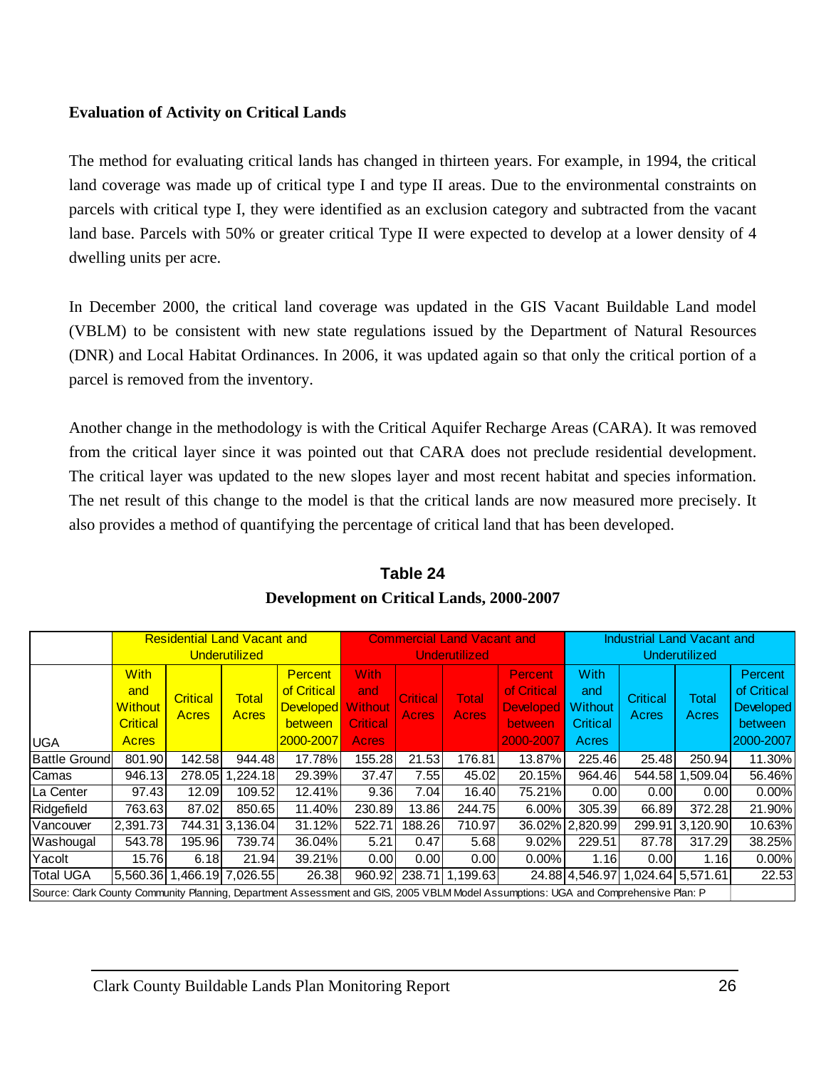**Evaluation of Activity on Critical Lands**

The method for evaluating critical lands has changed in thirteen years. For example, in 1994, the critical land coverage was made up of critical type I and type II areas. Due to the environmental constraints on parcels with critical type I, they were identified as an exclusion category and subtracted from the vacant land base. Parcels with 50% or greater critical Type II were expected to develop at a lower density of 4 dwelling units per acre.

In December 2000, the critical land coverage was updated in the GIS Vacant Buildable Land model (VBLM) to be consistent with new state regulations issued by the Department of Natural Resources (DNR) and Local Habitat Ordinances. In 2006, it was updated again so that only the critical portion of a parcel is removed from the inventory.

Another change in the methodology is with the Critical Aquifer Recharge Areas (CARA). It was removed from the critical layer since it was pointed out that CARA does not preclude residential development. The critical layer was updated to the new slopes layer and most recent habitat and species information. The net result of this change to the model is that the critical lands are now measured more precisely. It also provides a method of quantifying the percentage of critical land that has been developed.

**Table 24**

**Development on Critical Lands, 2000-2007**

| | Residential Land Vacant and Underutilized | | | | Commercial Land Vacant and Underutilized | | | | Industrial Land Vacant and Underutilized | | | |
|---|---|---|---|---|---|---|---|---|---|---|---|---|
| UGA | With and Without Critical Acres | Critical Acres | Total Acres | Percent of Critical Developed between 2000-2007 | With and Without Critical Acres | Critical Acres | Total Acres | Percent of Critical Developed between 2000-2007 | With and Without Critical Acres | Critical Acres | Total Acres | Percent of Critical Developed between 2000-2007 |
| Battle Ground | 801.90 | 142.58 | 944.48 | 17.78% | 155.28 | 21.53 | 176.81 | 13.87% | 225.46 | 25.48 | 250.94 | 11.30% |
| Camas | 946.13 | 278.05 | 1,224.18 | 29.39% | 37.47 | 7.55 | 45.02 | 20.15% | 964.46 | 544.58 | 1,509.04 | 56.46% |
| La Center | 97.43 | 12.09 | 109.52 | 12.41% | 9.36 | 7.04 | 16.40 | 75.21% | 0.00 | 0.00 | 0.00 | 0.00% |
| Ridgefield | 763.63 | 87.02 | 850.65 | 11.40% | 230.89 | 13.86 | 244.75 | 6.00% | 305.39 | 66.89 | 372.28 | 21.90% |
| Vancouver | 2,391.73 | 744.31 | 3,136.04 | 31.12% | 522.71 | 188.26 | 710.97 | 36.02% | 2,820.99 | 299.91 | 3,120.90 | 10.63% |
| Washougal | 543.78 | 195.96 | 739.74 | 36.04% | 5.21 | 0.47 | 5.68 | 9.02% | 229.51 | 87.78 | 317.29 | 38.25% |
| Yacolt | 15.76 | 6.18 | 21.94 | 39.21% | 0.00 | 0.00 | 0.00 | 0.00% | 1.16 | 0.00 | 1.16 | 0.00% |
| Total UGA | 5,560.36 | 1,466.19 | 7,026.55 | 26.38 | 960.92 | 238.71 | 1,199.63 | 24.88 | 4,546.97 | 1,024.64 | 5,571.61 | 22.53 |

Source: Clark County Community Planning, Department Assessment and GIS, 2005 VBLM Model Assumptions: UGA and Comprehensive Plan: P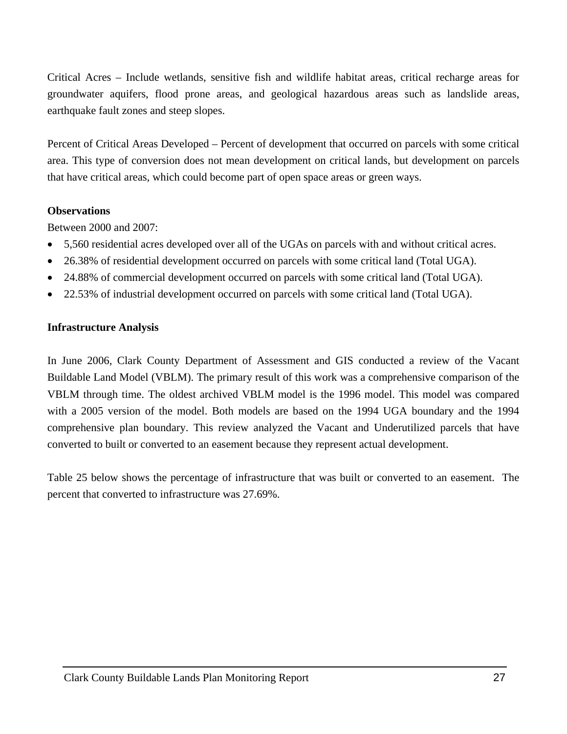Critical Acres – Include wetlands, sensitive fish and wildlife habitat areas, critical recharge areas for groundwater aquifers, flood prone areas, and geological hazardous areas such as landslide areas, earthquake fault zones and steep slopes.

Percent of Critical Areas Developed – Percent of development that occurred on parcels with some critical area. This type of conversion does not mean development on critical lands, but development on parcels that have critical areas, which could become part of open space areas or green ways.

**Observations**

Between 2000 and 2007:

- 5,560 residential acres developed over all of the UGAs on parcels with and without critical acres.
- 26.38% of residential development occurred on parcels with some critical land (Total UGA).
- 24.88% of commercial development occurred on parcels with some critical land (Total UGA).
- 22.53% of industrial development occurred on parcels with some critical land (Total UGA).

**Infrastructure Analysis**

In June 2006, Clark County Department of Assessment and GIS conducted a review of the Vacant Buildable Land Model (VBLM). The primary result of this work was a comprehensive comparison of the VBLM through time. The oldest archived VBLM model is the 1996 model. This model was compared with a 2005 version of the model. Both models are based on the 1994 UGA boundary and the 1994 comprehensive plan boundary. This review analyzed the Vacant and Underutilized parcels that have converted to built or converted to an easement because they represent actual development.

Table 25 below shows the percentage of infrastructure that was built or converted to an easement. The percent that converted to infrastructure was 27.69%.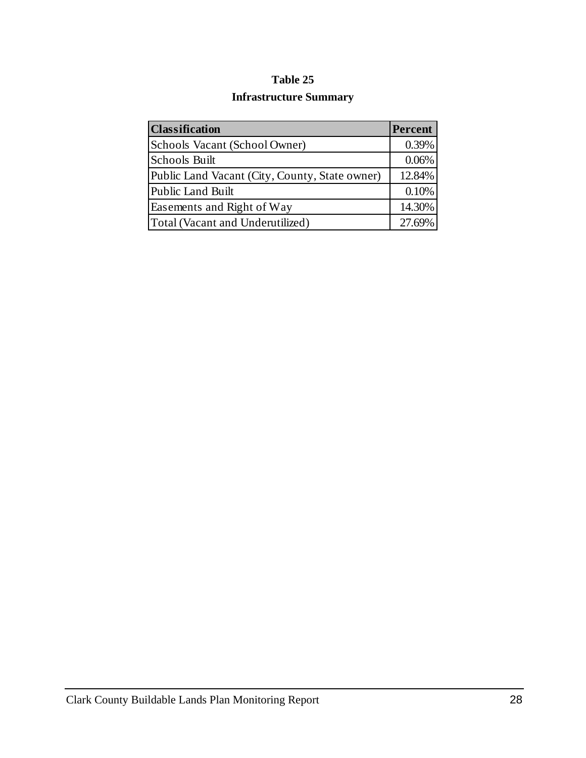**Table 25**

**Infrastructure Summary**

| Classification | Percent |
|---|---|
| Schools Vacant (School Owner) | 0.39% |
| Schools Built | 0.06% |
| Public Land Vacant (City, County, State owner) | 12.84% |
| Public Land Built | 0.10% |
| Easements and Right of Way | 14.30% |
| Total (Vacant and Underutilized) | 27.69% |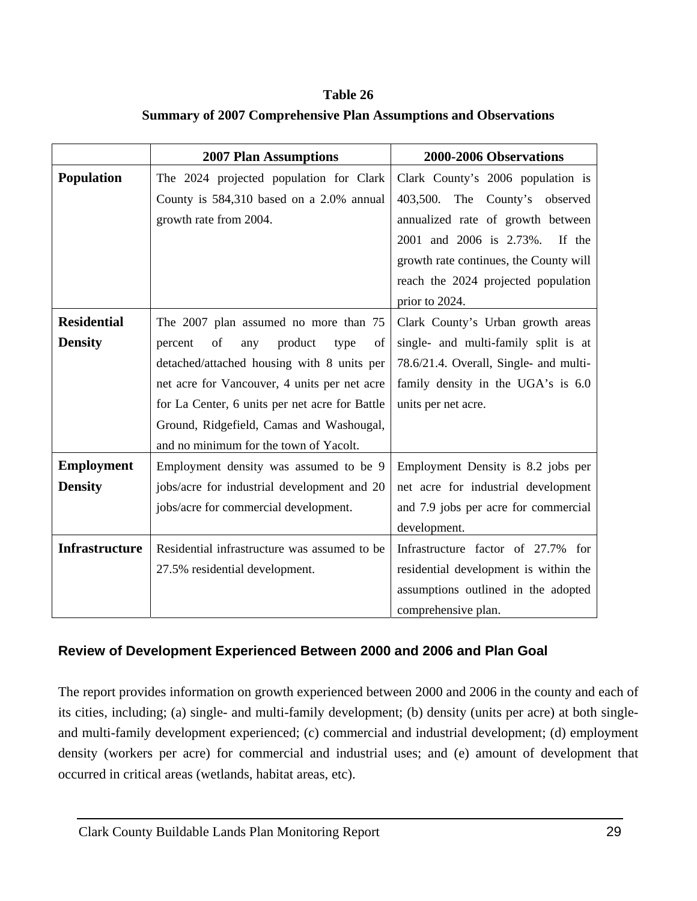**Table 26**

**Summary of 2007 Comprehensive Plan Assumptions and Observations**

| | 2007 Plan Assumptions | 2000-2006 Observations |
|---|---|---|
| **Population** | The 2024 projected population for Clark County is 584,310 based on a 2.0% annual growth rate from 2004. | Clark County's 2006 population is 403,500. The County's observed annualized rate of growth between 2001 and 2006 is 2.73%. If the growth rate continues, the County will reach the 2024 projected population prior to 2024. |
| **Residential Density** | The 2007 plan assumed no more than 75 percent of any product type of detached/attached housing with 8 units per net acre for Vancouver, 4 units per net acre for La Center, 6 units per net acre for Battle Ground, Ridgefield, Camas and Washougal, and no minimum for the town of Yacolt. | Clark County's Urban growth areas single- and multi-family split is at 78.6/21.4. Overall, Single- and multi-family density in the UGA's is 6.0 units per net acre. |
| **Employment Density** | Employment density was assumed to be 9 jobs/acre for industrial development and 20 jobs/acre for commercial development. | Employment Density is 8.2 jobs per net acre for industrial development and 7.9 jobs per acre for commercial development. |
| **Infrastructure** | Residential infrastructure was assumed to be 27.5% residential development. | Infrastructure factor of 27.7% for residential development is within the assumptions outlined in the adopted comprehensive plan. |

### Review of Development Experienced Between 2000 and 2006 and Plan Goal

The report provides information on growth experienced between 2000 and 2006 in the county and each of its cities, including; (a) single- and multi-family development; (b) density (units per acre) at both single- and multi-family development experienced; (c) commercial and industrial development; (d) employment density (workers per acre) for commercial and industrial uses; and (e) amount of development that occurred in critical areas (wetlands, habitat areas, etc).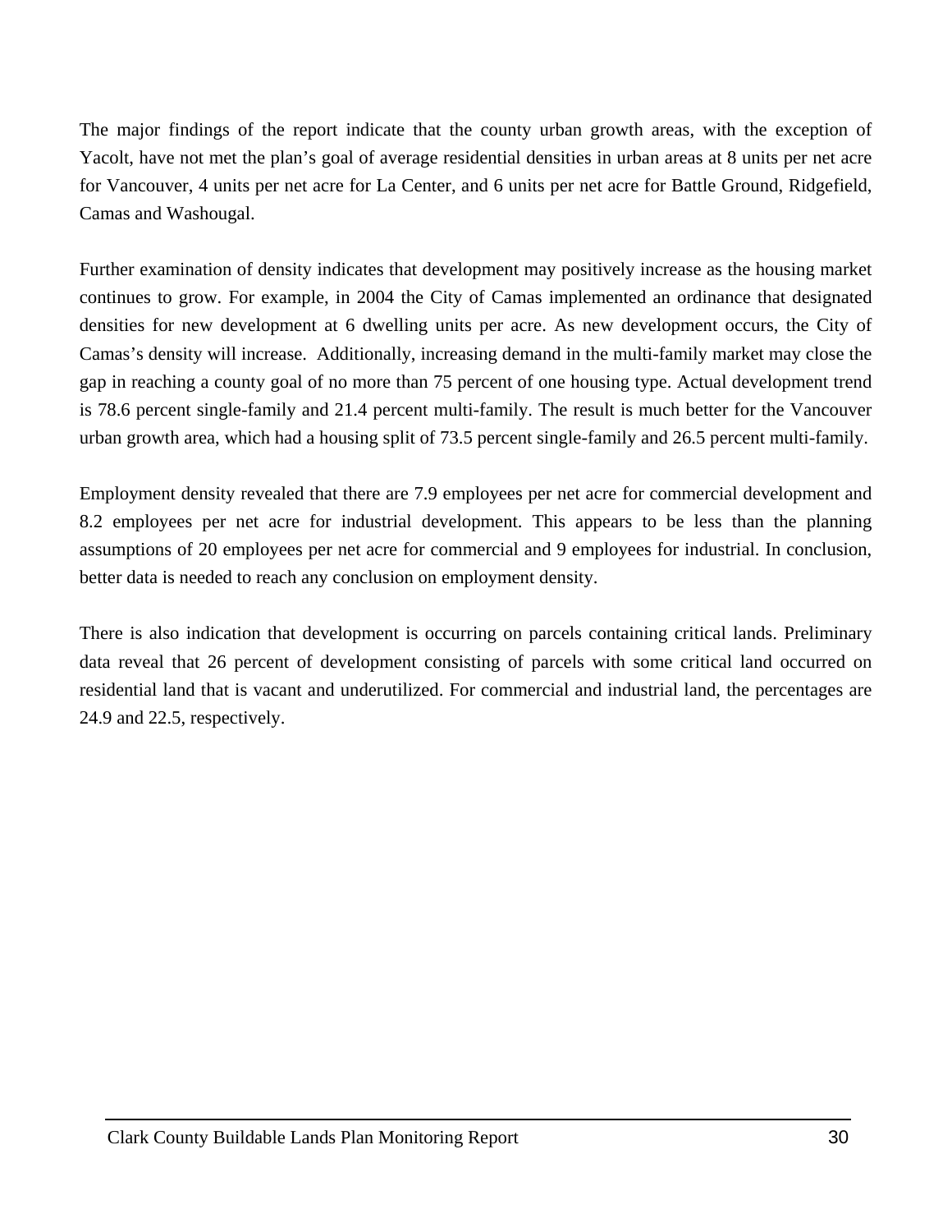The major findings of the report indicate that the county urban growth areas, with the exception of Yacolt, have not met the plan's goal of average residential densities in urban areas at 8 units per net acre for Vancouver, 4 units per net acre for La Center, and 6 units per net acre for Battle Ground, Ridgefield, Camas and Washougal.

Further examination of density indicates that development may positively increase as the housing market continues to grow. For example, in 2004 the City of Camas implemented an ordinance that designated densities for new development at 6 dwelling units per acre. As new development occurs, the City of Camas's density will increase. Additionally, increasing demand in the multi-family market may close the gap in reaching a county goal of no more than 75 percent of one housing type. Actual development trend is 78.6 percent single-family and 21.4 percent multi-family. The result is much better for the Vancouver urban growth area, which had a housing split of 73.5 percent single-family and 26.5 percent multi-family.

Employment density revealed that there are 7.9 employees per net acre for commercial development and 8.2 employees per net acre for industrial development. This appears to be less than the planning assumptions of 20 employees per net acre for commercial and 9 employees for industrial. In conclusion, better data is needed to reach any conclusion on employment density.

There is also indication that development is occurring on parcels containing critical lands. Preliminary data reveal that 26 percent of development consisting of parcels with some critical land occurred on residential land that is vacant and underutilized. For commercial and industrial land, the percentages are 24.9 and 22.5, respectively.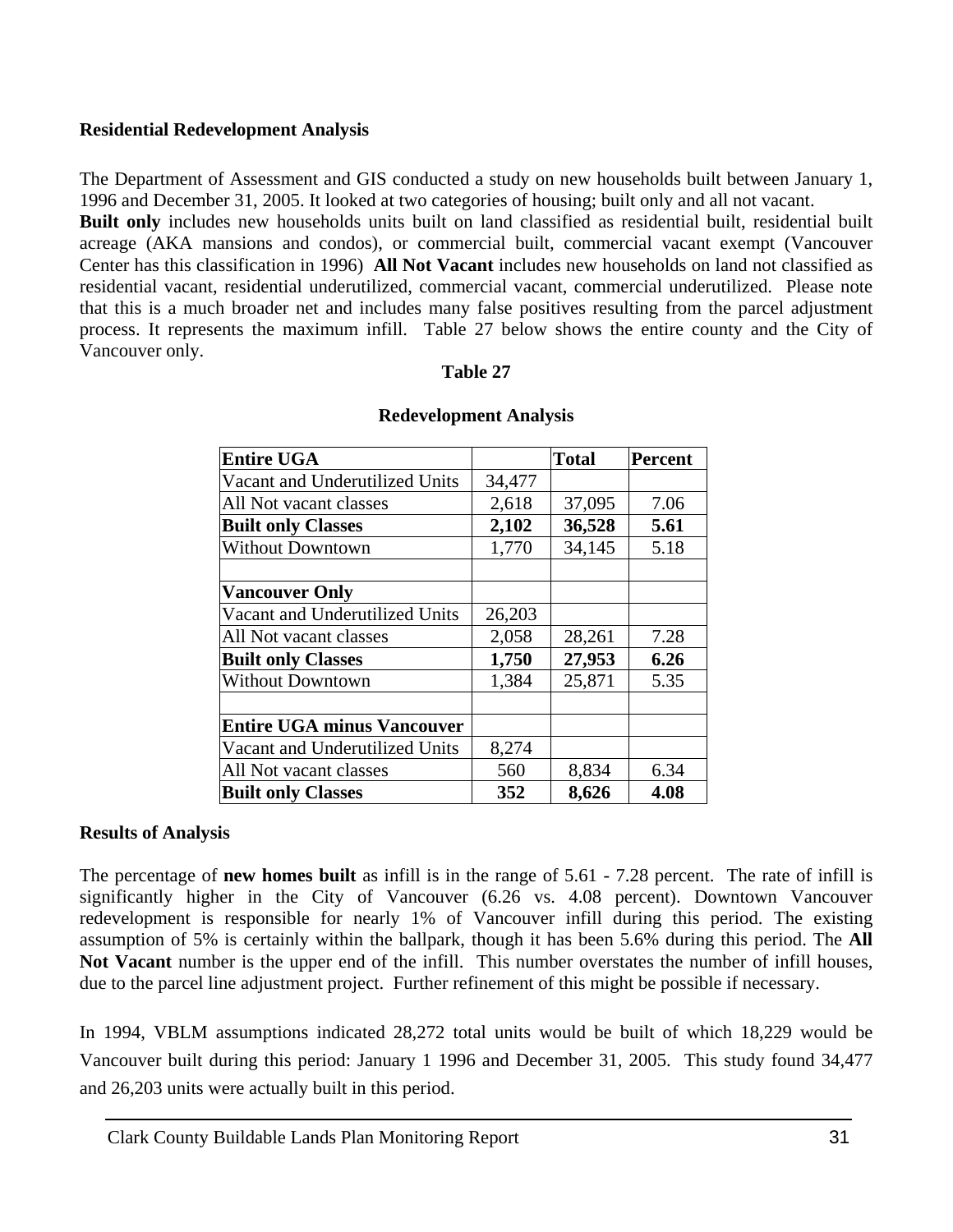**Residential Redevelopment Analysis**

The Department of Assessment and GIS conducted a study on new households built between January 1, 1996 and December 31, 2005. It looked at two categories of housing; built only and all not vacant. **Built only** includes new households units built on land classified as residential built, residential built acreage (AKA mansions and condos), or commercial built, commercial vacant exempt (Vancouver Center has this classification in 1996) **All Not Vacant** includes new households on land not classified as residential vacant, residential underutilized, commercial vacant, commercial underutilized. Please note that this is a much broader net and includes many false positives resulting from the parcel adjustment process. It represents the maximum infill. Table 27 below shows the entire county and the City of Vancouver only.

**Table 27**

**Redevelopment Analysis**

| **Entire UGA** | | **Total** | **Percent** |
|---|---|---|---|
| Vacant and Underutilized Units | 34,477 | | |
| All Not vacant classes | 2,618 | 37,095 | 7.06 |
| **Built only Classes** | **2,102** | **36,528** | **5.61** |
| Without Downtown | 1,770 | 34,145 | 5.18 |
| | | | |
| **Vancouver Only** | | | |
| Vacant and Underutilized Units | 26,203 | | |
| All Not vacant classes | 2,058 | 28,261 | 7.28 |
| **Built only Classes** | **1,750** | **27,953** | **6.26** |
| Without Downtown | 1,384 | 25,871 | 5.35 |
| | | | |
| **Entire UGA minus Vancouver** | | | |
| Vacant and Underutilized Units | 8,274 | | |
| All Not vacant classes | 560 | 8,834 | 6.34 |
| **Built only Classes** | **352** | **8,626** | **4.08** |

**Results of Analysis**

The percentage of **new homes built** as infill is in the range of 5.61 - 7.28 percent. The rate of infill is significantly higher in the City of Vancouver (6.26 vs. 4.08 percent). Downtown Vancouver redevelopment is responsible for nearly 1% of Vancouver infill during this period. The existing assumption of 5% is certainly within the ballpark, though it has been 5.6% during this period. The **All Not Vacant** number is the upper end of the infill. This number overstates the number of infill houses, due to the parcel line adjustment project. Further refinement of this might be possible if necessary.

In 1994, VBLM assumptions indicated 28,272 total units would be built of which 18,229 would be Vancouver built during this period: January 1 1996 and December 31, 2005. This study found 34,477 and 26,203 units were actually built in this period.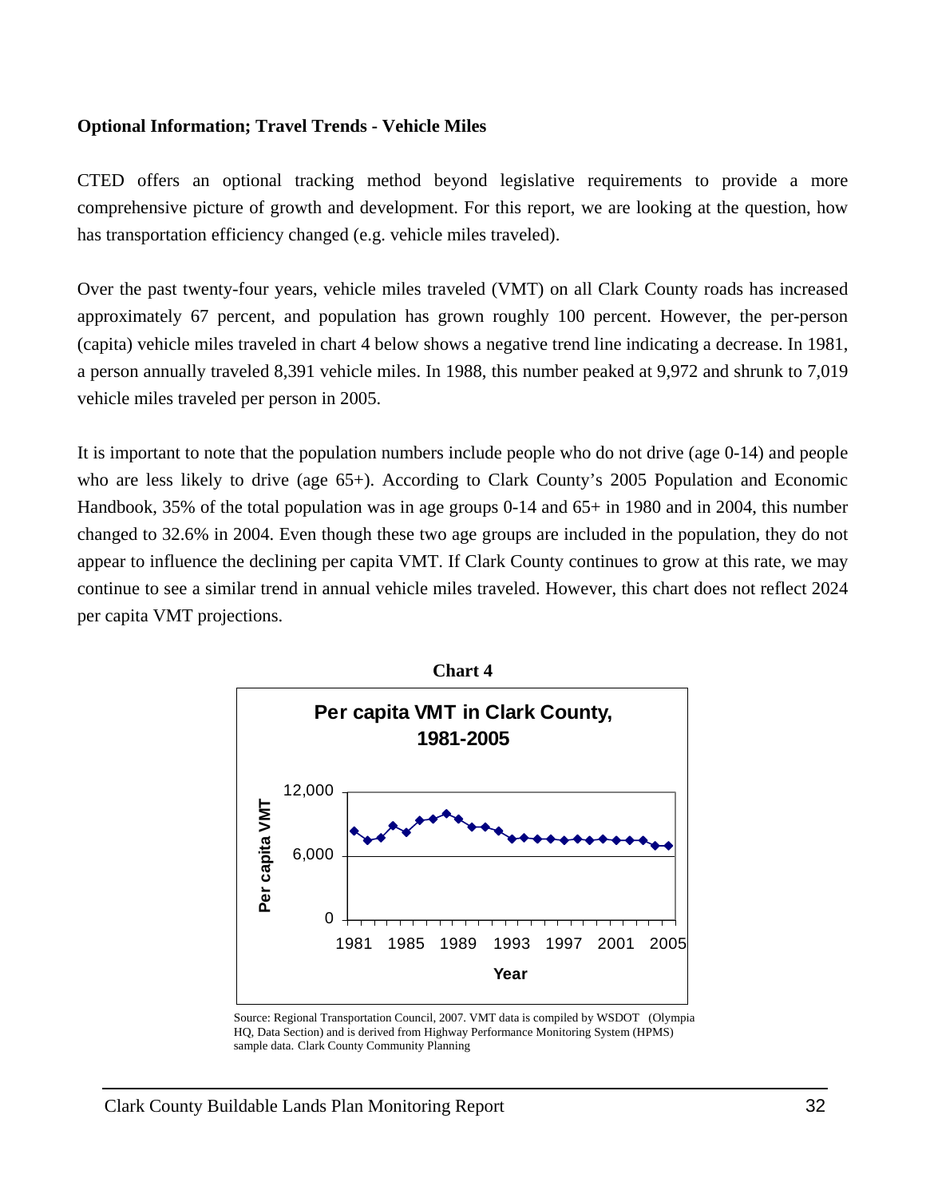**Optional Information; Travel Trends - Vehicle Miles**

CTED offers an optional tracking method beyond legislative requirements to provide a more comprehensive picture of growth and development. For this report, we are looking at the question, how has transportation efficiency changed (e.g. vehicle miles traveled).

Over the past twenty-four years, vehicle miles traveled (VMT) on all Clark County roads has increased approximately 67 percent, and population has grown roughly 100 percent. However, the per-person (capita) vehicle miles traveled in chart 4 below shows a negative trend line indicating a decrease. In 1981, a person annually traveled 8,391 vehicle miles. In 1988, this number peaked at 9,972 and shrunk to 7,019 vehicle miles traveled per person in 2005.

It is important to note that the population numbers include people who do not drive (age 0-14) and people who are less likely to drive (age 65+). According to Clark County's 2005 Population and Economic Handbook, 35% of the total population was in age groups 0-14 and 65+ in 1980 and in 2004, this number changed to 32.6% in 2004. Even though these two age groups are included in the population, they do not appear to influence the declining per capita VMT. If Clark County continues to grow at this rate, we may continue to see a similar trend in annual vehicle miles traveled. However, this chart does not reflect 2024 per capita VMT projections.

**Chart 4**

**Per capita VMT in Clark County, 1981-2005**

Source: Regional Transportation Council, 2007. VMT data is compiled by WSDOT (Olympia HQ, Data Section) and is derived from Highway Performance Monitoring System (HPMS) sample data. Clark County Community Planning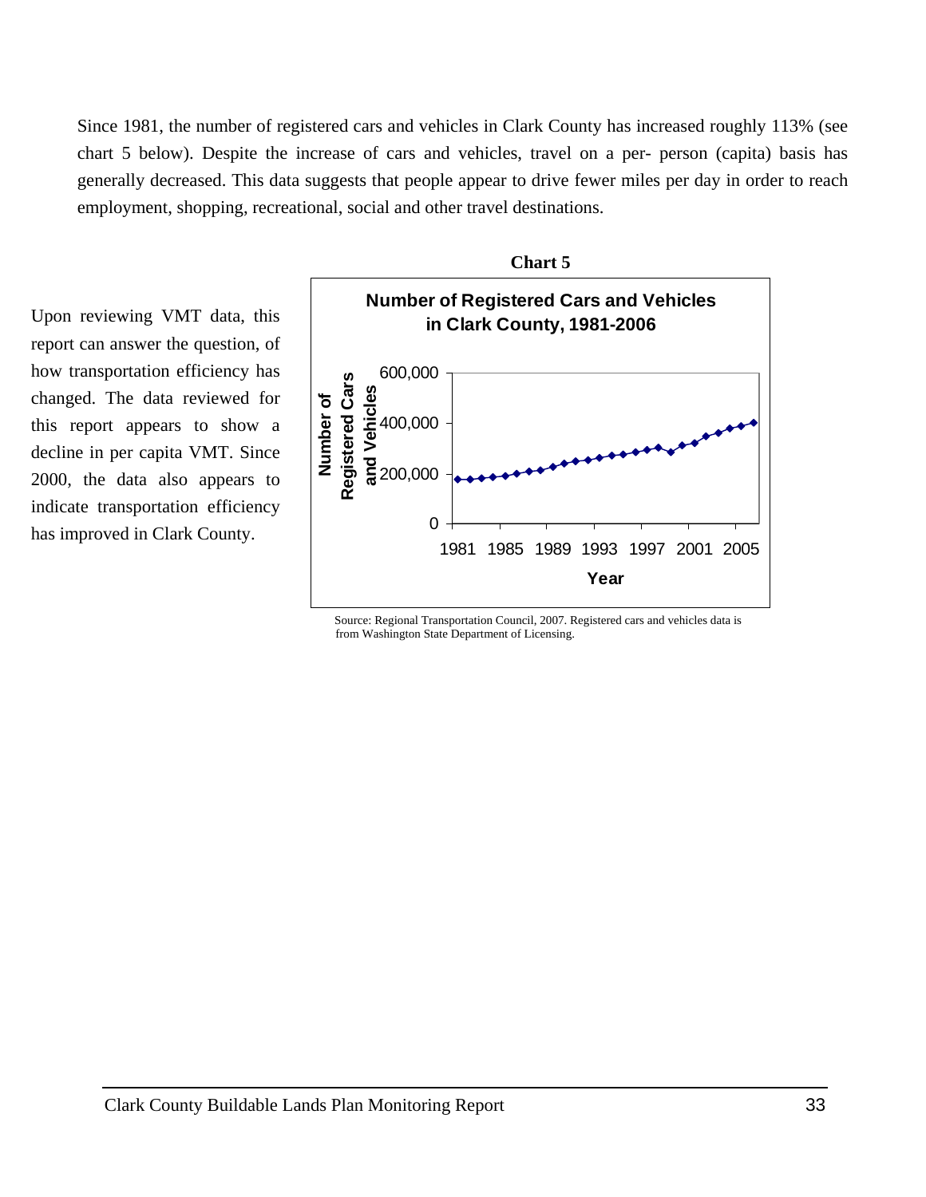Since 1981, the number of registered cars and vehicles in Clark County has increased roughly 113% (see chart 5 below). Despite the increase of cars and vehicles, travel on a per- person (capita) basis has generally decreased. This data suggests that people appear to drive fewer miles per day in order to reach employment, shopping, recreational, social and other travel destinations.

Upon reviewing VMT data, this report can answer the question, of how transportation efficiency has changed. The data reviewed for this report appears to show a decline in per capita VMT. Since 2000, the data also appears to indicate transportation efficiency has improved in Clark County.

**Chart 5**

**Number of Registered Cars and Vehicles in Clark County, 1981-2006**

Source: Regional Transportation Council, 2007. Registered cars and vehicles data is from Washington State Department of Licensing.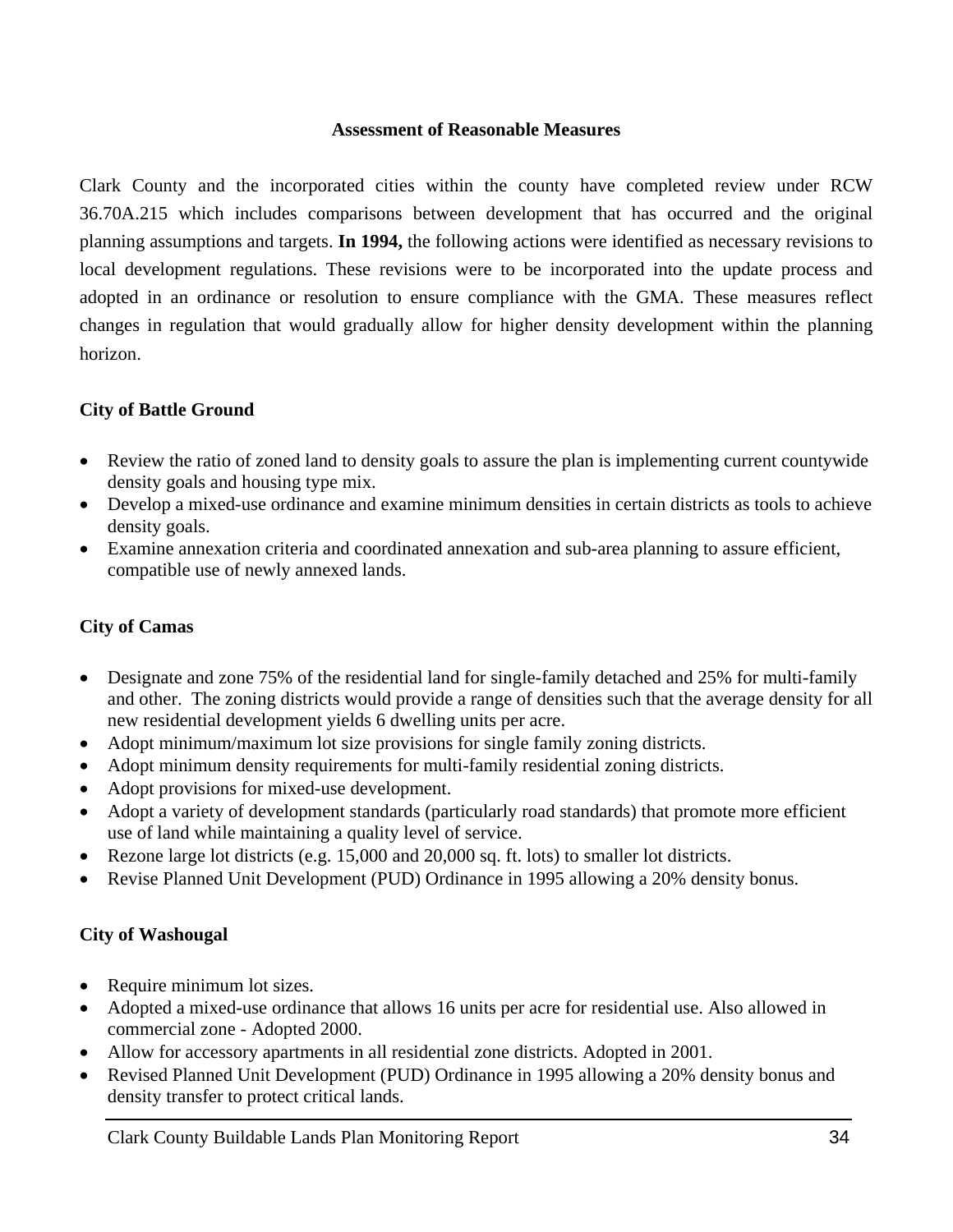## Assessment of Reasonable Measures

Clark County and the incorporated cities within the county have completed review under RCW 36.70A.215 which includes comparisons between development that has occurred and the original planning assumptions and targets. **In 1994,** the following actions were identified as necessary revisions to local development regulations. These revisions were to be incorporated into the update process and adopted in an ordinance or resolution to ensure compliance with the GMA. These measures reflect changes in regulation that would gradually allow for higher density development within the planning horizon.

### City of Battle Ground

- Review the ratio of zoned land to density goals to assure the plan is implementing current countywide density goals and housing type mix.
- Develop a mixed-use ordinance and examine minimum densities in certain districts as tools to achieve density goals.
- Examine annexation criteria and coordinated annexation and sub-area planning to assure efficient, compatible use of newly annexed lands.

### City of Camas

- Designate and zone 75% of the residential land for single-family detached and 25% for multi-family and other. The zoning districts would provide a range of densities such that the average density for all new residential development yields 6 dwelling units per acre.
- Adopt minimum/maximum lot size provisions for single family zoning districts.
- Adopt minimum density requirements for multi-family residential zoning districts.
- Adopt provisions for mixed-use development.
- Adopt a variety of development standards (particularly road standards) that promote more efficient use of land while maintaining a quality level of service.
- Rezone large lot districts (e.g. 15,000 and 20,000 sq. ft. lots) to smaller lot districts.
- Revise Planned Unit Development (PUD) Ordinance in 1995 allowing a 20% density bonus.

### City of Washougal

- Require minimum lot sizes.
- Adopted a mixed-use ordinance that allows 16 units per acre for residential use. Also allowed in commercial zone - Adopted 2000.
- Allow for accessory apartments in all residential zone districts. Adopted in 2001.
- Revised Planned Unit Development (PUD) Ordinance in 1995 allowing a 20% density bonus and density transfer to protect critical lands.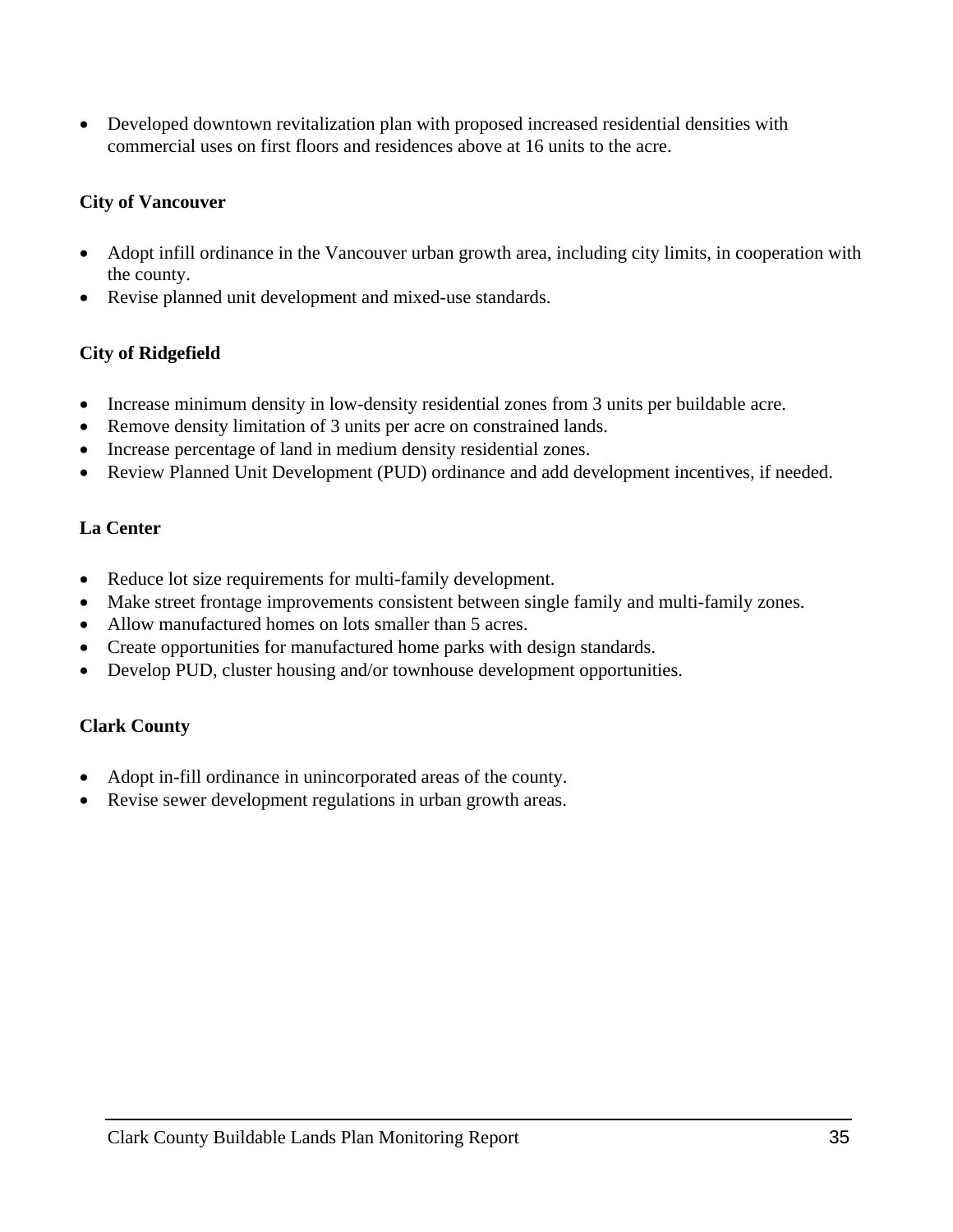- Developed downtown revitalization plan with proposed increased residential densities with commercial uses on first floors and residences above at 16 units to the acre.

**City of Vancouver**

- Adopt infill ordinance in the Vancouver urban growth area, including city limits, in cooperation with the county.
- Revise planned unit development and mixed-use standards.

**City of Ridgefield**

- Increase minimum density in low-density residential zones from 3 units per buildable acre.
- Remove density limitation of 3 units per acre on constrained lands.
- Increase percentage of land in medium density residential zones.
- Review Planned Unit Development (PUD) ordinance and add development incentives, if needed.

**La Center**

- Reduce lot size requirements for multi-family development.
- Make street frontage improvements consistent between single family and multi-family zones.
- Allow manufactured homes on lots smaller than 5 acres.
- Create opportunities for manufactured home parks with design standards.
- Develop PUD, cluster housing and/or townhouse development opportunities.

**Clark County**

- Adopt in-fill ordinance in unincorporated areas of the county.
- Revise sewer development regulations in urban growth areas.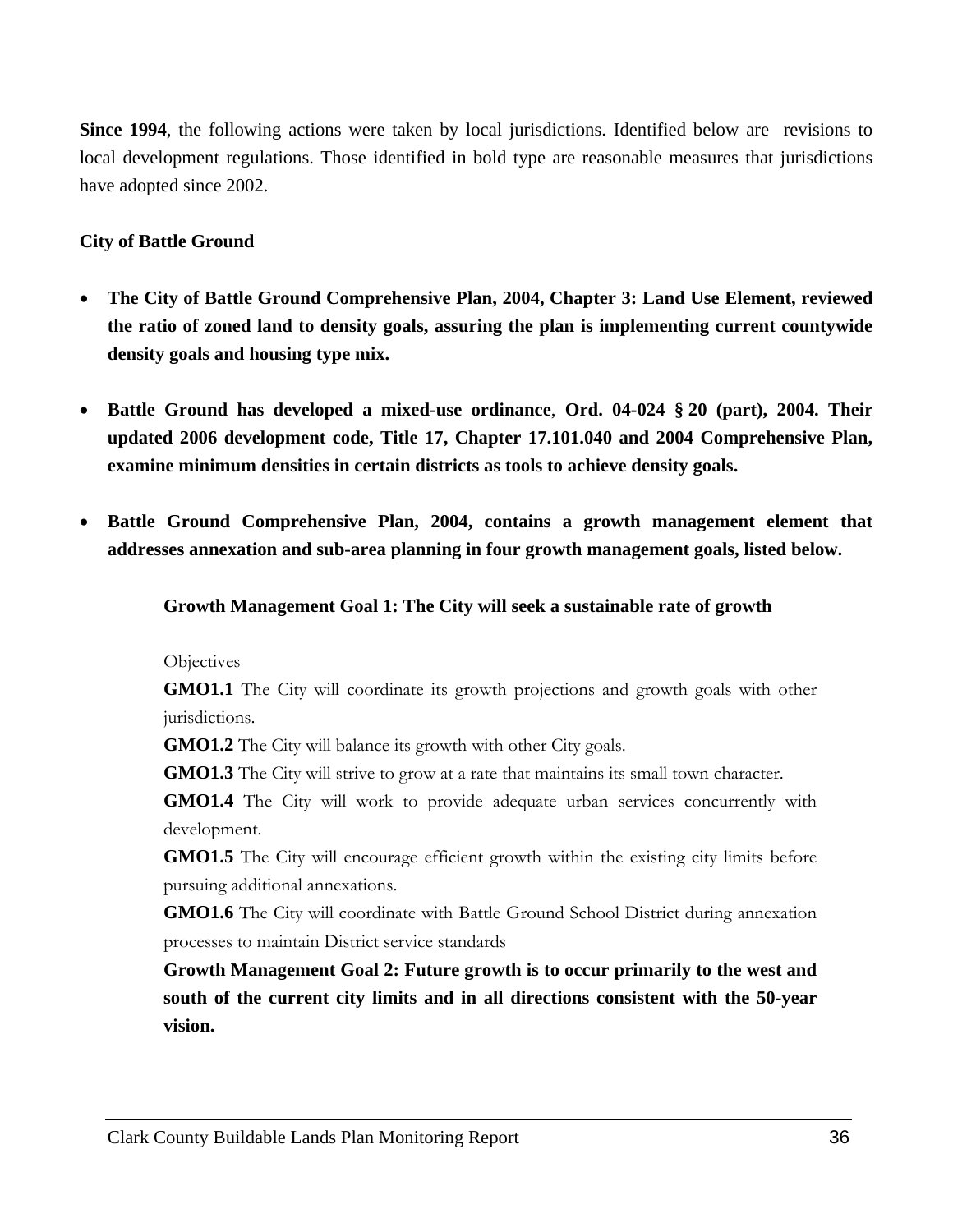**Since 1994**, the following actions were taken by local jurisdictions. Identified below are revisions to local development regulations. Those identified in bold type are reasonable measures that jurisdictions have adopted since 2002.

**City of Battle Ground**

- **The City of Battle Ground Comprehensive Plan, 2004, Chapter 3: Land Use Element, reviewed the ratio of zoned land to density goals, assuring the plan is implementing current countywide density goals and housing type mix.**

- **Battle Ground has developed a mixed-use ordinance**, **Ord. 04-024 § 20 (part), 2004. Their updated 2006 development code, Title 17, Chapter 17.101.040 and 2004 Comprehensive Plan, examine minimum densities in certain districts as tools to achieve density goals.**

- **Battle Ground Comprehensive Plan, 2004, contains a growth management element that addresses annexation and sub-area planning in four growth management goals, listed below.**

**Growth Management Goal 1: The City will seek a sustainable rate of growth**

Objectives

**GMO1.1** The City will coordinate its growth projections and growth goals with other jurisdictions.

**GMO1.2** The City will balance its growth with other City goals.

**GMO1.3** The City will strive to grow at a rate that maintains its small town character.

**GMO1.4** The City will work to provide adequate urban services concurrently with development.

**GMO1.5** The City will encourage efficient growth within the existing city limits before pursuing additional annexations.

**GMO1.6** The City will coordinate with Battle Ground School District during annexation processes to maintain District service standards

**Growth Management Goal 2: Future growth is to occur primarily to the west and south of the current city limits and in all directions consistent with the 50-year vision.**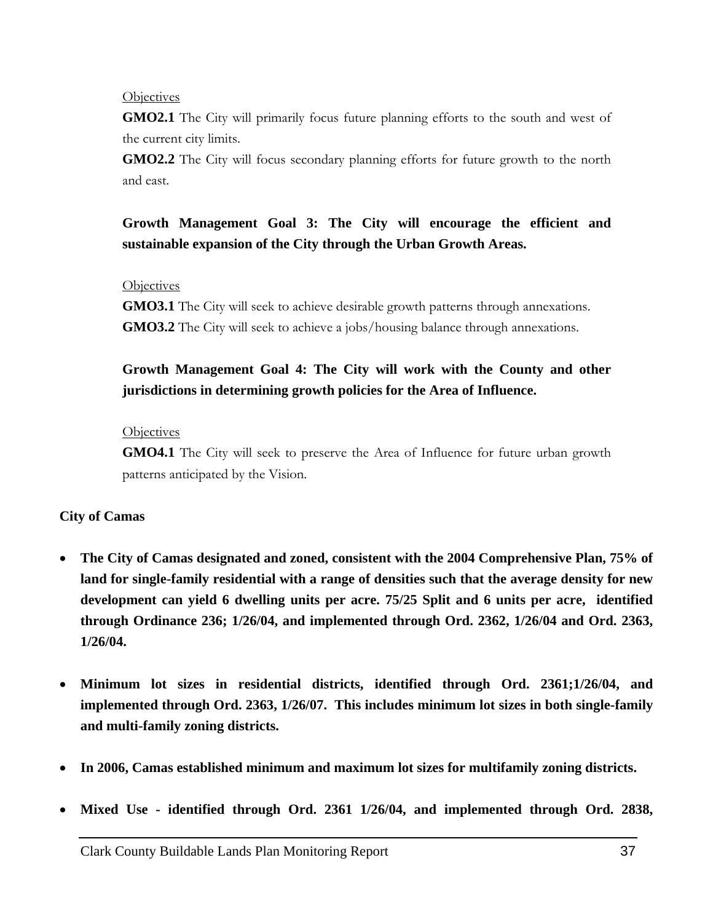Objectives

**GMO2.1** The City will primarily focus future planning efforts to the south and west of the current city limits.

**GMO2.2** The City will focus secondary planning efforts for future growth to the north and east.

**Growth Management Goal 3: The City will encourage the efficient and sustainable expansion of the City through the Urban Growth Areas.**

Objectives

**GMO3.1** The City will seek to achieve desirable growth patterns through annexations.

**GMO3.2** The City will seek to achieve a jobs/housing balance through annexations.

**Growth Management Goal 4: The City will work with the County and other jurisdictions in determining growth policies for the Area of Influence.**

Objectives

**GMO4.1** The City will seek to preserve the Area of Influence for future urban growth patterns anticipated by the Vision.

**City of Camas**

- **The City of Camas designated and zoned, consistent with the 2004 Comprehensive Plan, 75% of land for single-family residential with a range of densities such that the average density for new development can yield 6 dwelling units per acre. 75/25 Split and 6 units per acre, identified through Ordinance 236; 1/26/04, and implemented through Ord. 2362, 1/26/04 and Ord. 2363, 1/26/04.**

- **Minimum lot sizes in residential districts, identified through Ord. 2361;1/26/04, and implemented through Ord. 2363, 1/26/07. This includes minimum lot sizes in both single-family and multi-family zoning districts.**

- **In 2006, Camas established minimum and maximum lot sizes for multifamily zoning districts.**

- **Mixed Use - identified through Ord. 2361 1/26/04, and implemented through Ord. 2838,**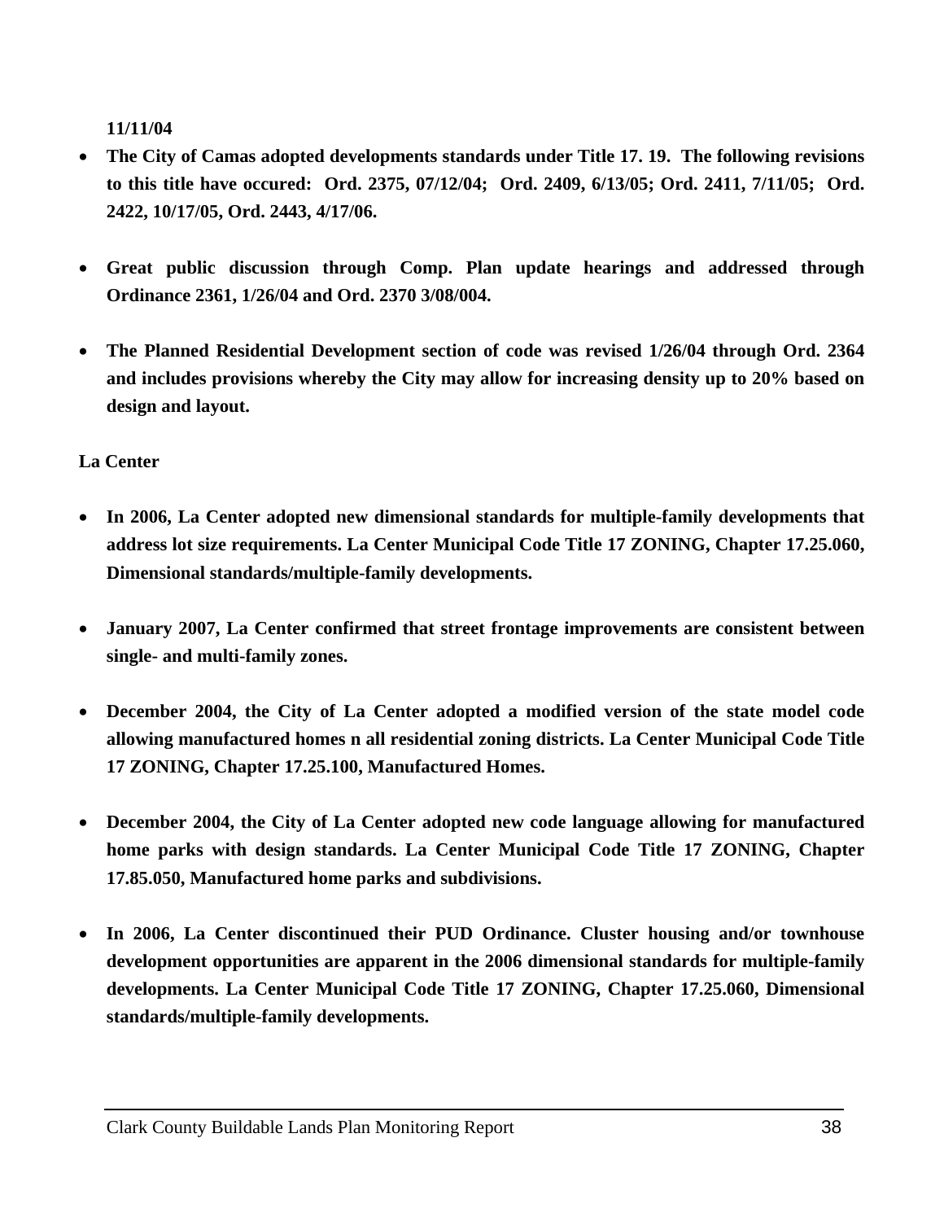**11/11/04**

- **The City of Camas adopted developments standards under Title 17. 19. The following revisions to this title have occured: Ord. 2375, 07/12/04; Ord. 2409, 6/13/05; Ord. 2411, 7/11/05; Ord. 2422, 10/17/05, Ord. 2443, 4/17/06.**

- **Great public discussion through Comp. Plan update hearings and addressed through Ordinance 2361, 1/26/04 and Ord. 2370 3/08/004.**

- **The Planned Residential Development section of code was revised 1/26/04 through Ord. 2364 and includes provisions whereby the City may allow for increasing density up to 20% based on design and layout.**

**La Center**

- **In 2006, La Center adopted new dimensional standards for multiple-family developments that address lot size requirements. La Center Municipal Code Title 17 ZONING, Chapter 17.25.060, Dimensional standards/multiple-family developments.**

- **January 2007, La Center confirmed that street frontage improvements are consistent between single- and multi-family zones.**

- **December 2004, the City of La Center adopted a modified version of the state model code allowing manufactured homes n all residential zoning districts. La Center Municipal Code Title 17 ZONING, Chapter 17.25.100, Manufactured Homes.**

- **December 2004, the City of La Center adopted new code language allowing for manufactured home parks with design standards. La Center Municipal Code Title 17 ZONING, Chapter 17.85.050, Manufactured home parks and subdivisions.**

- **In 2006, La Center discontinued their PUD Ordinance. Cluster housing and/or townhouse development opportunities are apparent in the 2006 dimensional standards for multiple-family developments. La Center Municipal Code Title 17 ZONING, Chapter 17.25.060, Dimensional standards/multiple-family developments.**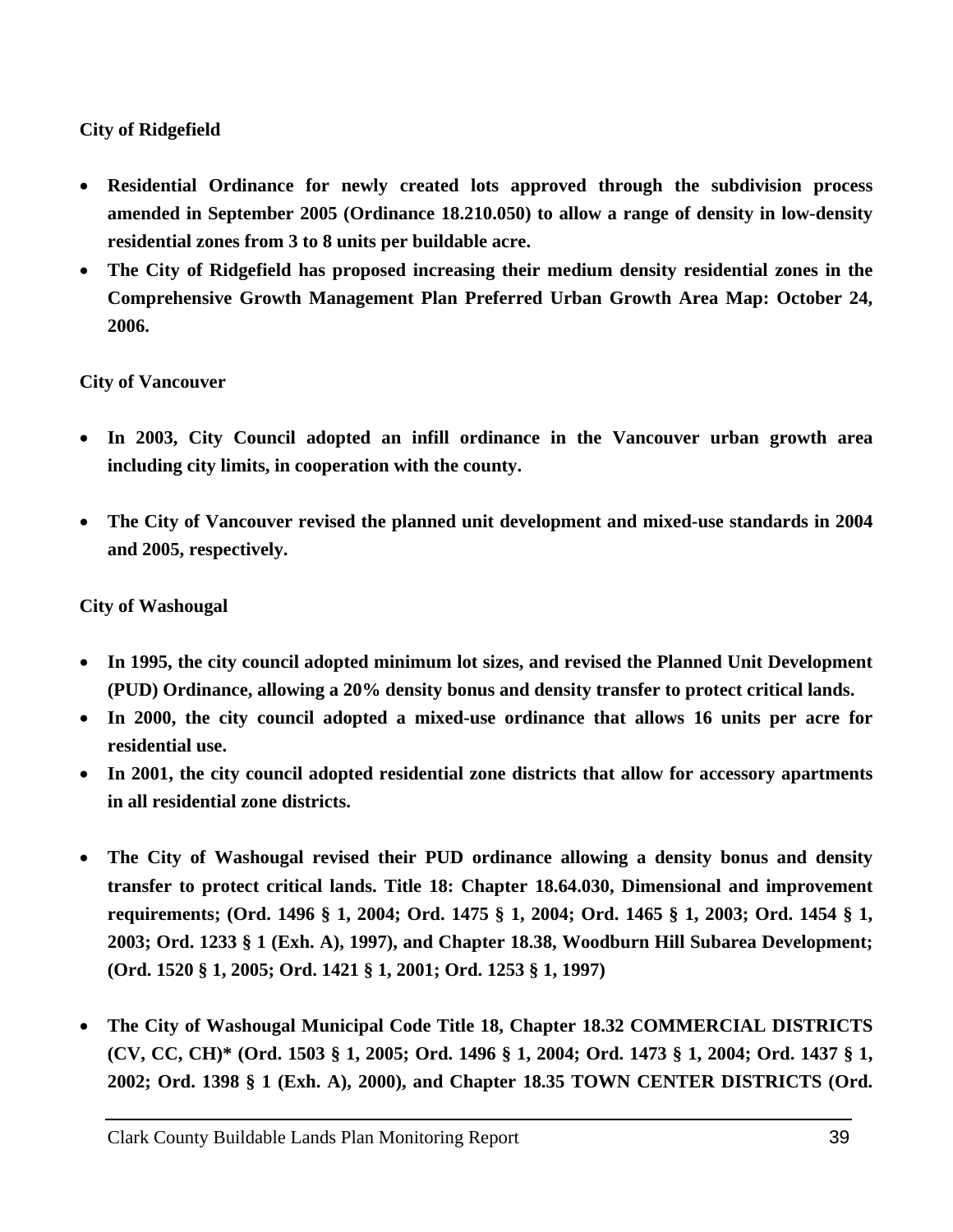**City of Ridgefield**

- **Residential Ordinance for newly created lots approved through the subdivision process amended in September 2005 (Ordinance 18.210.050) to allow a range of density in low-density residential zones from 3 to 8 units per buildable acre.**
- **The City of Ridgefield has proposed increasing their medium density residential zones in the Comprehensive Growth Management Plan Preferred Urban Growth Area Map: October 24, 2006.**

**City of Vancouver**

- **In 2003, City Council adopted an infill ordinance in the Vancouver urban growth area including city limits, in cooperation with the county.**

- **The City of Vancouver revised the planned unit development and mixed-use standards in 2004 and 2005, respectively.**

**City of Washougal**

- **In 1995, the city council adopted minimum lot sizes, and revised the Planned Unit Development (PUD) Ordinance, allowing a 20% density bonus and density transfer to protect critical lands.**
- **In 2000, the city council adopted a mixed-use ordinance that allows 16 units per acre for residential use.**
- **In 2001, the city council adopted residential zone districts that allow for accessory apartments in all residential zone districts.**

- **The City of Washougal revised their PUD ordinance allowing a density bonus and density transfer to protect critical lands. Title 18: Chapter 18.64.030, Dimensional and improvement requirements; (Ord. 1496 § 1, 2004; Ord. 1475 § 1, 2004; Ord. 1465 § 1, 2003; Ord. 1454 § 1, 2003; Ord. 1233 § 1 (Exh. A), 1997), and Chapter 18.38, Woodburn Hill Subarea Development; (Ord. 1520 § 1, 2005; Ord. 1421 § 1, 2001; Ord. 1253 § 1, 1997)**

- **The City of Washougal Municipal Code Title 18, Chapter 18.32 COMMERCIAL DISTRICTS (CV, CC, CH)* (Ord. 1503 § 1, 2005; Ord. 1496 § 1, 2004; Ord. 1473 § 1, 2004; Ord. 1437 § 1, 2002; Ord. 1398 § 1 (Exh. A), 2000), and Chapter 18.35 TOWN CENTER DISTRICTS (Ord.**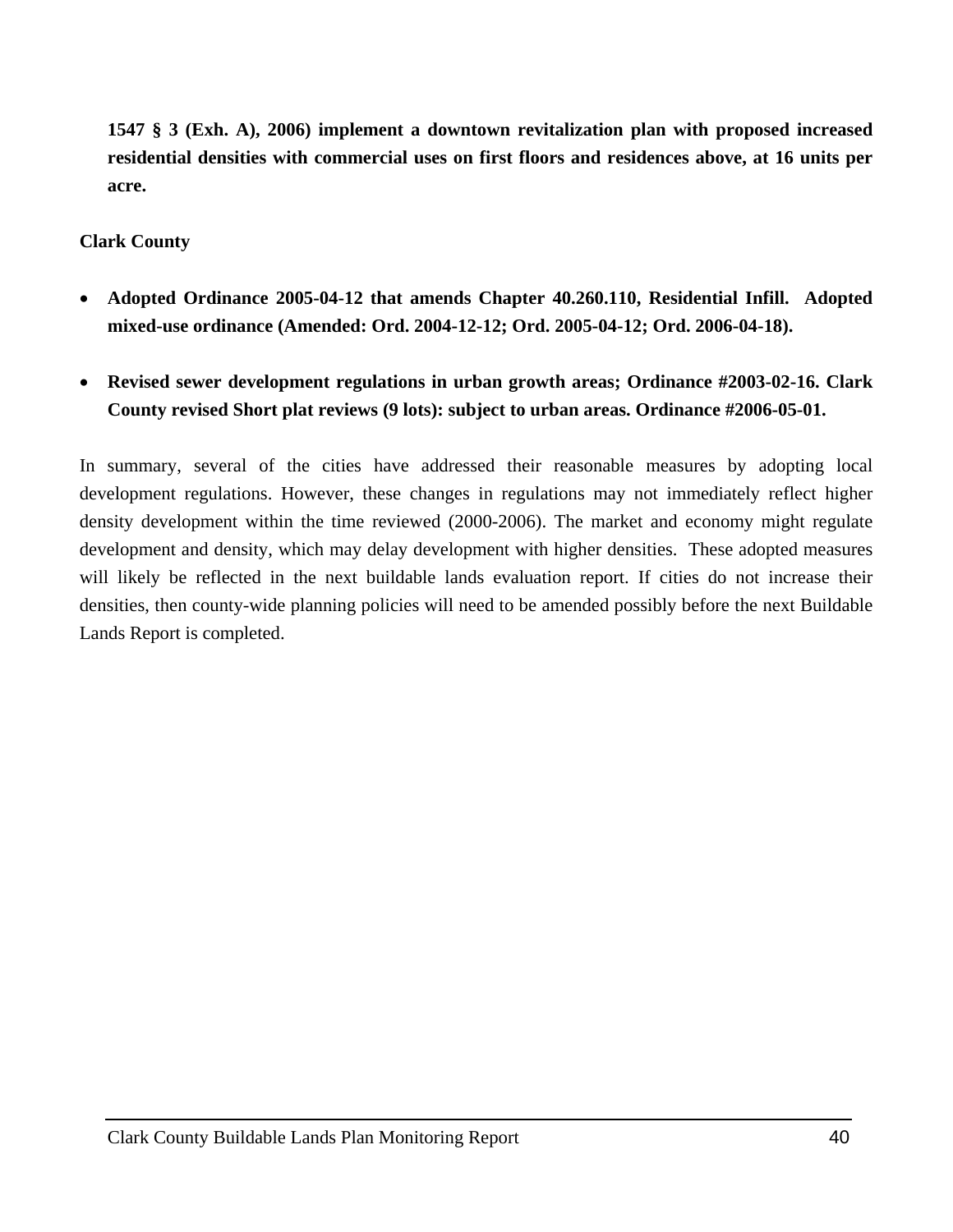**1547 § 3 (Exh. A), 2006) implement a downtown revitalization plan with proposed increased residential densities with commercial uses on first floors and residences above, at 16 units per acre.**

**Clark County**

- **Adopted Ordinance 2005-04-12 that amends Chapter 40.260.110, Residential Infill. Adopted mixed-use ordinance (Amended: Ord. 2004-12-12; Ord. 2005-04-12; Ord. 2006-04-18).**

- **Revised sewer development regulations in urban growth areas; Ordinance #2003-02-16. Clark County revised Short plat reviews (9 lots): subject to urban areas. Ordinance #2006-05-01.**

In summary, several of the cities have addressed their reasonable measures by adopting local development regulations. However, these changes in regulations may not immediately reflect higher density development within the time reviewed (2000-2006). The market and economy might regulate development and density, which may delay development with higher densities. These adopted measures will likely be reflected in the next buildable lands evaluation report. If cities do not increase their densities, then county-wide planning policies will need to be amended possibly before the next Buildable Lands Report is completed.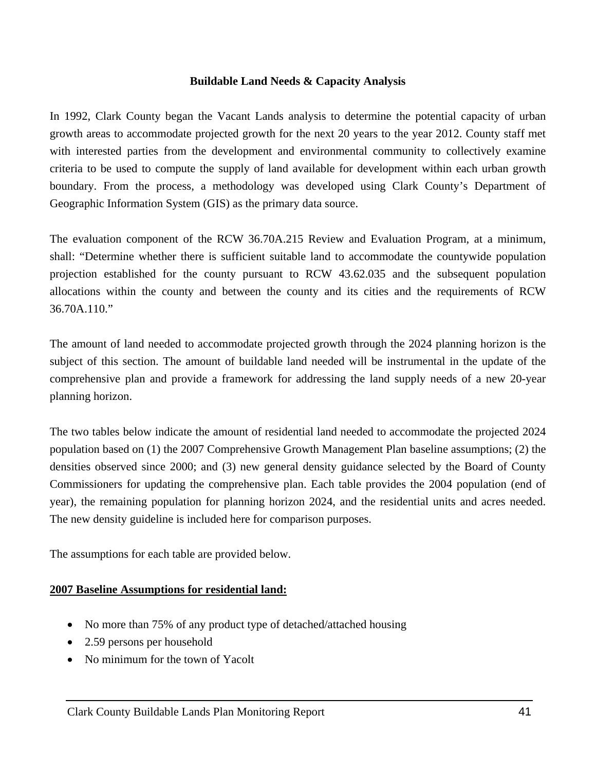### Buildable Land Needs & Capacity Analysis

In 1992, Clark County began the Vacant Lands analysis to determine the potential capacity of urban growth areas to accommodate projected growth for the next 20 years to the year 2012. County staff met with interested parties from the development and environmental community to collectively examine criteria to be used to compute the supply of land available for development within each urban growth boundary. From the process, a methodology was developed using Clark County's Department of Geographic Information System (GIS) as the primary data source.

The evaluation component of the RCW 36.70A.215 Review and Evaluation Program, at a minimum, shall: "Determine whether there is sufficient suitable land to accommodate the countywide population projection established for the county pursuant to RCW 43.62.035 and the subsequent population allocations within the county and between the county and its cities and the requirements of RCW 36.70A.110."

The amount of land needed to accommodate projected growth through the 2024 planning horizon is the subject of this section. The amount of buildable land needed will be instrumental in the update of the comprehensive plan and provide a framework for addressing the land supply needs of a new 20-year planning horizon.

The two tables below indicate the amount of residential land needed to accommodate the projected 2024 population based on (1) the 2007 Comprehensive Growth Management Plan baseline assumptions; (2) the densities observed since 2000; and (3) new general density guidance selected by the Board of County Commissioners for updating the comprehensive plan. Each table provides the 2004 population (end of year), the remaining population for planning horizon 2024, and the residential units and acres needed. The new density guideline is included here for comparison purposes.

The assumptions for each table are provided below.

**2007 Baseline Assumptions for residential land:**

- No more than 75% of any product type of detached/attached housing
- 2.59 persons per household
- No minimum for the town of Yacolt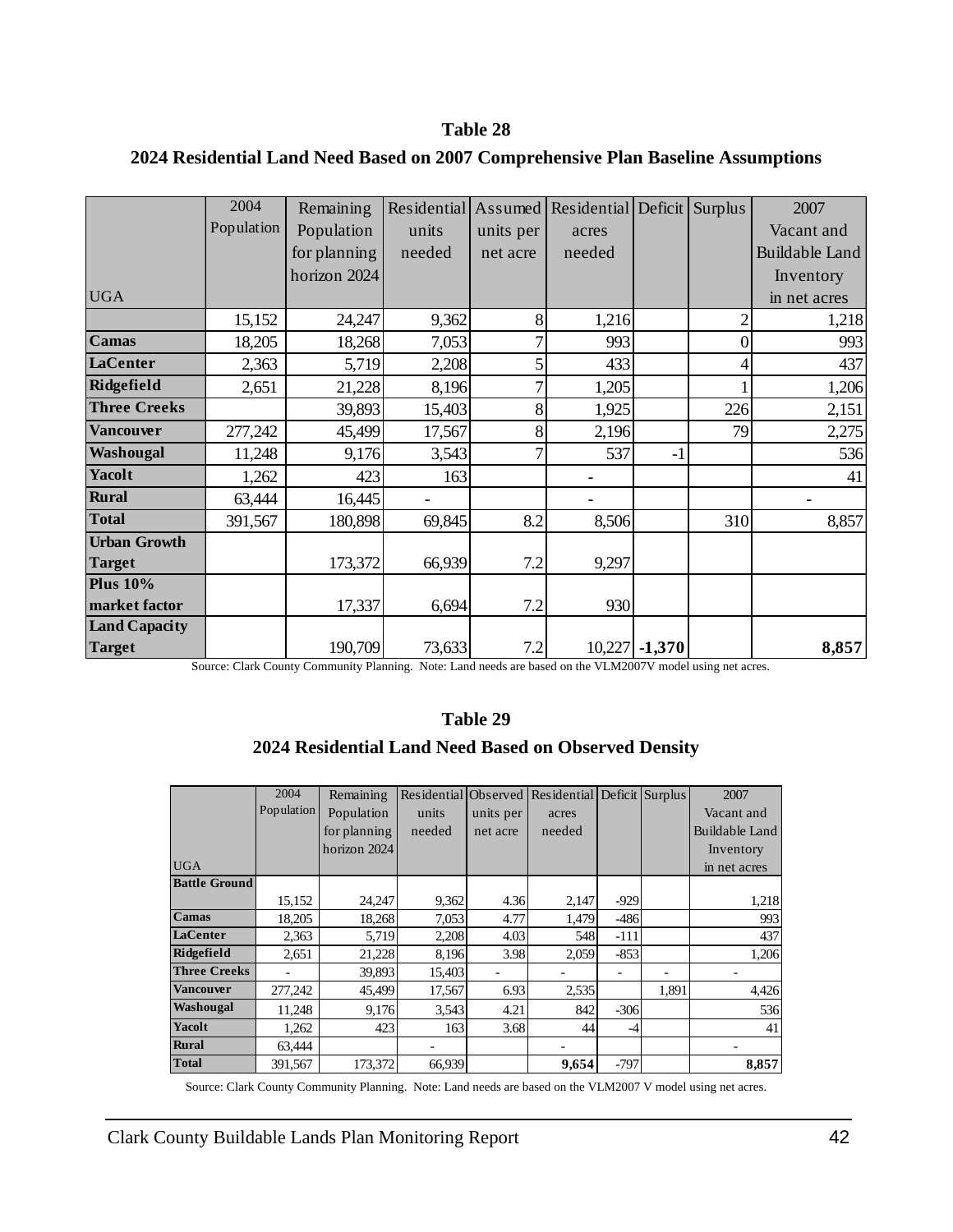**Table 28**

**2024 Residential Land Need Based on 2007 Comprehensive Plan Baseline Assumptions**

| UGA | 2004 Population | Remaining Population for planning horizon 2024 | Residential units needed | Assumed units per net acre | Residential acres needed | Deficit | Surplus | 2007 Vacant and Buildable Land Inventory in net acres |
|---|---|---|---|---|---|---|---|---|
| | 15,152 | 24,247 | 9,362 | 8 | 1,216 | | 2 | 1,218 |
| **Camas** | 18,205 | 18,268 | 7,053 | 7 | 993 | | 0 | 993 |
| **LaCenter** | 2,363 | 5,719 | 2,208 | 5 | 433 | | 4 | 437 |
| **Ridgefield** | 2,651 | 21,228 | 8,196 | 7 | 1,205 | | 1 | 1,206 |
| **Three Creeks** | | 39,893 | 15,403 | 8 | 1,925 | | 226 | 2,151 |
| **Vancouver** | 277,242 | 45,499 | 17,567 | 8 | 2,196 | | 79 | 2,275 |
| **Washougal** | 11,248 | 9,176 | 3,543 | 7 | 537 | -1 | | 536 |
| **Yacolt** | 1,262 | 423 | 163 | | - | | | 41 |
| **Rural** | 63,444 | 16,445 | - | | - | | | - |
| **Total** | 391,567 | 180,898 | 69,845 | 8.2 | 8,506 | | 310 | 8,857 |
| **Urban Growth Target** | | 173,372 | 66,939 | 7.2 | 9,297 | | | |
| **Plus 10% market factor** | | 17,337 | 6,694 | 7.2 | 930 | | | |
| **Land Capacity Target** | | 190,709 | 73,633 | 7.2 | 10,227 | **-1,370** | | **8,857** |

Source: Clark County Community Planning. Note: Land needs are based on the VLM2007V model using net acres.

**Table 29**

**2024 Residential Land Need Based on Observed Density**

| UGA | 2004 Population | Remaining Population for planning horizon 2024 | Residential units needed | Observed units per net acre | Residential acres needed | Deficit | Surplus | 2007 Vacant and Buildable Land Inventory in net acres |
|---|---|---|---|---|---|---|---|---|
| **Battle Ground** | 15,152 | 24,247 | 9,362 | 4.36 | 2,147 | -929 | | 1,218 |
| **Camas** | 18,205 | 18,268 | 7,053 | 4.77 | 1,479 | -486 | | 993 |
| **LaCenter** | 2,363 | 5,719 | 2,208 | 4.03 | 548 | -111 | | 437 |
| **Ridgefield** | 2,651 | 21,228 | 8,196 | 3.98 | 2,059 | -853 | | 1,206 |
| **Three Creeks** | - | 39,893 | 15,403 | - | - | - | - | - |
| **Vancouver** | 277,242 | 45,499 | 17,567 | 6.93 | 2,535 | | 1,891 | 4,426 |
| **Washougal** | 11,248 | 9,176 | 3,543 | 4.21 | 842 | -306 | | 536 |
| **Yacolt** | 1,262 | 423 | 163 | 3.68 | 44 | -4 | | 41 |
| **Rural** | 63,444 | | - | | - | | | - |
| **Total** | 391,567 | 173,372 | 66,939 | | **9,654** | -797 | | **8,857** |

Source: Clark County Community Planning. Note: Land needs are based on the VLM2007 V model using net acres.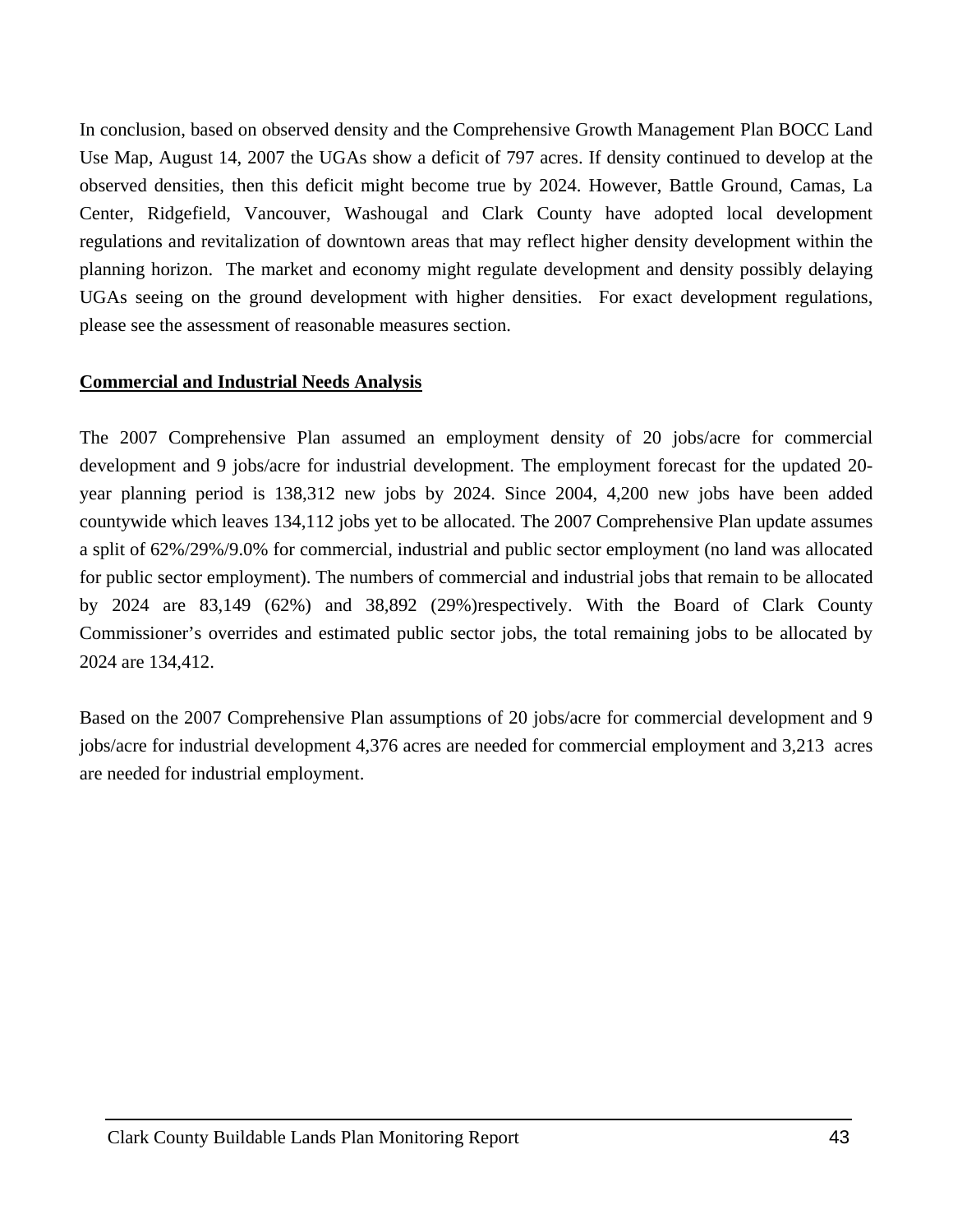In conclusion, based on observed density and the Comprehensive Growth Management Plan BOCC Land Use Map, August 14, 2007 the UGAs show a deficit of 797 acres. If density continued to develop at the observed densities, then this deficit might become true by 2024. However, Battle Ground, Camas, La Center, Ridgefield, Vancouver, Washougal and Clark County have adopted local development regulations and revitalization of downtown areas that may reflect higher density development within the planning horizon. The market and economy might regulate development and density possibly delaying UGAs seeing on the ground development with higher densities. For exact development regulations, please see the assessment of reasonable measures section.

**Commercial and Industrial Needs Analysis**

The 2007 Comprehensive Plan assumed an employment density of 20 jobs/acre for commercial development and 9 jobs/acre for industrial development. The employment forecast for the updated 20-year planning period is 138,312 new jobs by 2024. Since 2004, 4,200 new jobs have been added countywide which leaves 134,112 jobs yet to be allocated. The 2007 Comprehensive Plan update assumes a split of 62%/29%/9.0% for commercial, industrial and public sector employment (no land was allocated for public sector employment). The numbers of commercial and industrial jobs that remain to be allocated by 2024 are 83,149 (62%) and 38,892 (29%)respectively. With the Board of Clark County Commissioner's overrides and estimated public sector jobs, the total remaining jobs to be allocated by 2024 are 134,412.

Based on the 2007 Comprehensive Plan assumptions of 20 jobs/acre for commercial development and 9 jobs/acre for industrial development 4,376 acres are needed for commercial employment and 3,213 acres are needed for industrial employment.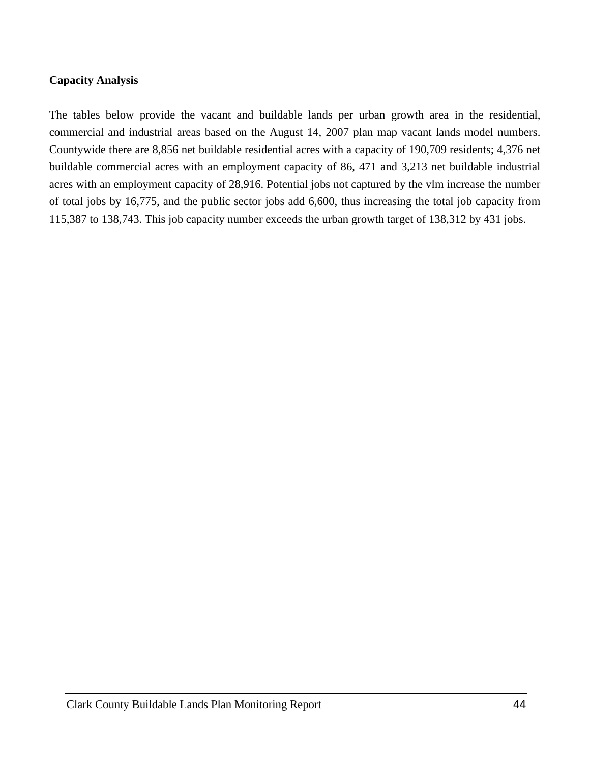**Capacity Analysis**

The tables below provide the vacant and buildable lands per urban growth area in the residential, commercial and industrial areas based on the August 14, 2007 plan map vacant lands model numbers. Countywide there are 8,856 net buildable residential acres with a capacity of 190,709 residents; 4,376 net buildable commercial acres with an employment capacity of 86, 471 and 3,213 net buildable industrial acres with an employment capacity of 28,916. Potential jobs not captured by the vlm increase the number of total jobs by 16,775, and the public sector jobs add 6,600, thus increasing the total job capacity from 115,387 to 138,743. This job capacity number exceeds the urban growth target of 138,312 by 431 jobs.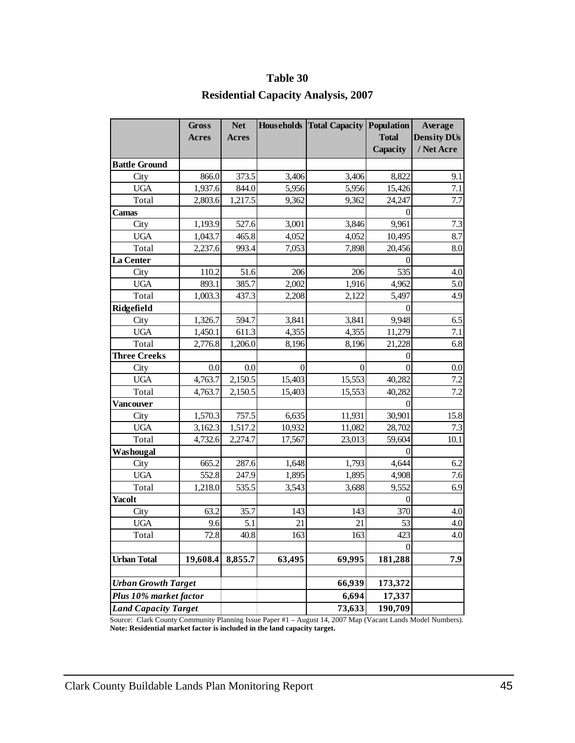# Table 30

## Residential Capacity Analysis, 2007

| | Gross Acres | Net Acres | Households | Total Capacity | Population Total Capacity | Average Density DUs / Net Acre |
|---|---|---|---|---|---|---|
| **Battle Ground** | | | | | | |
| City | 866.0 | 373.5 | 3,406 | 3,406 | 8,822 | 9.1 |
| UGA | 1,937.6 | 844.0 | 5,956 | 5,956 | 15,426 | 7.1 |
| Total | 2,803.6 | 1,217.5 | 9,362 | 9,362 | 24,247 | 7.7 |
| **Camas** | | | | | 0 | |
| City | 1,193.9 | 527.6 | 3,001 | 3,846 | 9,961 | 7.3 |
| UGA | 1,043.7 | 465.8 | 4,052 | 4,052 | 10,495 | 8.7 |
| Total | 2,237.6 | 993.4 | 7,053 | 7,898 | 20,456 | 8.0 |
| **La Center** | | | | | 0 | |
| City | 110.2 | 51.6 | 206 | 206 | 535 | 4.0 |
| UGA | 893.1 | 385.7 | 2,002 | 1,916 | 4,962 | 5.0 |
| Total | 1,003.3 | 437.3 | 2,208 | 2,122 | 5,497 | 4.9 |
| **Ridgefield** | | | | | 0 | |
| City | 1,326.7 | 594.7 | 3,841 | 3,841 | 9,948 | 6.5 |
| UGA | 1,450.1 | 611.3 | 4,355 | 4,355 | 11,279 | 7.1 |
| Total | 2,776.8 | 1,206.0 | 8,196 | 8,196 | 21,228 | 6.8 |
| **Three Creeks** | | | | | 0 | |
| City | 0.0 | 0.0 | 0 | 0 | 0 | 0.0 |
| UGA | 4,763.7 | 2,150.5 | 15,403 | 15,553 | 40,282 | 7.2 |
| Total | 4,763.7 | 2,150.5 | 15,403 | 15,553 | 40,282 | 7.2 |
| **Vancouver** | | | | | 0 | |
| City | 1,570.3 | 757.5 | 6,635 | 11,931 | 30,901 | 15.8 |
| UGA | 3,162.3 | 1,517.2 | 10,932 | 11,082 | 28,702 | 7.3 |
| Total | 4,732.6 | 2,274.7 | 17,567 | 23,013 | 59,604 | 10.1 |
| **Washougal** | | | | | 0 | |
| City | 665.2 | 287.6 | 1,648 | 1,793 | 4,644 | 6.2 |
| UGA | 552.8 | 247.9 | 1,895 | 1,895 | 4,908 | 7.6 |
| Total | 1,218.0 | 535.5 | 3,543 | 3,688 | 9,552 | 6.9 |
| **Yacolt** | | | | | 0 | |
| City | 63.2 | 35.7 | 143 | 143 | 370 | 4.0 |
| UGA | 9.6 | 5.1 | 21 | 21 | 53 | 4.0 |
| Total | 72.8 | 40.8 | 163 | 163 | 423 | 4.0 |
| | | | | | 0 | |
| **Urban Total** | **19,608.4** | **8,855.7** | **63,495** | **69,995** | **181,288** | **7.9** |
| | | | | | | |
| ***Urban Growth Target*** | | | | **66,939** | **173,372** | |
| ***Plus 10% market factor*** | | | | **6,694** | **17,337** | |
| ***Land Capacity Target*** | | | | **73,633** | **190,709** | |

Source: Clark County Community Planning Issue Paper #1 – August 14, 2007 Map (Vacant Lands Model Numbers).
**Note: Residential market factor is included in the land capacity target.**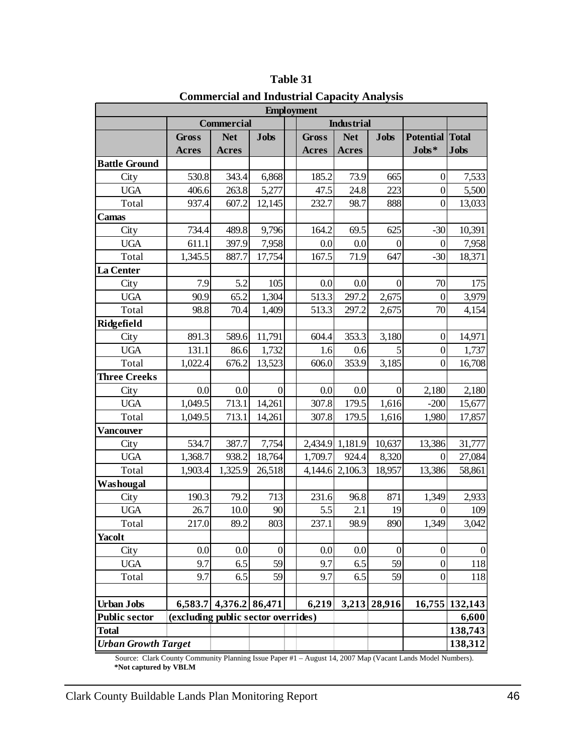# Table 31

## Commercial and Industrial Capacity Analysis

| Employment | | | | | | | | | |
|---|---|---|---|---|---|---|---|---|---|
| | Commercial | | | | Industrial | | | | |
| | Gross Acres | Net Acres | Jobs | | Gross Acres | Net Acres | Jobs | Potential Jobs* | Total Jobs |
| **Battle Ground** | | | | | | | | | |
| City | 530.8 | 343.4 | 6,868 | | 185.2 | 73.9 | 665 | 0 | 7,533 |
| UGA | 406.6 | 263.8 | 5,277 | | 47.5 | 24.8 | 223 | 0 | 5,500 |
| Total | 937.4 | 607.2 | 12,145 | | 232.7 | 98.7 | 888 | 0 | 13,033 |
| **Camas** | | | | | | | | | |
| City | 734.4 | 489.8 | 9,796 | | 164.2 | 69.5 | 625 | -30 | 10,391 |
| UGA | 611.1 | 397.9 | 7,958 | | 0.0 | 0.0 | 0 | 0 | 7,958 |
| Total | 1,345.5 | 887.7 | 17,754 | | 167.5 | 71.9 | 647 | -30 | 18,371 |
| **La Center** | | | | | | | | | |
| City | 7.9 | 5.2 | 105 | | 0.0 | 0.0 | 0 | 70 | 175 |
| UGA | 90.9 | 65.2 | 1,304 | | 513.3 | 297.2 | 2,675 | 0 | 3,979 |
| Total | 98.8 | 70.4 | 1,409 | | 513.3 | 297.2 | 2,675 | 70 | 4,154 |
| **Ridgefield** | | | | | | | | | |
| City | 891.3 | 589.6 | 11,791 | | 604.4 | 353.3 | 3,180 | 0 | 14,971 |
| UGA | 131.1 | 86.6 | 1,732 | | 1.6 | 0.6 | 5 | 0 | 1,737 |
| Total | 1,022.4 | 676.2 | 13,523 | | 606.0 | 353.9 | 3,185 | 0 | 16,708 |
| **Three Creeks** | | | | | | | | | |
| City | 0.0 | 0.0 | 0 | | 0.0 | 0.0 | 0 | 2,180 | 2,180 |
| UGA | 1,049.5 | 713.1 | 14,261 | | 307.8 | 179.5 | 1,616 | -200 | 15,677 |
| Total | 1,049.5 | 713.1 | 14,261 | | 307.8 | 179.5 | 1,616 | 1,980 | 17,857 |
| **Vancouver** | | | | | | | | | |
| City | 534.7 | 387.7 | 7,754 | | 2,434.9 | 1,181.9 | 10,637 | 13,386 | 31,777 |
| UGA | 1,368.7 | 938.2 | 18,764 | | 1,709.7 | 924.4 | 8,320 | 0 | 27,084 |
| Total | 1,903.4 | 1,325.9 | 26,518 | | 4,144.6 | 2,106.3 | 18,957 | 13,386 | 58,861 |
| **Washougal** | | | | | | | | | |
| City | 190.3 | 79.2 | 713 | | 231.6 | 96.8 | 871 | 1,349 | 2,933 |
| UGA | 26.7 | 10.0 | 90 | | 5.5 | 2.1 | 19 | 0 | 109 |
| Total | 217.0 | 89.2 | 803 | | 237.1 | 98.9 | 890 | 1,349 | 3,042 |
| **Yacolt** | | | | | | | | | |
| City | 0.0 | 0.0 | 0 | | 0.0 | 0.0 | 0 | 0 | 0 |
| UGA | 9.7 | 6.5 | 59 | | 9.7 | 6.5 | 59 | 0 | 118 |
| Total | 9.7 | 6.5 | 59 | | 9.7 | 6.5 | 59 | 0 | 118 |
| | | | | | | | | | |
| **Urban Jobs** | **6,583.7** | **4,376.2** | **86,471** | | **6,219** | **3,213** | **28,916** | **16,755** | **132,143** |
| **Public sector** | **(excluding public sector overrides)** | | | | | | | | **6,600** |
| **Total** | | | | | | | | | **138,743** |
| ***Urban Growth Target*** | | | | | | | | | **138,312** |

Source: Clark County Community Planning Issue Paper #1 – August 14, 2007 Map (Vacant Lands Model Numbers).
**\*Not captured by VBLM**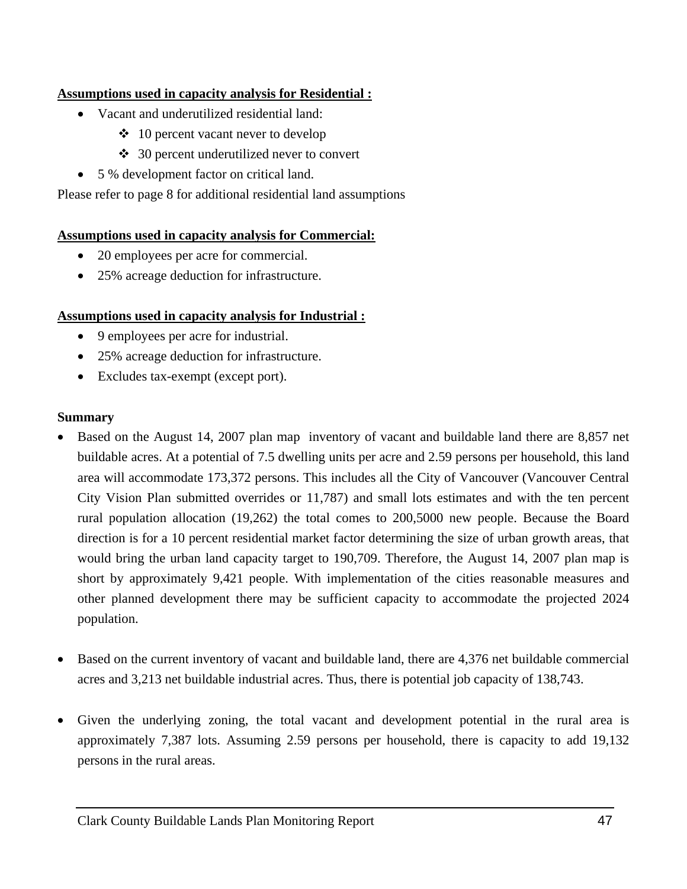**Assumptions used in capacity analysis for Residential :**

- Vacant and underutilized residential land:
  - ❖ 10 percent vacant never to develop
  - ❖ 30 percent underutilized never to convert
- 5 % development factor on critical land.

Please refer to page 8 for additional residential land assumptions

**Assumptions used in capacity analysis for Commercial:**

- 20 employees per acre for commercial.
- 25% acreage deduction for infrastructure.

**Assumptions used in capacity analysis for Industrial :**

- 9 employees per acre for industrial.
- 25% acreage deduction for infrastructure.
- Excludes tax-exempt (except port).

**Summary**

- Based on the August 14, 2007 plan map inventory of vacant and buildable land there are 8,857 net buildable acres. At a potential of 7.5 dwelling units per acre and 2.59 persons per household, this land area will accommodate 173,372 persons. This includes all the City of Vancouver (Vancouver Central City Vision Plan submitted overrides or 11,787) and small lots estimates and with the ten percent rural population allocation (19,262) the total comes to 200,5000 new people. Because the Board direction is for a 10 percent residential market factor determining the size of urban growth areas, that would bring the urban land capacity target to 190,709. Therefore, the August 14, 2007 plan map is short by approximately 9,421 people. With implementation of the cities reasonable measures and other planned development there may be sufficient capacity to accommodate the projected 2024 population.

- Based on the current inventory of vacant and buildable land, there are 4,376 net buildable commercial acres and 3,213 net buildable industrial acres. Thus, there is potential job capacity of 138,743.

- Given the underlying zoning, the total vacant and development potential in the rural area is approximately 7,387 lots. Assuming 2.59 persons per household, there is capacity to add 19,132 persons in the rural areas.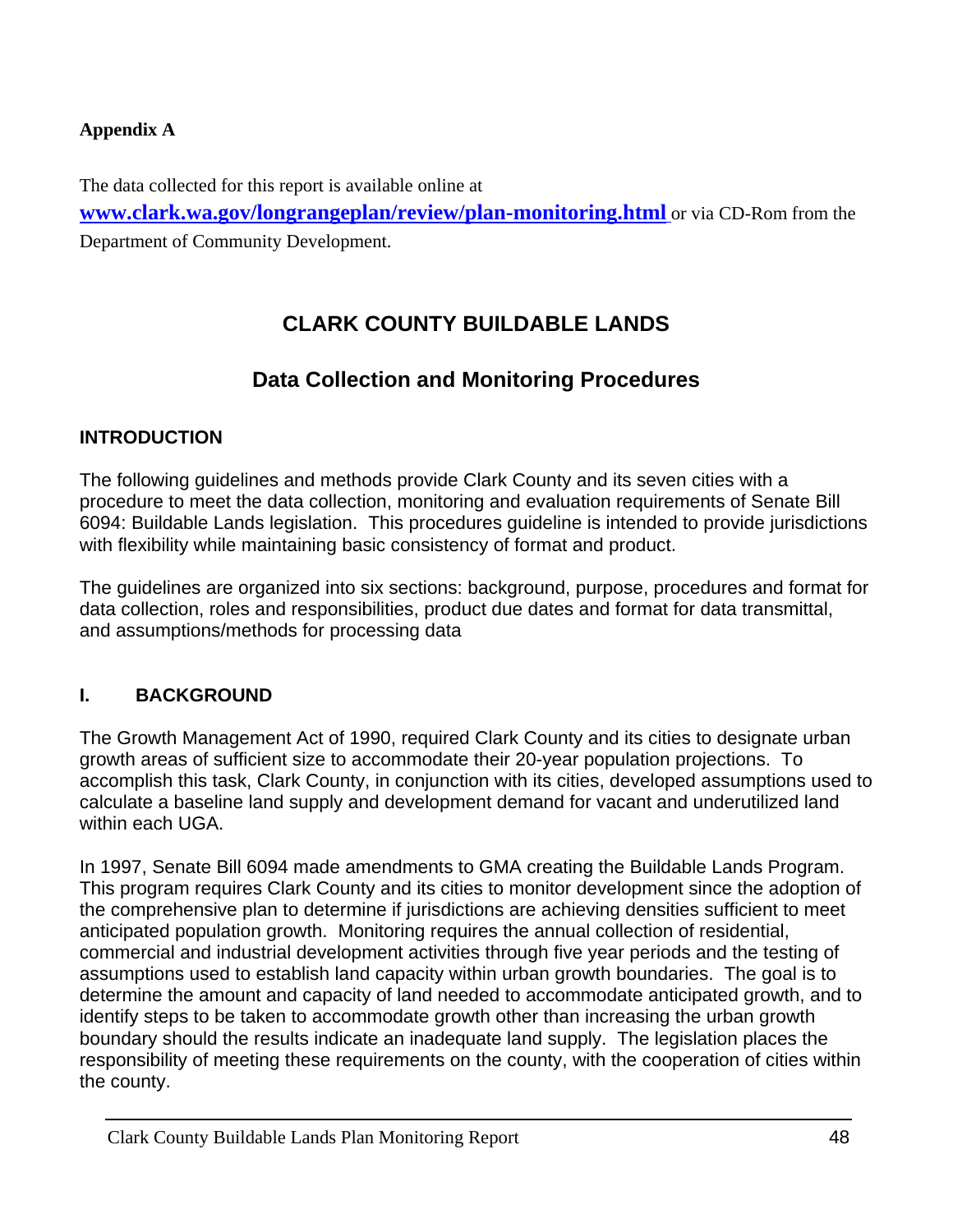**Appendix A**

The data collected for this report is available online at **[www.clark.wa.gov/longrangeplan/review/plan-monitoring.html](http://www.clark.wa.gov/longrangeplan/review/plan-monitoring.html)** or via CD-Rom from the Department of Community Development.

# CLARK COUNTY BUILDABLE LANDS

## Data Collection and Monitoring Procedures

### INTRODUCTION

The following guidelines and methods provide Clark County and its seven cities with a procedure to meet the data collection, monitoring and evaluation requirements of Senate Bill 6094: Buildable Lands legislation. This procedures guideline is intended to provide jurisdictions with flexibility while maintaining basic consistency of format and product.

The guidelines are organized into six sections: background, purpose, procedures and format for data collection, roles and responsibilities, product due dates and format for data transmittal, and assumptions/methods for processing data

### I. BACKGROUND

The Growth Management Act of 1990, required Clark County and its cities to designate urban growth areas of sufficient size to accommodate their 20-year population projections. To accomplish this task, Clark County, in conjunction with its cities, developed assumptions used to calculate a baseline land supply and development demand for vacant and underutilized land within each UGA.

In 1997, Senate Bill 6094 made amendments to GMA creating the Buildable Lands Program. This program requires Clark County and its cities to monitor development since the adoption of the comprehensive plan to determine if jurisdictions are achieving densities sufficient to meet anticipated population growth. Monitoring requires the annual collection of residential, commercial and industrial development activities through five year periods and the testing of assumptions used to establish land capacity within urban growth boundaries. The goal is to determine the amount and capacity of land needed to accommodate anticipated growth, and to identify steps to be taken to accommodate growth other than increasing the urban growth boundary should the results indicate an inadequate land supply. The legislation places the responsibility of meeting these requirements on the county, with the cooperation of cities within the county.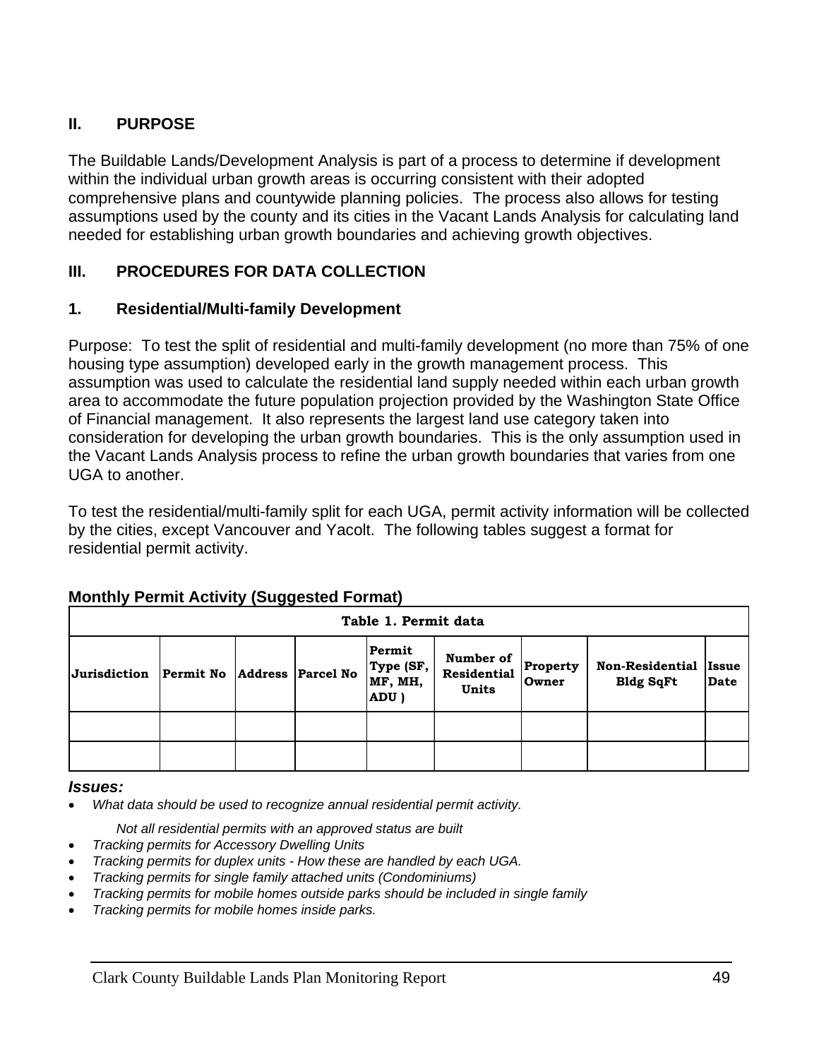## II. PURPOSE

The Buildable Lands/Development Analysis is part of a process to determine if development within the individual urban growth areas is occurring consistent with their adopted comprehensive plans and countywide planning policies. The process also allows for testing assumptions used by the county and its cities in the Vacant Lands Analysis for calculating land needed for establishing urban growth boundaries and achieving growth objectives.

## III. PROCEDURES FOR DATA COLLECTION

### 1. Residential/Multi-family Development

Purpose: To test the split of residential and multi-family development (no more than 75% of one housing type assumption) developed early in the growth management process. This assumption was used to calculate the residential land supply needed within each urban growth area to accommodate the future population projection provided by the Washington State Office of Financial management. It also represents the largest land use category taken into consideration for developing the urban growth boundaries. This is the only assumption used in the Vacant Lands Analysis process to refine the urban growth boundaries that varies from one UGA to another.

To test the residential/multi-family split for each UGA, permit activity information will be collected by the cities, except Vancouver and Yacolt. The following tables suggest a format for residential permit activity.

**Monthly Permit Activity (Suggested Format)**

**Table 1. Permit data**

| Jurisdiction | Permit No | Address | Parcel No | Permit Type (SF, MF, MH, ADU ) | Number of Residential Units | Property Owner | Non-Residential Bldg SqFt | Issue Date |
|---|---|---|---|---|---|---|---|---|
| | | | | | | | | |
| | | | | | | | | |

***Issues:***

- *What data should be used to recognize annual residential permit activity.*

  *Not all residential permits with an approved status are built*
- *Tracking permits for Accessory Dwelling Units*
- *Tracking permits for duplex units - How these are handled by each UGA.*
- *Tracking permits for single family attached units (Condominiums)*
- *Tracking permits for mobile homes outside parks should be included in single family*
- *Tracking permits for mobile homes inside parks.*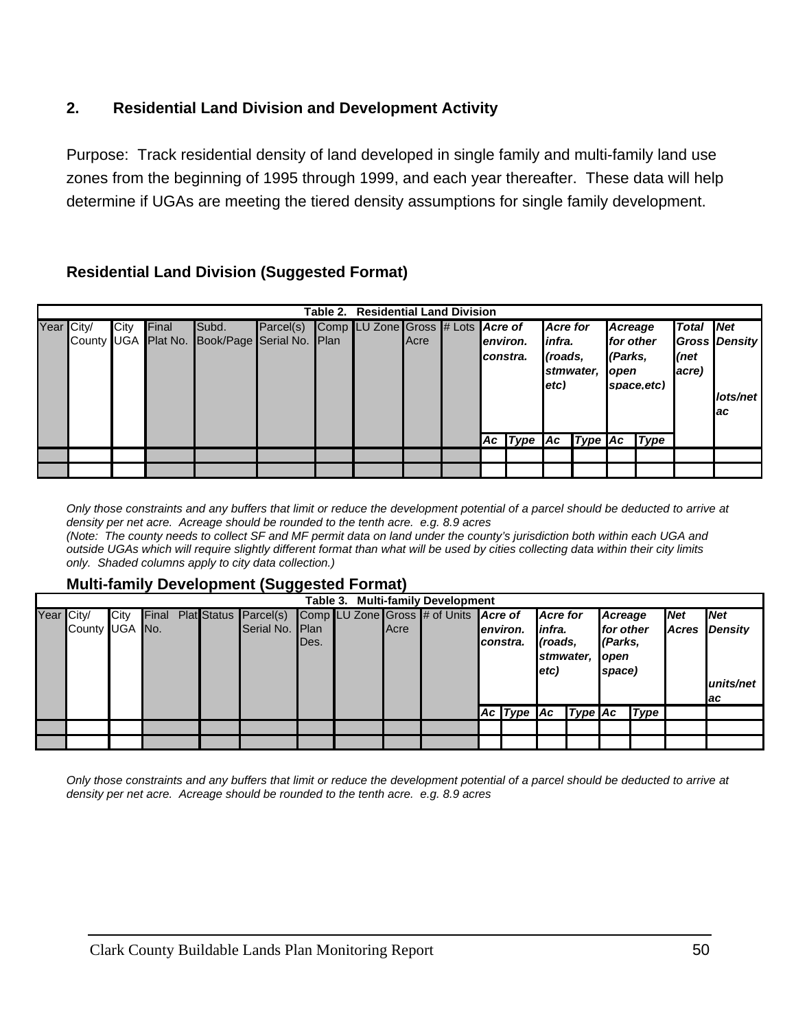## 2. Residential Land Division and Development Activity

Purpose: Track residential density of land developed in single family and multi-family land use zones from the beginning of 1995 through 1999, and each year thereafter. These data will help determine if UGAs are meeting the tiered density assumptions for single family development.

### Residential Land Division (Suggested Format)

**Table 2. Residential Land Division**

| Year | City/ County | City UGA | Final Plat No. | Subd. Book/Page | Parcel(s) Serial No. | Comp Plan | LU Zone | Gross Acre | # Lots | *Acre of environ. constra.* | | *Acre for infra. (roads, stmwater, etc)* | | *Acreage for other (Parks, open space,etc)* | | *Total Gross (net acre)* | *Net Density lots/net ac* |
|---|---|---|---|---|---|---|---|---|---|---|---|---|---|---|---|---|---|
| | | | | | | | | | | *Ac* | *Type* | *Ac* | *Type* | *Ac* | *Type* | | |
| | | | | | | | | | | | | | | | | | |
| | | | | | | | | | | | | | | | | | |

*Only those constraints and any buffers that limit or reduce the development potential of a parcel should be deducted to arrive at density per net acre. Acreage should be rounded to the tenth acre. e.g. 8.9 acres*
*(Note: The county needs to collect SF and MF permit data on land under the county's jurisdiction both within each UGA and outside UGAs which will require slightly different format than what will be used by cities collecting data within their city limits only. Shaded columns apply to city data collection.)*

### Multi-family Development (Suggested Format)

**Table 3. Multi-family Development**

| Year | City/ County | City UGA | Final Plat No. | Status | Parcel(s) Serial No. | Comp Plan Des. | LU Zone | Gross Acre | # of Units | *Acre of environ. constra.* | | *Acre for infra. (roads, stmwater, etc)* | | *Acreage for other (Parks, open space)* | | *Net Acres* | *Net Density units/net ac* |
|---|---|---|---|---|---|---|---|---|---|---|---|---|---|---|---|---|---|
| | | | | | | | | | | *Ac* | *Type* | *Ac* | *Type* | *Ac* | *Type* | | |
| | | | | | | | | | | | | | | | | | |
| | | | | | | | | | | | | | | | | | |

*Only those constraints and any buffers that limit or reduce the development potential of a parcel should be deducted to arrive at density per net acre. Acreage should be rounded to the tenth acre. e.g. 8.9 acres*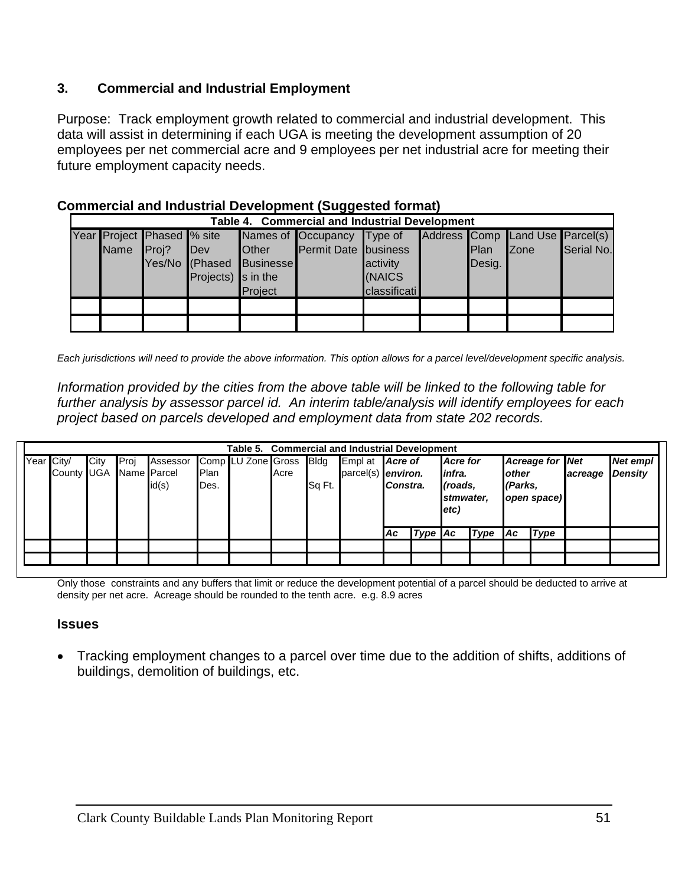### 3. Commercial and Industrial Employment

Purpose: Track employment growth related to commercial and industrial development. This data will assist in determining if each UGA is meeting the development assumption of 20 employees per net commercial acre and 9 employees per net industrial acre for meeting their future employment capacity needs.

**Commercial and Industrial Development (Suggested format)**

| Table 4. Commercial and Industrial Development | | | | | | | | | | |
|---|---|---|---|---|---|---|---|---|---|---|
| Year | Project Name | Phased Proj? Yes/No | % site Dev (Phased Projects) | Names of Other Businesses in the Project | Occupancy Permit Date | Type of business activity (NAICS classificati | Address | Comp Plan Desig. | Land Use Zone | Parcel(s) Serial No. |
| | | | | | | | | | | |
| | | | | | | | | | | |

*Each jurisdictions will need to provide the above information. This option allows for a parcel level/development specific analysis.*

*Information provided by the cities from the above table will be linked to the following table for further analysis by assessor parcel id. An interim table/analysis will identify employees for each project based on parcels developed and employment data from state 202 records.*

| Table 5. Commercial and Industrial Development | | | | | | | | | | | | | | | | | |
|---|---|---|---|---|---|---|---|---|---|---|---|---|---|---|---|---|---|
| Year | City/ County | City UGA | Proj Name | Assessor Parcel id(s) | Comp Plan Des. | LU Zone | Gross Acre | Bldg Sq Ft. | Empl at parcel(s) | ***Acre of environ. Constra.*** | | ***Acre for infra. (roads, stmwater, etc)*** | | ***Acreage for other (Parks, open space)*** | | ***Net acreage*** | ***Net empl Density*** |
| | | | | | | | | | | ***Ac*** | ***Type*** | ***Ac*** | ***Type*** | ***Ac*** | ***Type*** | | |
| | | | | | | | | | | | | | | | | | |
| | | | | | | | | | | | | | | | | | |

Only those constraints and any buffers that limit or reduce the development potential of a parcel should be deducted to arrive at density per net acre. Acreage should be rounded to the tenth acre. e.g. 8.9 acres

### Issues

- Tracking employment changes to a parcel over time due to the addition of shifts, additions of buildings, demolition of buildings, etc.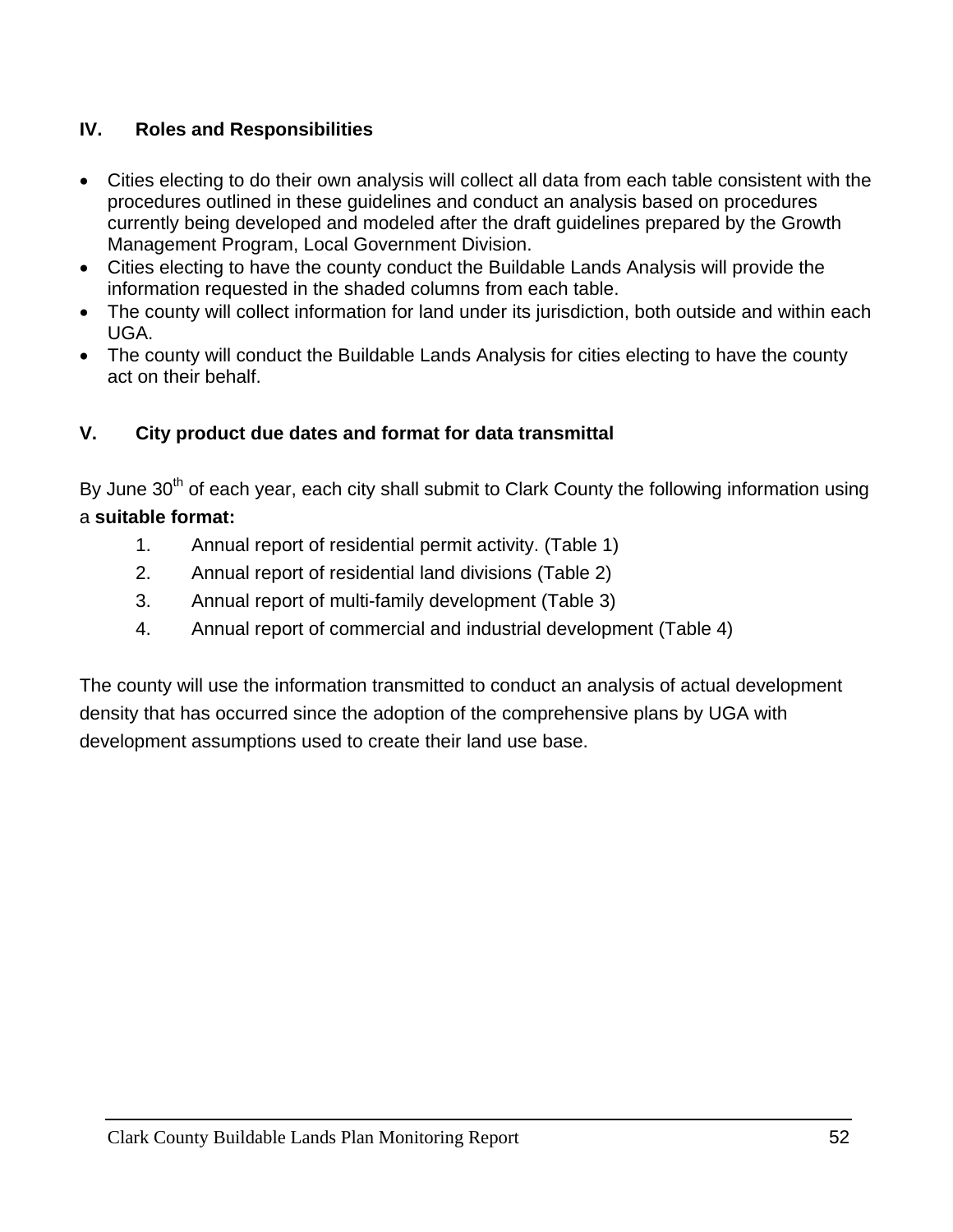## IV. Roles and Responsibilities

- Cities electing to do their own analysis will collect all data from each table consistent with the procedures outlined in these guidelines and conduct an analysis based on procedures currently being developed and modeled after the draft guidelines prepared by the Growth Management Program, Local Government Division.
- Cities electing to have the county conduct the Buildable Lands Analysis will provide the information requested in the shaded columns from each table.
- The county will collect information for land under its jurisdiction, both outside and within each UGA.
- The county will conduct the Buildable Lands Analysis for cities electing to have the county act on their behalf.

## V. City product due dates and format for data transmittal

By June 30th of each year, each city shall submit to Clark County the following information using a **suitable format:**

1. Annual report of residential permit activity. (Table 1)
2. Annual report of residential land divisions (Table 2)
3. Annual report of multi-family development (Table 3)
4. Annual report of commercial and industrial development (Table 4)

The county will use the information transmitted to conduct an analysis of actual development density that has occurred since the adoption of the comprehensive plans by UGA with development assumptions used to create their land use base.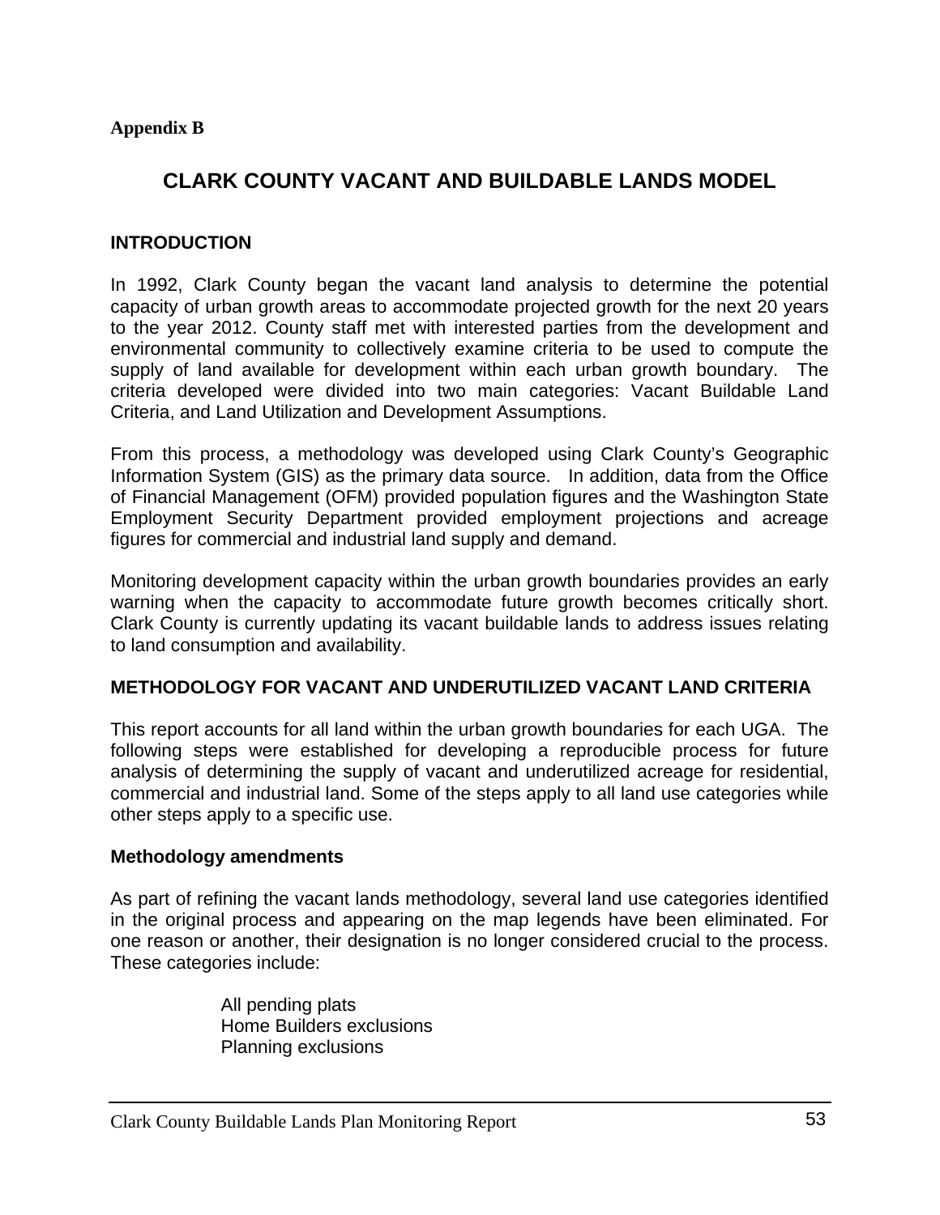**Appendix B**

# CLARK COUNTY VACANT AND BUILDABLE LANDS MODEL

## INTRODUCTION

In 1992, Clark County began the vacant land analysis to determine the potential capacity of urban growth areas to accommodate projected growth for the next 20 years to the year 2012. County staff met with interested parties from the development and environmental community to collectively examine criteria to be used to compute the supply of land available for development within each urban growth boundary. The criteria developed were divided into two main categories: Vacant Buildable Land Criteria, and Land Utilization and Development Assumptions.

From this process, a methodology was developed using Clark County's Geographic Information System (GIS) as the primary data source. In addition, data from the Office of Financial Management (OFM) provided population figures and the Washington State Employment Security Department provided employment projections and acreage figures for commercial and industrial land supply and demand.

Monitoring development capacity within the urban growth boundaries provides an early warning when the capacity to accommodate future growth becomes critically short. Clark County is currently updating its vacant buildable lands to address issues relating to land consumption and availability.

## METHODOLOGY FOR VACANT AND UNDERUTILIZED VACANT LAND CRITERIA

This report accounts for all land within the urban growth boundaries for each UGA. The following steps were established for developing a reproducible process for future analysis of determining the supply of vacant and underutilized acreage for residential, commercial and industrial land. Some of the steps apply to all land use categories while other steps apply to a specific use.

### Methodology amendments

As part of refining the vacant lands methodology, several land use categories identified in the original process and appearing on the map legends have been eliminated. For one reason or another, their designation is no longer considered crucial to the process. These categories include:

- All pending plats
- Home Builders exclusions
- Planning exclusions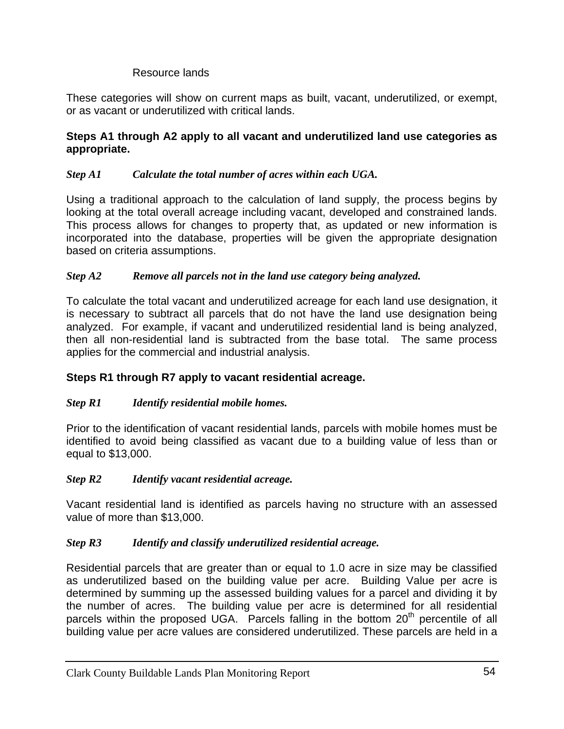Resource lands

These categories will show on current maps as built, vacant, underutilized, or exempt, or as vacant or underutilized with critical lands.

**Steps A1 through A2 apply to all vacant and underutilized land use categories as appropriate.**

***Step A1 Calculate the total number of acres within each UGA.***

Using a traditional approach to the calculation of land supply, the process begins by looking at the total overall acreage including vacant, developed and constrained lands. This process allows for changes to property that, as updated or new information is incorporated into the database, properties will be given the appropriate designation based on criteria assumptions.

***Step A2 Remove all parcels not in the land use category being analyzed.***

To calculate the total vacant and underutilized acreage for each land use designation, it is necessary to subtract all parcels that do not have the land use designation being analyzed. For example, if vacant and underutilized residential land is being analyzed, then all non-residential land is subtracted from the base total. The same process applies for the commercial and industrial analysis.

**Steps R1 through R7 apply to vacant residential acreage.**

***Step R1 Identify residential mobile homes.***

Prior to the identification of vacant residential lands, parcels with mobile homes must be identified to avoid being classified as vacant due to a building value of less than or equal to $13,000.

***Step R2 Identify vacant residential acreage.***

Vacant residential land is identified as parcels having no structure with an assessed value of more than $13,000.

***Step R3 Identify and classify underutilized residential acreage.***

Residential parcels that are greater than or equal to 1.0 acre in size may be classified as underutilized based on the building value per acre. Building Value per acre is determined by summing up the assessed building values for a parcel and dividing it by the number of acres. The building value per acre is determined for all residential parcels within the proposed UGA. Parcels falling in the bottom 20th percentile of all building value per acre values are considered underutilized. These parcels are held in a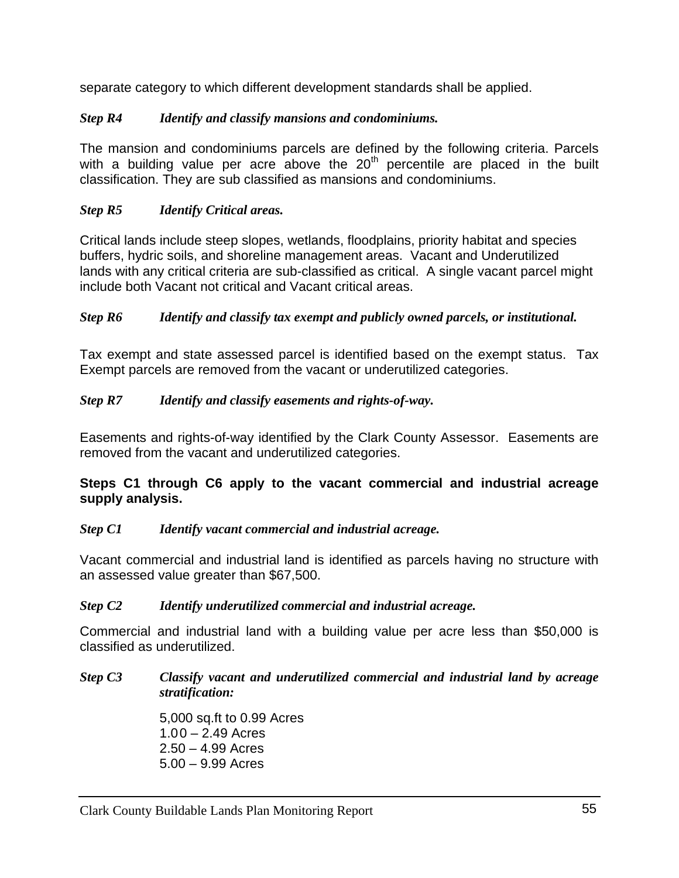separate category to which different development standards shall be applied.

*Step R4 Identify and classify mansions and condominiums.*

The mansion and condominiums parcels are defined by the following criteria. Parcels with a building value per acre above the 20th percentile are placed in the built classification. They are sub classified as mansions and condominiums.

*Step R5 Identify Critical areas.*

Critical lands include steep slopes, wetlands, floodplains, priority habitat and species buffers, hydric soils, and shoreline management areas. Vacant and Underutilized lands with any critical criteria are sub-classified as critical. A single vacant parcel might include both Vacant not critical and Vacant critical areas.

*Step R6 Identify and classify tax exempt and publicly owned parcels, or institutional.*

Tax exempt and state assessed parcel is identified based on the exempt status. Tax Exempt parcels are removed from the vacant or underutilized categories.

*Step R7 Identify and classify easements and rights-of-way.*

Easements and rights-of-way identified by the Clark County Assessor. Easements are removed from the vacant and underutilized categories.

**Steps C1 through C6 apply to the vacant commercial and industrial acreage supply analysis.**

*Step C1 Identify vacant commercial and industrial acreage.*

Vacant commercial and industrial land is identified as parcels having no structure with an assessed value greater than $67,500.

*Step C2 Identify underutilized commercial and industrial acreage.*

Commercial and industrial land with a building value per acre less than $50,000 is classified as underutilized.

*Step C3 Classify vacant and underutilized commercial and industrial land by acreage stratification:*

5,000 sq.ft to 0.99 Acres
1.00 – 2.49 Acres
2.50 – 4.99 Acres
5.00 – 9.99 Acres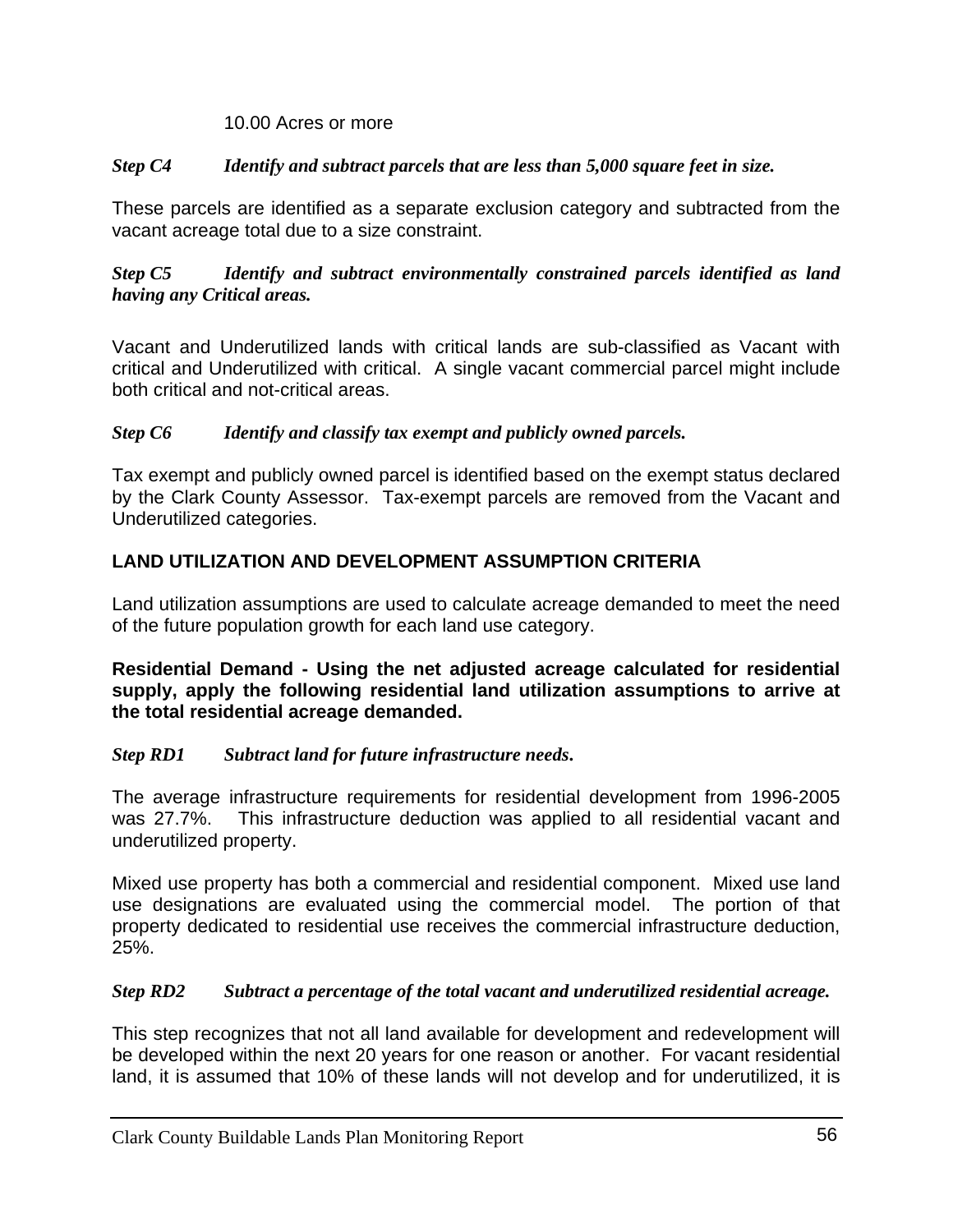10.00 Acres or more

***Step C4 Identify and subtract parcels that are less than 5,000 square feet in size.***

These parcels are identified as a separate exclusion category and subtracted from the vacant acreage total due to a size constraint.

***Step C5 Identify and subtract environmentally constrained parcels identified as land having any Critical areas.***

Vacant and Underutilized lands with critical lands are sub-classified as Vacant with critical and Underutilized with critical. A single vacant commercial parcel might include both critical and not-critical areas.

***Step C6 Identify and classify tax exempt and publicly owned parcels.***

Tax exempt and publicly owned parcel is identified based on the exempt status declared by the Clark County Assessor. Tax-exempt parcels are removed from the Vacant and Underutilized categories.

## LAND UTILIZATION AND DEVELOPMENT ASSUMPTION CRITERIA

Land utilization assumptions are used to calculate acreage demanded to meet the need of the future population growth for each land use category.

**Residential Demand - Using the net adjusted acreage calculated for residential supply, apply the following residential land utilization assumptions to arrive at the total residential acreage demanded.**

***Step RD1 Subtract land for future infrastructure needs.***

The average infrastructure requirements for residential development from 1996-2005 was 27.7%. This infrastructure deduction was applied to all residential vacant and underutilized property.

Mixed use property has both a commercial and residential component. Mixed use land use designations are evaluated using the commercial model. The portion of that property dedicated to residential use receives the commercial infrastructure deduction, 25%.

***Step RD2 Subtract a percentage of the total vacant and underutilized residential acreage.***

This step recognizes that not all land available for development and redevelopment will be developed within the next 20 years for one reason or another. For vacant residential land, it is assumed that 10% of these lands will not develop and for underutilized, it is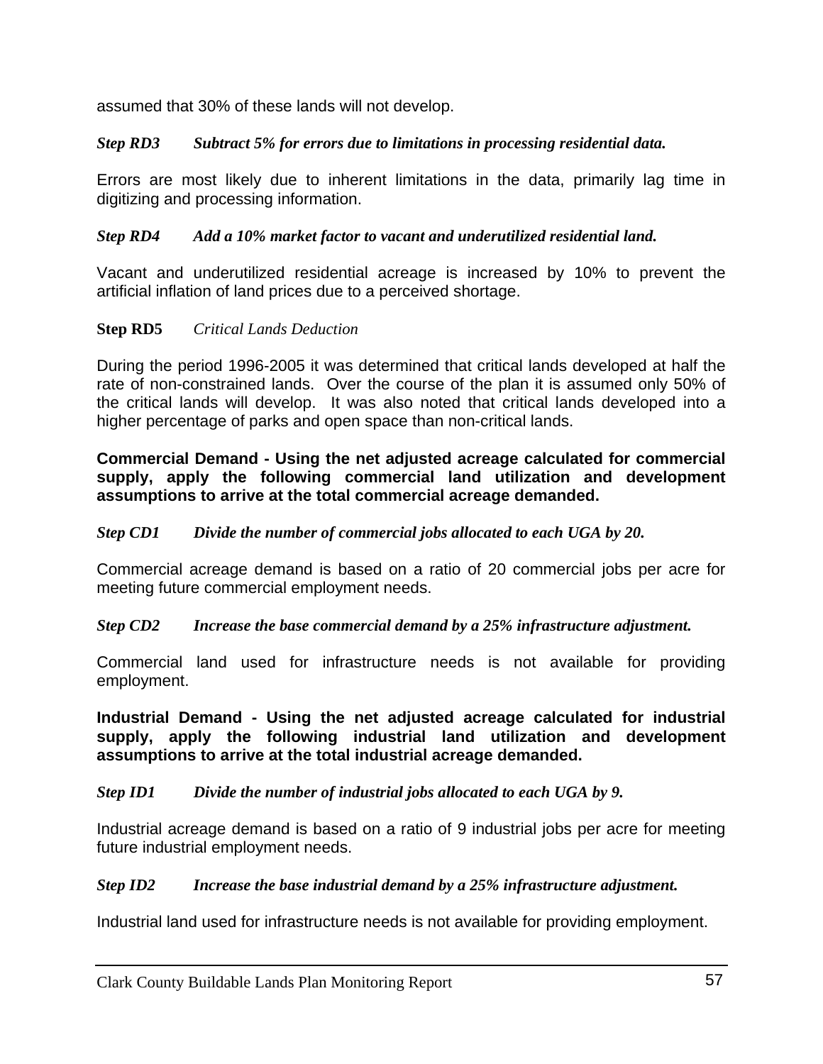assumed that 30% of these lands will not develop.

***Step RD3 Subtract 5% for errors due to limitations in processing residential data.***

Errors are most likely due to inherent limitations in the data, primarily lag time in digitizing and processing information.

***Step RD4 Add a 10% market factor to vacant and underutilized residential land.***

Vacant and underutilized residential acreage is increased by 10% to prevent the artificial inflation of land prices due to a perceived shortage.

**Step RD5** *Critical Lands Deduction*

During the period 1996-2005 it was determined that critical lands developed at half the rate of non-constrained lands. Over the course of the plan it is assumed only 50% of the critical lands will develop. It was also noted that critical lands developed into a higher percentage of parks and open space than non-critical lands.

**Commercial Demand - Using the net adjusted acreage calculated for commercial supply, apply the following commercial land utilization and development assumptions to arrive at the total commercial acreage demanded.**

***Step CD1 Divide the number of commercial jobs allocated to each UGA by 20.***

Commercial acreage demand is based on a ratio of 20 commercial jobs per acre for meeting future commercial employment needs.

***Step CD2 Increase the base commercial demand by a 25% infrastructure adjustment.***

Commercial land used for infrastructure needs is not available for providing employment.

**Industrial Demand - Using the net adjusted acreage calculated for industrial supply, apply the following industrial land utilization and development assumptions to arrive at the total industrial acreage demanded.**

***Step ID1 Divide the number of industrial jobs allocated to each UGA by 9.***

Industrial acreage demand is based on a ratio of 9 industrial jobs per acre for meeting future industrial employment needs.

***Step ID2 Increase the base industrial demand by a 25% infrastructure adjustment.***

Industrial land used for infrastructure needs is not available for providing employment.